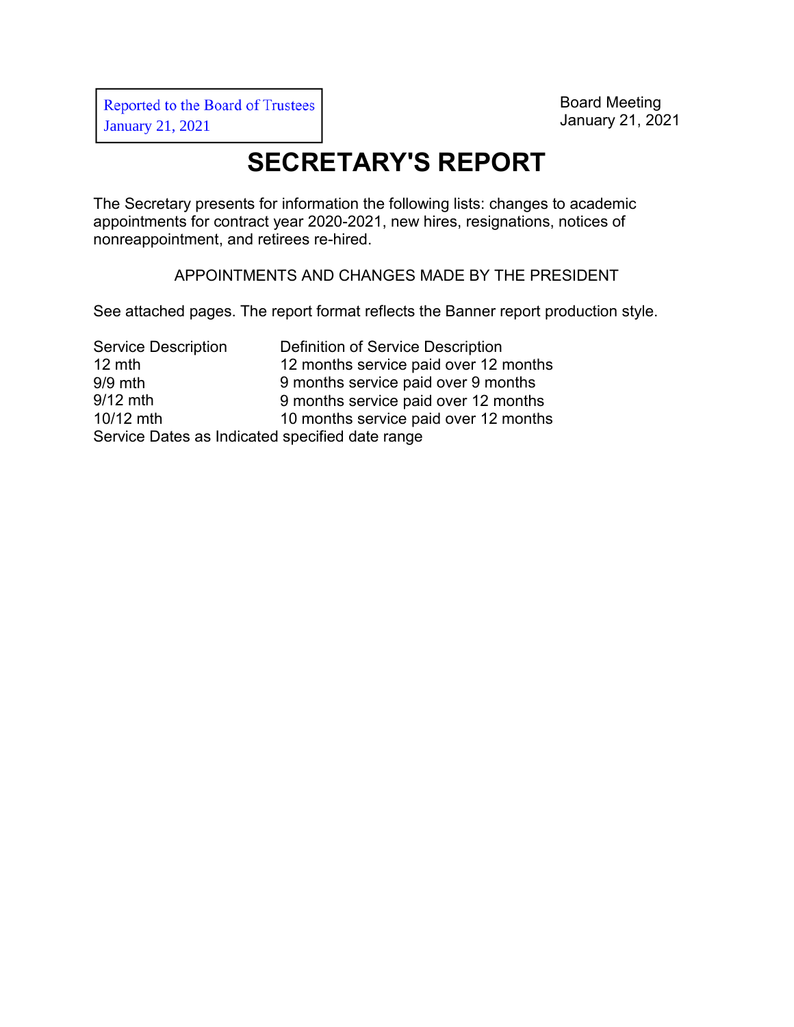Reported to the Board of Trustees
January 21, 2021

Board Meeting
January 21, 2021

# SECRETARY'S REPORT

The Secretary presents for information the following lists: changes to academic appointments for contract year 2020-2021, new hires, resignations, notices of nonreappointment, and retirees re-hired.

APPOINTMENTS AND CHANGES MADE BY THE PRESIDENT

See attached pages. The report format reflects the Banner report production style.

| Service Description | Definition of Service Description |
|---|---|
| 12 mth | 12 months service paid over 12 months |
| 9/9 mth | 9 months service paid over 9 months |
| 9/12 mth | 9 months service paid over 12 months |
| 10/12 mth | 10 months service paid over 12 months |
| Service Dates as Indicated | specified date range |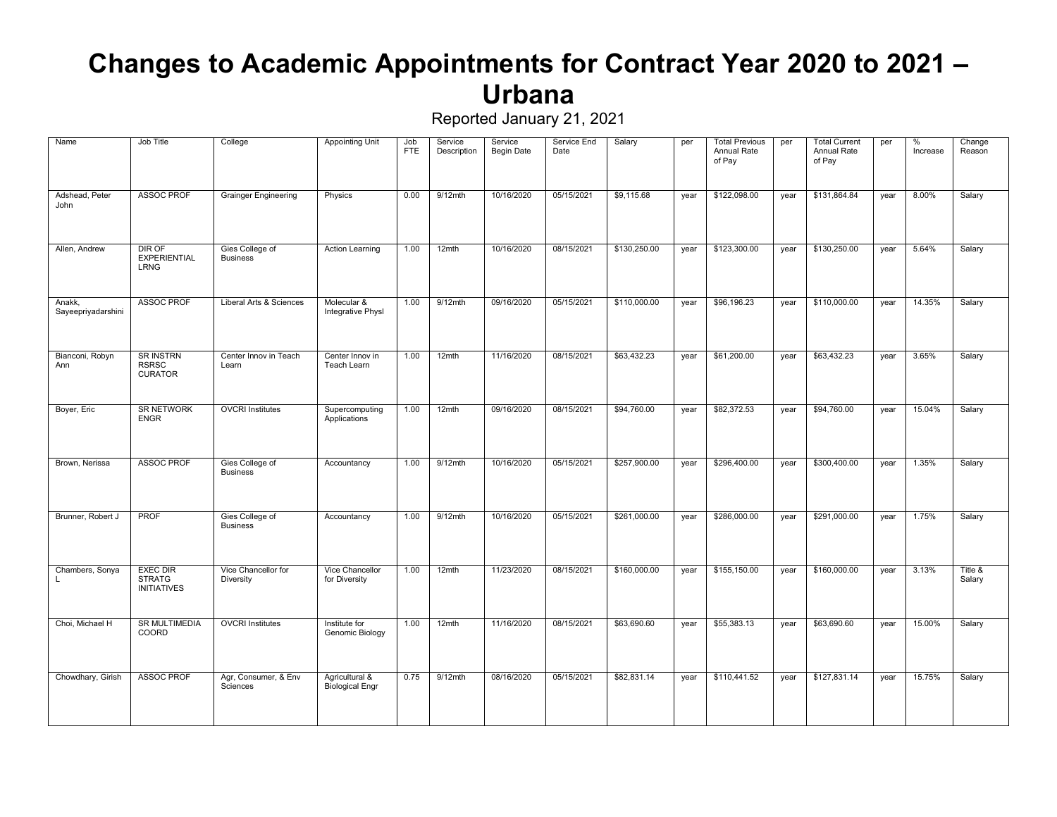# Changes to Academic Appointments for Contract Year 2020 to 2021 – Urbana

Reported January 21, 2021

| Name | Job Title | College | Appointing Unit | Job FTE | Service Description | Service Begin Date | Service End Date | Salary | per | Total Previous Annual Rate of Pay | per | Total Current Annual Rate of Pay | per | % Increase | Change Reason |
|---|---|---|---|---|---|---|---|---|---|---|---|---|---|---|---|
| Adshead, Peter John | ASSOC PROF | Grainger Engineering | Physics | 0.00 | 9/12mth | 10/16/2020 | 05/15/2021 | $9,115.68 | year | $122,098.00 | year | $131,864.84 | year | 8.00% | Salary |
| Allen, Andrew | DIR OF EXPERIENTIAL LRNG | Gies College of Business | Action Learning | 1.00 | 12mth | 10/16/2020 | 08/15/2021 | $130,250.00 | year | $123,300.00 | year | $130,250.00 | year | 5.64% | Salary |
| Anakk, Sayeepriyadarshini | ASSOC PROF | Liberal Arts & Sciences | Molecular & Integrative Physl | 1.00 | 9/12mth | 09/16/2020 | 05/15/2021 | $110,000.00 | year | $96,196.23 | year | $110,000.00 | year | 14.35% | Salary |
| Bianconi, Robyn Ann | SR INSTRN RSRSC CURATOR | Center Innov in Teach Learn | Center Innov in Teach Learn | 1.00 | 12mth | 11/16/2020 | 08/15/2021 | $63,432.23 | year | $61,200.00 | year | $63,432.23 | year | 3.65% | Salary |
| Boyer, Eric | SR NETWORK ENGR | OVCRI Institutes | Supercomputing Applications | 1.00 | 12mth | 09/16/2020 | 08/15/2021 | $94,760.00 | year | $82,372.53 | year | $94,760.00 | year | 15.04% | Salary |
| Brown, Nerissa | ASSOC PROF | Gies College of Business | Accountancy | 1.00 | 9/12mth | 10/16/2020 | 05/15/2021 | $257,900.00 | year | $296,400.00 | year | $300,400.00 | year | 1.35% | Salary |
| Brunner, Robert J | PROF | Gies College of Business | Accountancy | 1.00 | 9/12mth | 10/16/2020 | 05/15/2021 | $261,000.00 | year | $286,000.00 | year | $291,000.00 | year | 1.75% | Salary |
| Chambers, Sonya L | EXEC DIR STRATG INITIATIVES | Vice Chancellor for Diversity | Vice Chancellor for Diversity | 1.00 | 12mth | 11/23/2020 | 08/15/2021 | $160,000.00 | year | $155,150.00 | year | $160,000.00 | year | 3.13% | Title & Salary |
| Choi, Michael H | SR MULTIMEDIA COORD | OVCRI Institutes | Institute for Genomic Biology | 1.00 | 12mth | 11/16/2020 | 08/15/2021 | $63,690.60 | year | $55,383.13 | year | $63,690.60 | year | 15.00% | Salary |
| Chowdhary, Girish | ASSOC PROF | Agr, Consumer, & Env Sciences | Agricultural & Biological Engr | 0.75 | 9/12mth | 08/16/2020 | 05/15/2021 | $82,831.14 | year | $110,441.52 | year | $127,831.14 | year | 15.75% | Salary |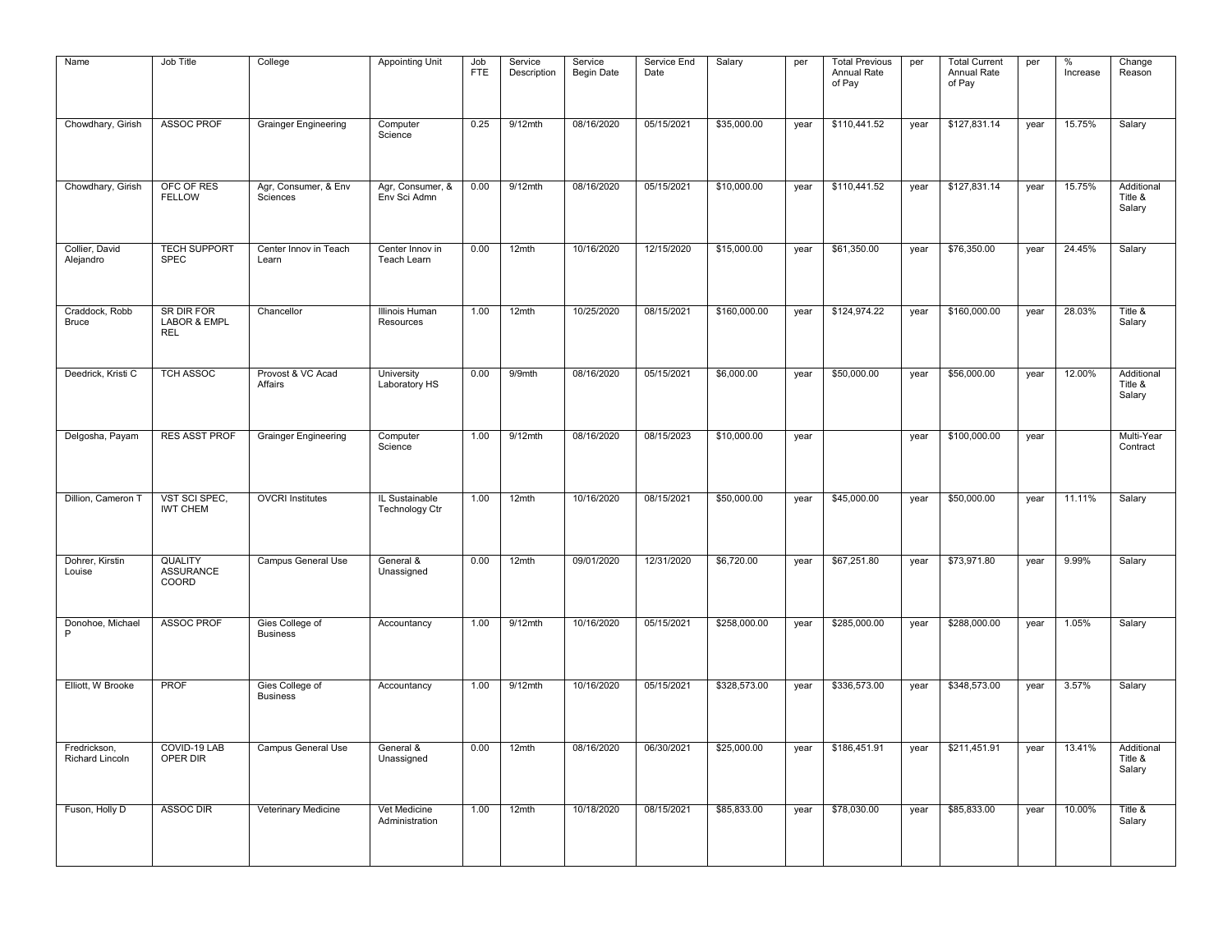| Name | Job Title | College | Appointing Unit | Job FTE | Service Description | Service Begin Date | Service End Date | Salary | per | Total Previous Annual Rate of Pay | per | Total Current Annual Rate of Pay | per | % Increase | Change Reason |
|---|---|---|---|---|---|---|---|---|---|---|---|---|---|---|---|
| Chowdhary, Girish | ASSOC PROF | Grainger Engineering | Computer Science | 0.25 | 9/12mth | 08/16/2020 | 05/15/2021 | $35,000.00 | year | $110,441.52 | year | $127,831.14 | year | 15.75% | Salary |
| Chowdhary, Girish | OFC OF RES FELLOW | Agr, Consumer, & Env Sciences | Agr, Consumer, & Env Sci Admn | 0.00 | 9/12mth | 08/16/2020 | 05/15/2021 | $10,000.00 | year | $110,441.52 | year | $127,831.14 | year | 15.75% | Additional Title & Salary |
| Collier, David Alejandro | TECH SUPPORT SPEC | Center Innov in Teach Learn | Center Innov in Teach Learn | 0.00 | 12mth | 10/16/2020 | 12/15/2020 | $15,000.00 | year | $61,350.00 | year | $76,350.00 | year | 24.45% | Salary |
| Craddock, Robb Bruce | SR DIR FOR LABOR & EMPL REL | Chancellor | Illinois Human Resources | 1.00 | 12mth | 10/25/2020 | 08/15/2021 | $160,000.00 | year | $124,974.22 | year | $160,000.00 | year | 28.03% | Title & Salary |
| Deedrick, Kristi C | TCH ASSOC | Provost & VC Acad Affairs | University Laboratory HS | 0.00 | 9/9mth | 08/16/2020 | 05/15/2021 | $6,000.00 | year | $50,000.00 | year | $56,000.00 | year | 12.00% | Additional Title & Salary |
| Delgosha, Payam | RES ASST PROF | Grainger Engineering | Computer Science | 1.00 | 9/12mth | 08/16/2020 | 08/15/2023 | $10,000.00 | year | | year | $100,000.00 | year | | Multi-Year Contract |
| Dillion, Cameron T | VST SCI SPEC, IWT CHEM | OVCRI Institutes | IL Sustainable Technology Ctr | 1.00 | 12mth | 10/16/2020 | 08/15/2021 | $50,000.00 | year | $45,000.00 | year | $50,000.00 | year | 11.11% | Salary |
| Dohrer, Kirstin Louise | QUALITY ASSURANCE COORD | Campus General Use | General & Unassigned | 0.00 | 12mth | 09/01/2020 | 12/31/2020 | $6,720.00 | year | $67,251.80 | year | $73,971.80 | year | 9.99% | Salary |
| Donohoe, Michael P | ASSOC PROF | Gies College of Business | Accountancy | 1.00 | 9/12mth | 10/16/2020 | 05/15/2021 | $258,000.00 | year | $285,000.00 | year | $288,000.00 | year | 1.05% | Salary |
| Elliott, W Brooke | PROF | Gies College of Business | Accountancy | 1.00 | 9/12mth | 10/16/2020 | 05/15/2021 | $328,573.00 | year | $336,573.00 | year | $348,573.00 | year | 3.57% | Salary |
| Fredrickson, Richard Lincoln | COVID-19 LAB OPER DIR | Campus General Use | General & Unassigned | 0.00 | 12mth | 08/16/2020 | 06/30/2021 | $25,000.00 | year | $186,451.91 | year | $211,451.91 | year | 13.41% | Additional Title & Salary |
| Fuson, Holly D | ASSOC DIR | Veterinary Medicine | Vet Medicine Administration | 1.00 | 12mth | 10/18/2020 | 08/15/2021 | $85,833.00 | year | $78,030.00 | year | $85,833.00 | year | 10.00% | Title & Salary |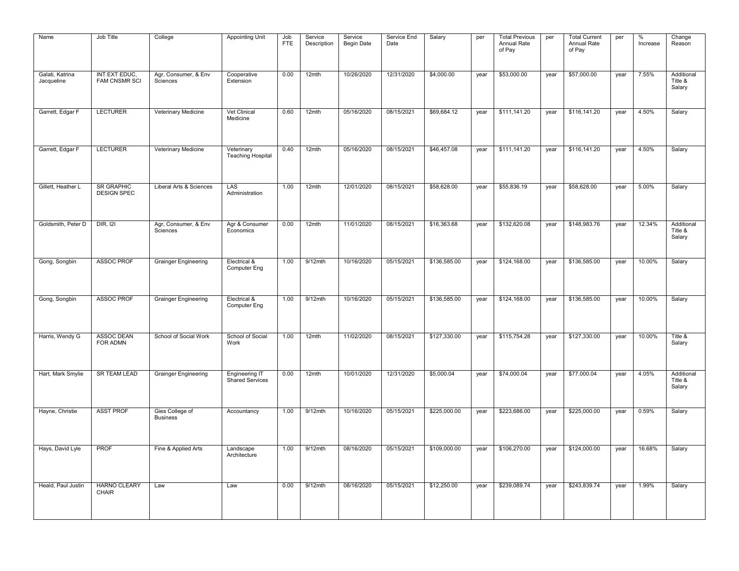| Name | Job Title | College | Appointing Unit | Job FTE | Service Description | Service Begin Date | Service End Date | Salary | per | Total Previous Annual Rate of Pay | per | Total Current Annual Rate of Pay | per | % Increase | Change Reason |
|---|---|---|---|---|---|---|---|---|---|---|---|---|---|---|---|
| Galati, Katrina Jacqueline | INT EXT EDUC, FAM CNSMR SCI | Agr, Consumer, & Env Sciences | Cooperative Extension | 0.00 | 12mth | 10/26/2020 | 12/31/2020 | $4,000.00 | year | $53,000.00 | year | $57,000.00 | year | 7.55% | Additional Title & Salary |
| Garrett, Edgar F | LECTURER | Veterinary Medicine | Vet Clinical Medicine | 0.60 | 12mth | 05/16/2020 | 08/15/2021 | $69,684.12 | year | $111,141.20 | year | $116,141.20 | year | 4.50% | Salary |
| Garrett, Edgar F | LECTURER | Veterinary Medicine | Veterinary Teaching Hospital | 0.40 | 12mth | 05/16/2020 | 08/15/2021 | $46,457.08 | year | $111,141.20 | year | $116,141.20 | year | 4.50% | Salary |
| Gillett, Heather L | SR GRAPHIC DESIGN SPEC | Liberal Arts & Sciences | LAS Administration | 1.00 | 12mth | 12/01/2020 | 08/15/2021 | $58,628.00 | year | $55,836.19 | year | $58,628.00 | year | 5.00% | Salary |
| Goldsmith, Peter D | DIR, I2I | Agr, Consumer, & Env Sciences | Agr & Consumer Economics | 0.00 | 12mth | 11/01/2020 | 08/15/2021 | $16,363.68 | year | $132,620.08 | year | $148,983.76 | year | 12.34% | Additional Title & Salary |
| Gong, Songbin | ASSOC PROF | Grainger Engineering | Electrical & Computer Eng | 1.00 | 9/12mth | 10/16/2020 | 05/15/2021 | $136,585.00 | year | $124,168.00 | year | $136,585.00 | year | 10.00% | Salary |
| Gong, Songbin | ASSOC PROF | Grainger Engineering | Electrical & Computer Eng | 1.00 | 9/12mth | 10/16/2020 | 05/15/2021 | $136,585.00 | year | $124,168.00 | year | $136,585.00 | year | 10.00% | Salary |
| Harris, Wendy G | ASSOC DEAN FOR ADMN | School of Social Work | School of Social Work | 1.00 | 12mth | 11/02/2020 | 08/15/2021 | $127,330.00 | year | $115,754.28 | year | $127,330.00 | year | 10.00% | Title & Salary |
| Hart, Mark Smylie | SR TEAM LEAD | Grainger Engineering | Engineering IT Shared Services | 0.00 | 12mth | 10/01/2020 | 12/31/2020 | $5,000.04 | year | $74,000.04 | year | $77,000.04 | year | 4.05% | Additional Title & Salary |
| Hayne, Christie | ASST PROF | Gies College of Business | Accountancy | 1.00 | 9/12mth | 10/16/2020 | 05/15/2021 | $225,000.00 | year | $223,686.00 | year | $225,000.00 | year | 0.59% | Salary |
| Hays, David Lyle | PROF | Fine & Applied Arts | Landscape Architecture | 1.00 | 9/12mth | 08/16/2020 | 05/15/2021 | $109,000.00 | year | $106,270.00 | year | $124,000.00 | year | 16.68% | Salary |
| Heald, Paul Justin | HARNO CLEARY CHAIR | Law | Law | 0.00 | 9/12mth | 08/16/2020 | 05/15/2021 | $12,250.00 | year | $239,089.74 | year | $243,839.74 | year | 1.99% | Salary |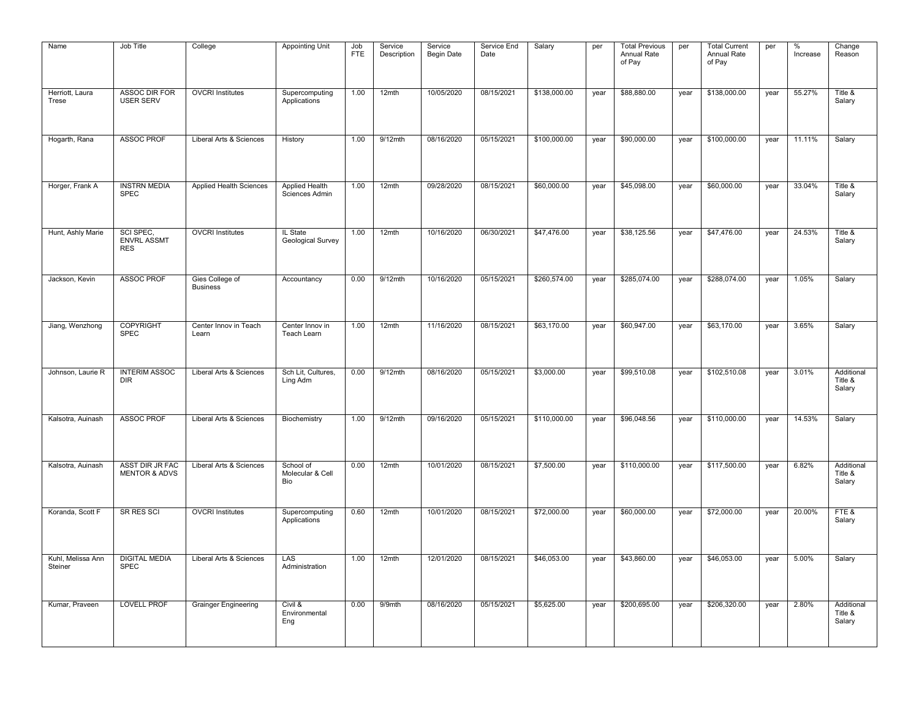| Name | Job Title | College | Appointing Unit | Job FTE | Service Description | Service Begin Date | Service End Date | Salary | per | Total Previous Annual Rate of Pay | per | Total Current Annual Rate of Pay | per | % Increase | Change Reason |
|---|---|---|---|---|---|---|---|---|---|---|---|---|---|---|---|
| Herriott, Laura Trese | ASSOC DIR FOR USER SERV | OVCRI Institutes | Supercomputing Applications | 1.00 | 12mth | 10/05/2020 | 08/15/2021 | $138,000.00 | year | $88,880.00 | year | $138,000.00 | year | 55.27% | Title & Salary |
| Hogarth, Rana | ASSOC PROF | Liberal Arts & Sciences | History | 1.00 | 9/12mth | 08/16/2020 | 05/15/2021 | $100,000.00 | year | $90,000.00 | year | $100,000.00 | year | 11.11% | Salary |
| Horger, Frank A | INSTRN MEDIA SPEC | Applied Health Sciences | Applied Health Sciences Admin | 1.00 | 12mth | 09/28/2020 | 08/15/2021 | $60,000.00 | year | $45,098.00 | year | $60,000.00 | year | 33.04% | Title & Salary |
| Hunt, Ashly Marie | SCI SPEC, ENVRL ASSMT RES | OVCRI Institutes | IL State Geological Survey | 1.00 | 12mth | 10/16/2020 | 06/30/2021 | $47,476.00 | year | $38,125.56 | year | $47,476.00 | year | 24.53% | Title & Salary |
| Jackson, Kevin | ASSOC PROF | Gies College of Business | Accountancy | 0.00 | 9/12mth | 10/16/2020 | 05/15/2021 | $260,574.00 | year | $285,074.00 | year | $288,074.00 | year | 1.05% | Salary |
| Jiang, Wenzhong | COPYRIGHT SPEC | Center Innov in Teach Learn | Center Innov in Teach Learn | 1.00 | 12mth | 11/16/2020 | 08/15/2021 | $63,170.00 | year | $60,947.00 | year | $63,170.00 | year | 3.65% | Salary |
| Johnson, Laurie R | INTERIM ASSOC DIR | Liberal Arts & Sciences | Sch Lit, Cultures, Ling Adm | 0.00 | 9/12mth | 08/16/2020 | 05/15/2021 | $3,000.00 | year | $99,510.08 | year | $102,510.08 | year | 3.01% | Additional Title & Salary |
| Kalsotra, Auinash | ASSOC PROF | Liberal Arts & Sciences | Biochemistry | 1.00 | 9/12mth | 09/16/2020 | 05/15/2021 | $110,000.00 | year | $96,048.56 | year | $110,000.00 | year | 14.53% | Salary |
| Kalsotra, Auinash | ASST DIR JR FAC MENTOR & ADVS | Liberal Arts & Sciences | School of Molecular & Cell Bio | 0.00 | 12mth | 10/01/2020 | 08/15/2021 | $7,500.00 | year | $110,000.00 | year | $117,500.00 | year | 6.82% | Additional Title & Salary |
| Koranda, Scott F | SR RES SCI | OVCRI Institutes | Supercomputing Applications | 0.60 | 12mth | 10/01/2020 | 08/15/2021 | $72,000.00 | year | $60,000.00 | year | $72,000.00 | year | 20.00% | FTE & Salary |
| Kuhl, Melissa Ann Steiner | DIGITAL MEDIA SPEC | Liberal Arts & Sciences | LAS Administration | 1.00 | 12mth | 12/01/2020 | 08/15/2021 | $46,053.00 | year | $43,860.00 | year | $46,053.00 | year | 5.00% | Salary |
| Kumar, Praveen | LOVELL PROF | Grainger Engineering | Civil & Environmental Eng | 0.00 | 9/9mth | 08/16/2020 | 05/15/2021 | $5,625.00 | year | $200,695.00 | year | $206,320.00 | year | 2.80% | Additional Title & Salary |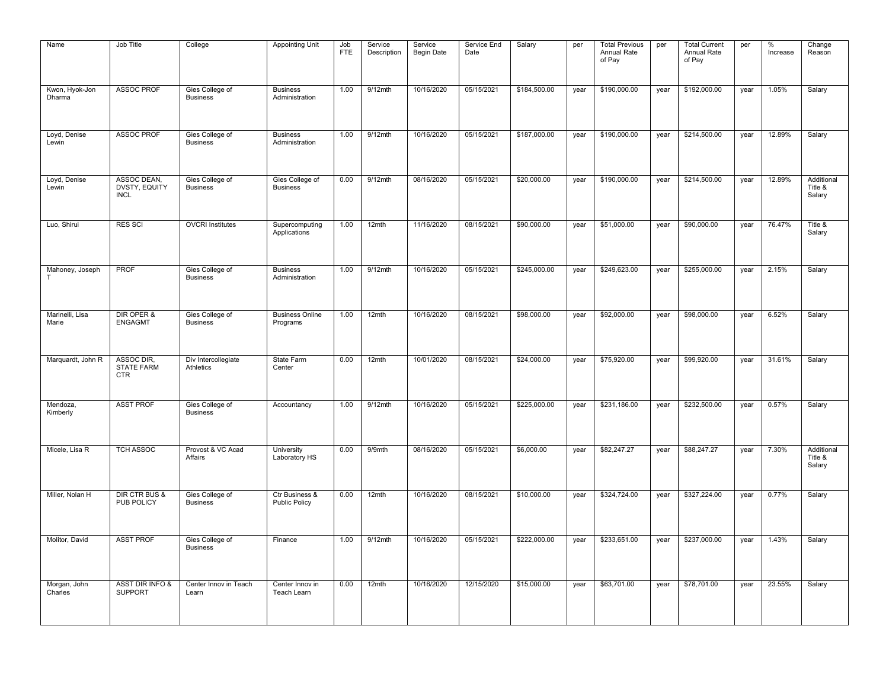| Name | Job Title | College | Appointing Unit | Job FTE | Service Description | Service Begin Date | Service End Date | Salary | per | Total Previous Annual Rate of Pay | per | Total Current Annual Rate of Pay | per | % Increase | Change Reason |
|---|---|---|---|---|---|---|---|---|---|---|---|---|---|---|---|
| Kwon, Hyok-Jon Dharma | ASSOC PROF | Gies College of Business | Business Administration | 1.00 | 9/12mth | 10/16/2020 | 05/15/2021 | $184,500.00 | year | $190,000.00 | year | $192,000.00 | year | 1.05% | Salary |
| Loyd, Denise Lewin | ASSOC PROF | Gies College of Business | Business Administration | 1.00 | 9/12mth | 10/16/2020 | 05/15/2021 | $187,000.00 | year | $190,000.00 | year | $214,500.00 | year | 12.89% | Salary |
| Loyd, Denise Lewin | ASSOC DEAN, DVSTY, EQUITY INCL | Gies College of Business | Gies College of Business | 0.00 | 9/12mth | 08/16/2020 | 05/15/2021 | $20,000.00 | year | $190,000.00 | year | $214,500.00 | year | 12.89% | Additional Title & Salary |
| Luo, Shirui | RES SCI | OVCRI Institutes | Supercomputing Applications | 1.00 | 12mth | 11/16/2020 | 08/15/2021 | $90,000.00 | year | $51,000.00 | year | $90,000.00 | year | 76.47% | Title & Salary |
| Mahoney, Joseph T | PROF | Gies College of Business | Business Administration | 1.00 | 9/12mth | 10/16/2020 | 05/15/2021 | $245,000.00 | year | $249,623.00 | year | $255,000.00 | year | 2.15% | Salary |
| Marinelli, Lisa Marie | DIR OPER & ENGAGMT | Gies College of Business | Business Online Programs | 1.00 | 12mth | 10/16/2020 | 08/15/2021 | $98,000.00 | year | $92,000.00 | year | $98,000.00 | year | 6.52% | Salary |
| Marquardt, John R | ASSOC DIR, STATE FARM CTR | Div Intercollegiate Athletics | State Farm Center | 0.00 | 12mth | 10/01/2020 | 08/15/2021 | $24,000.00 | year | $75,920.00 | year | $99,920.00 | year | 31.61% | Salary |
| Mendoza, Kimberly | ASST PROF | Gies College of Business | Accountancy | 1.00 | 9/12mth | 10/16/2020 | 05/15/2021 | $225,000.00 | year | $231,186.00 | year | $232,500.00 | year | 0.57% | Salary |
| Micele, Lisa R | TCH ASSOC | Provost & VC Acad Affairs | University Laboratory HS | 0.00 | 9/9mth | 08/16/2020 | 05/15/2021 | $6,000.00 | year | $82,247.27 | year | $88,247.27 | year | 7.30% | Additional Title & Salary |
| Miller, Nolan H | DIR CTR BUS & PUB POLICY | Gies College of Business | Ctr Business & Public Policy | 0.00 | 12mth | 10/16/2020 | 08/15/2021 | $10,000.00 | year | $324,724.00 | year | $327,224.00 | year | 0.77% | Salary |
| Molitor, David | ASST PROF | Gies College of Business | Finance | 1.00 | 9/12mth | 10/16/2020 | 05/15/2021 | $222,000.00 | year | $233,651.00 | year | $237,000.00 | year | 1.43% | Salary |
| Morgan, John Charles | ASST DIR INFO & SUPPORT | Center Innov in Teach Learn | Center Innov in Teach Learn | 0.00 | 12mth | 10/16/2020 | 12/15/2020 | $15,000.00 | year | $63,701.00 | year | $78,701.00 | year | 23.55% | Salary |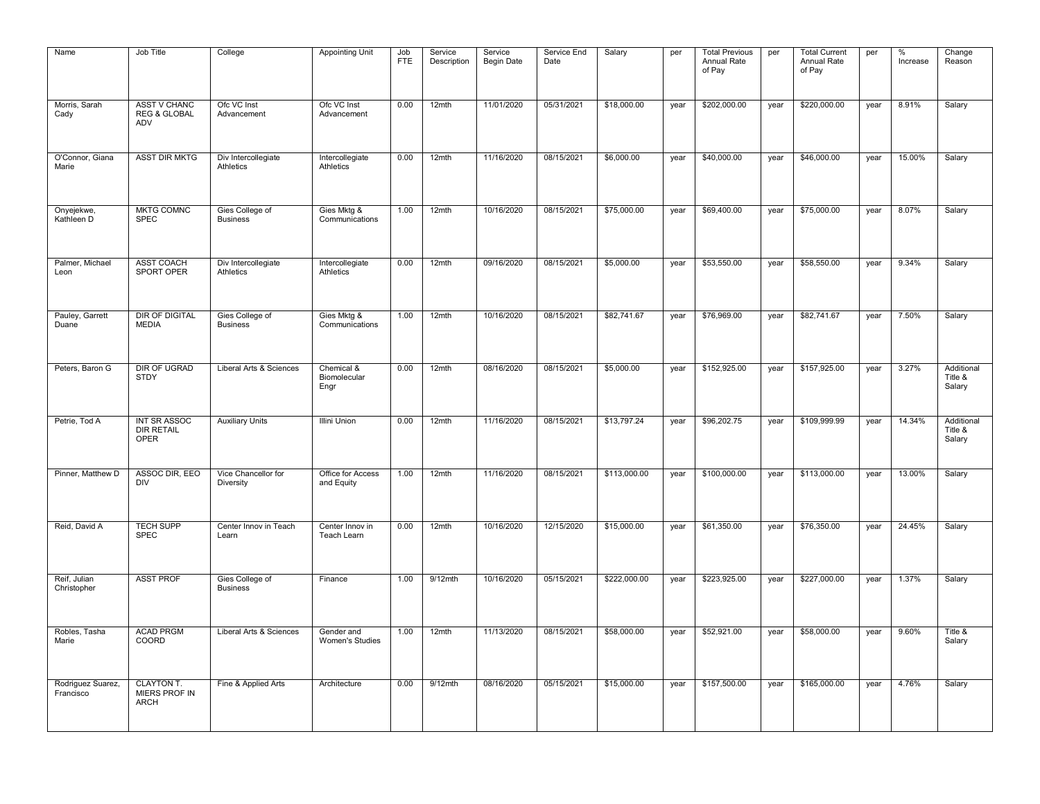| Name | Job Title | College | Appointing Unit | Job FTE | Service Description | Service Begin Date | Service End Date | Salary | per | Total Previous Annual Rate of Pay | per | Total Current Annual Rate of Pay | per | % Increase | Change Reason |
|---|---|---|---|---|---|---|---|---|---|---|---|---|---|---|---|
| Morris, Sarah Cady | ASST V CHANC REG & GLOBAL ADV | Ofc VC Inst Advancement | Ofc VC Inst Advancement | 0.00 | 12mth | 11/01/2020 | 05/31/2021 | $18,000.00 | year | $202,000.00 | year | $220,000.00 | year | 8.91% | Salary |
| O'Connor, Giana Marie | ASST DIR MKTG | Div Intercollegiate Athletics | Intercollegiate Athletics | 0.00 | 12mth | 11/16/2020 | 08/15/2021 | $6,000.00 | year | $40,000.00 | year | $46,000.00 | year | 15.00% | Salary |
| Onyejekwe, Kathleen D | MKTG COMNC SPEC | Gies College of Business | Gies Mktg & Communications | 1.00 | 12mth | 10/16/2020 | 08/15/2021 | $75,000.00 | year | $69,400.00 | year | $75,000.00 | year | 8.07% | Salary |
| Palmer, Michael Leon | ASST COACH SPORT OPER | Div Intercollegiate Athletics | Intercollegiate Athletics | 0.00 | 12mth | 09/16/2020 | 08/15/2021 | $5,000.00 | year | $53,550.00 | year | $58,550.00 | year | 9.34% | Salary |
| Pauley, Garrett Duane | DIR OF DIGITAL MEDIA | Gies College of Business | Gies Mktg & Communications | 1.00 | 12mth | 10/16/2020 | 08/15/2021 | $82,741.67 | year | $76,969.00 | year | $82,741.67 | year | 7.50% | Salary |
| Peters, Baron G | DIR OF UGRAD STDY | Liberal Arts & Sciences | Chemical & Biomolecular Engr | 0.00 | 12mth | 08/16/2020 | 08/15/2021 | $5,000.00 | year | $152,925.00 | year | $157,925.00 | year | 3.27% | Additional Title & Salary |
| Petrie, Tod A | INT SR ASSOC DIR RETAIL OPER | Auxiliary Units | Illini Union | 0.00 | 12mth | 11/16/2020 | 08/15/2021 | $13,797.24 | year | $96,202.75 | year | $109,999.99 | year | 14.34% | Additional Title & Salary |
| Pinner, Matthew D | ASSOC DIR, EEO DIV | Vice Chancellor for Diversity | Office for Access and Equity | 1.00 | 12mth | 11/16/2020 | 08/15/2021 | $113,000.00 | year | $100,000.00 | year | $113,000.00 | year | 13.00% | Salary |
| Reid, David A | TECH SUPP SPEC | Center Innov in Teach Learn | Center Innov in Teach Learn | 0.00 | 12mth | 10/16/2020 | 12/15/2020 | $15,000.00 | year | $61,350.00 | year | $76,350.00 | year | 24.45% | Salary |
| Reif, Julian Christopher | ASST PROF | Gies College of Business | Finance | 1.00 | 9/12mth | 10/16/2020 | 05/15/2021 | $222,000.00 | year | $223,925.00 | year | $227,000.00 | year | 1.37% | Salary |
| Robles, Tasha Marie | ACAD PRGM COORD | Liberal Arts & Sciences | Gender and Women's Studies | 1.00 | 12mth | 11/13/2020 | 08/15/2021 | $58,000.00 | year | $52,921.00 | year | $58,000.00 | year | 9.60% | Title & Salary |
| Rodriguez Suarez, Francisco | CLAYTON T. MIERS PROF IN ARCH | Fine & Applied Arts | Architecture | 0.00 | 9/12mth | 08/16/2020 | 05/15/2021 | $15,000.00 | year | $157,500.00 | year | $165,000.00 | year | 4.76% | Salary |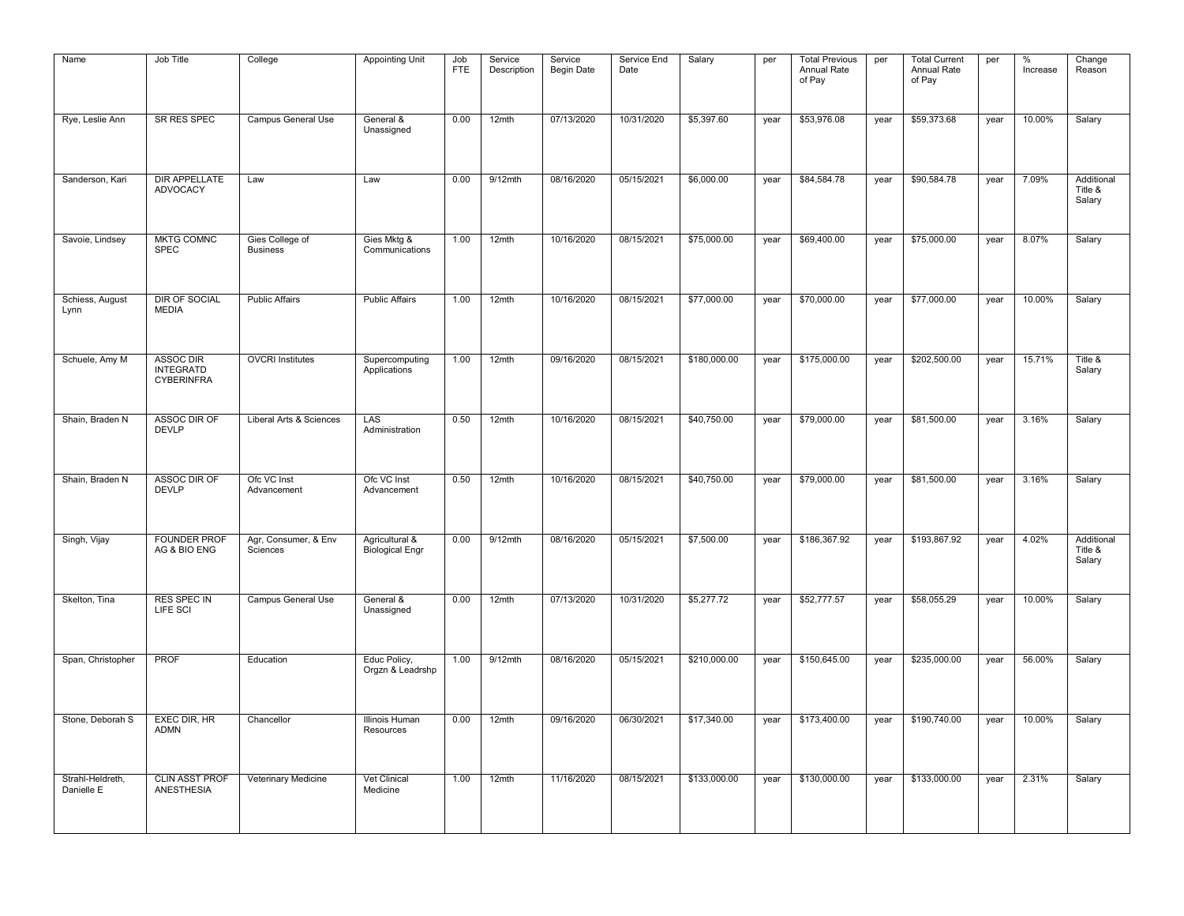| Name | Job Title | College | Appointing Unit | Job FTE | Service Description | Service Begin Date | Service End Date | Salary | per | Total Previous Annual Rate of Pay | per | Total Current Annual Rate of Pay | per | % Increase | Change Reason |
|---|---|---|---|---|---|---|---|---|---|---|---|---|---|---|---|
| Rye, Leslie Ann | SR RES SPEC | Campus General Use | General & Unassigned | 0.00 | 12mth | 07/13/2020 | 10/31/2020 | $5,397.60 | year | $53,976.08 | year | $59,373.68 | year | 10.00% | Salary |
| Sanderson, Kari | DIR APPELLATE ADVOCACY | Law | Law | 0.00 | 9/12mth | 08/16/2020 | 05/15/2021 | $6,000.00 | year | $84,584.78 | year | $90,584.78 | year | 7.09% | Additional Title & Salary |
| Savoie, Lindsey | MKTG COMNC SPEC | Gies College of Business | Gies Mktg & Communications | 1.00 | 12mth | 10/16/2020 | 08/15/2021 | $75,000.00 | year | $69,400.00 | year | $75,000.00 | year | 8.07% | Salary |
| Schiess, August Lynn | DIR OF SOCIAL MEDIA | Public Affairs | Public Affairs | 1.00 | 12mth | 10/16/2020 | 08/15/2021 | $77,000.00 | year | $70,000.00 | year | $77,000.00 | year | 10.00% | Salary |
| Schuele, Amy M | ASSOC DIR INTEGRATD CYBERINFRA | OVCRI Institutes | Supercomputing Applications | 1.00 | 12mth | 09/16/2020 | 08/15/2021 | $180,000.00 | year | $175,000.00 | year | $202,500.00 | year | 15.71% | Title & Salary |
| Shain, Braden N | ASSOC DIR OF DEVLP | Liberal Arts & Sciences | LAS Administration | 0.50 | 12mth | 10/16/2020 | 08/15/2021 | $40,750.00 | year | $79,000.00 | year | $81,500.00 | year | 3.16% | Salary |
| Shain, Braden N | ASSOC DIR OF DEVLP | Ofc VC Inst Advancement | Ofc VC Inst Advancement | 0.50 | 12mth | 10/16/2020 | 08/15/2021 | $40,750.00 | year | $79,000.00 | year | $81,500.00 | year | 3.16% | Salary |
| Singh, Vijay | FOUNDER PROF AG & BIO ENG | Agr, Consumer, & Env Sciences | Agricultural & Biological Engr | 0.00 | 9/12mth | 08/16/2020 | 05/15/2021 | $7,500.00 | year | $186,367.92 | year | $193,867.92 | year | 4.02% | Additional Title & Salary |
| Skelton, Tina | RES SPEC IN LIFE SCI | Campus General Use | General & Unassigned | 0.00 | 12mth | 07/13/2020 | 10/31/2020 | $5,277.72 | year | $52,777.57 | year | $58,055.29 | year | 10.00% | Salary |
| Span, Christopher | PROF | Education | Educ Policy, Orgzn & Leadrshp | 1.00 | 9/12mth | 08/16/2020 | 05/15/2021 | $210,000.00 | year | $150,645.00 | year | $235,000.00 | year | 56.00% | Salary |
| Stone, Deborah S | EXEC DIR, HR ADMN | Chancellor | Illinois Human Resources | 0.00 | 12mth | 09/16/2020 | 06/30/2021 | $17,340.00 | year | $173,400.00 | year | $190,740.00 | year | 10.00% | Salary |
| Strahl-Heldreth, Danielle E | CLIN ASST PROF ANESTHESIA | Veterinary Medicine | Vet Clinical Medicine | 1.00 | 12mth | 11/16/2020 | 08/15/2021 | $133,000.00 | year | $130,000.00 | year | $133,000.00 | year | 2.31% | Salary |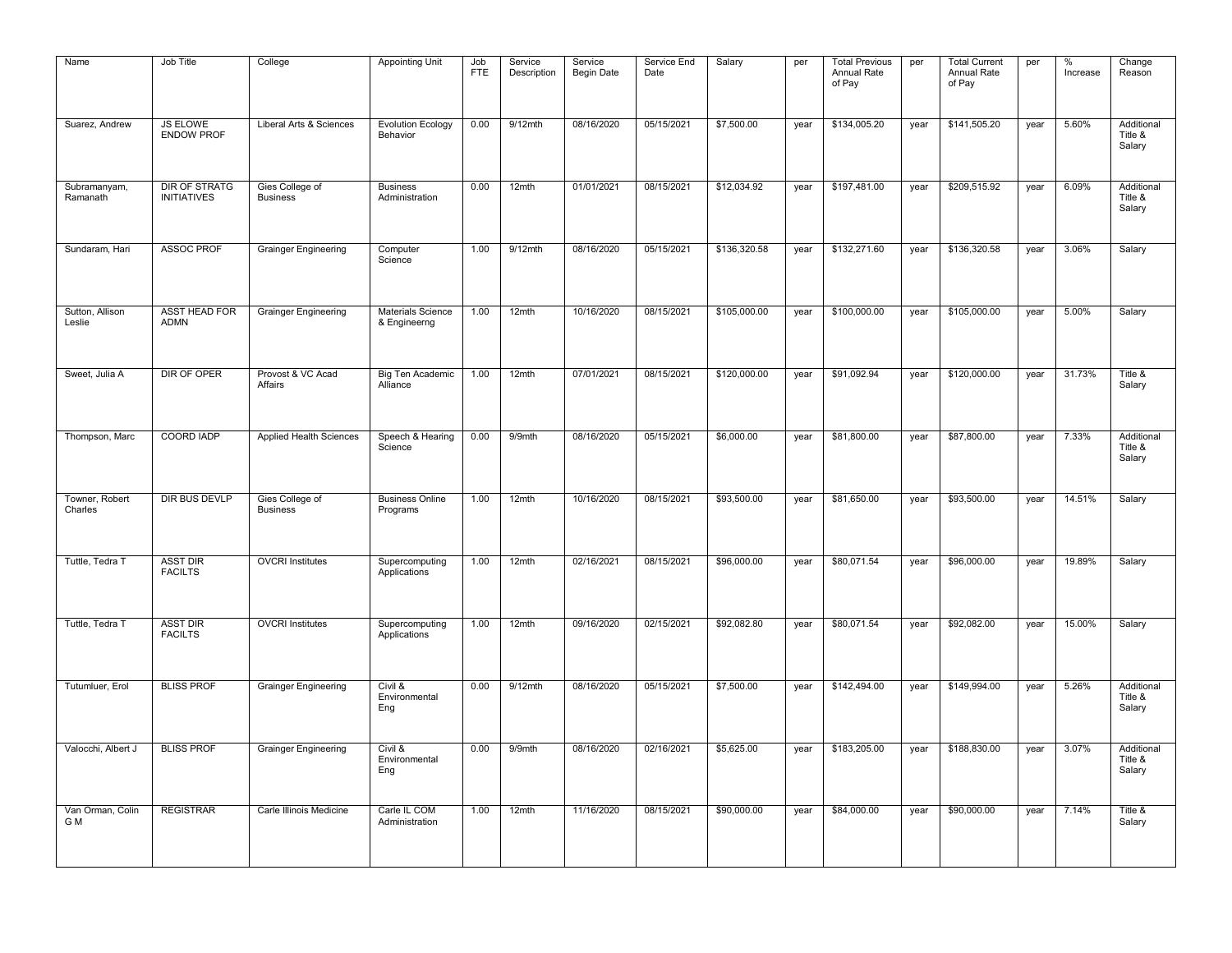| Name | Job Title | College | Appointing Unit | Job FTE | Service Description | Service Begin Date | Service End Date | Salary | per | Total Previous Annual Rate of Pay | per | Total Current Annual Rate of Pay | per | % Increase | Change Reason |
|---|---|---|---|---|---|---|---|---|---|---|---|---|---|---|---|
| Suarez, Andrew | JS ELOWE ENDOW PROF | Liberal Arts & Sciences | Evolution Ecology Behavior | 0.00 | 9/12mth | 08/16/2020 | 05/15/2021 | $7,500.00 | year | $134,005.20 | year | $141,505.20 | year | 5.60% | Additional Title & Salary |
| Subramanyam, Ramanath | DIR OF STRATG INITIATIVES | Gies College of Business | Business Administration | 0.00 | 12mth | 01/01/2021 | 08/15/2021 | $12,034.92 | year | $197,481.00 | year | $209,515.92 | year | 6.09% | Additional Title & Salary |
| Sundaram, Hari | ASSOC PROF | Grainger Engineering | Computer Science | 1.00 | 9/12mth | 08/16/2020 | 05/15/2021 | $136,320.58 | year | $132,271.60 | year | $136,320.58 | year | 3.06% | Salary |
| Sutton, Allison Leslie | ASST HEAD FOR ADMN | Grainger Engineering | Materials Science & Engineerng | 1.00 | 12mth | 10/16/2020 | 08/15/2021 | $105,000.00 | year | $100,000.00 | year | $105,000.00 | year | 5.00% | Salary |
| Sweet, Julia A | DIR OF OPER | Provost & VC Acad Affairs | Big Ten Academic Alliance | 1.00 | 12mth | 07/01/2021 | 08/15/2021 | $120,000.00 | year | $91,092.94 | year | $120,000.00 | year | 31.73% | Title & Salary |
| Thompson, Marc | COORD IADP | Applied Health Sciences | Speech & Hearing Science | 0.00 | 9/9mth | 08/16/2020 | 05/15/2021 | $6,000.00 | year | $81,800.00 | year | $87,800.00 | year | 7.33% | Additional Title & Salary |
| Towner, Robert Charles | DIR BUS DEVLP | Gies College of Business | Business Online Programs | 1.00 | 12mth | 10/16/2020 | 08/15/2021 | $93,500.00 | year | $81,650.00 | year | $93,500.00 | year | 14.51% | Salary |
| Tuttle, Tedra T | ASST DIR FACILTS | OVCRI Institutes | Supercomputing Applications | 1.00 | 12mth | 02/16/2021 | 08/15/2021 | $96,000.00 | year | $80,071.54 | year | $96,000.00 | year | 19.89% | Salary |
| Tuttle, Tedra T | ASST DIR FACILTS | OVCRI Institutes | Supercomputing Applications | 1.00 | 12mth | 09/16/2020 | 02/15/2021 | $92,082.80 | year | $80,071.54 | year | $92,082.00 | year | 15.00% | Salary |
| Tutumluer, Erol | BLISS PROF | Grainger Engineering | Civil & Environmental Eng | 0.00 | 9/12mth | 08/16/2020 | 05/15/2021 | $7,500.00 | year | $142,494.00 | year | $149,994.00 | year | 5.26% | Additional Title & Salary |
| Valocchi, Albert J | BLISS PROF | Grainger Engineering | Civil & Environmental Eng | 0.00 | 9/9mth | 08/16/2020 | 02/16/2021 | $5,625.00 | year | $183,205.00 | year | $188,830.00 | year | 3.07% | Additional Title & Salary |
| Van Orman, Colin G M | REGISTRAR | Carle Illinois Medicine | Carle IL COM Administration | 1.00 | 12mth | 11/16/2020 | 08/15/2021 | $90,000.00 | year | $84,000.00 | year | $90,000.00 | year | 7.14% | Title & Salary |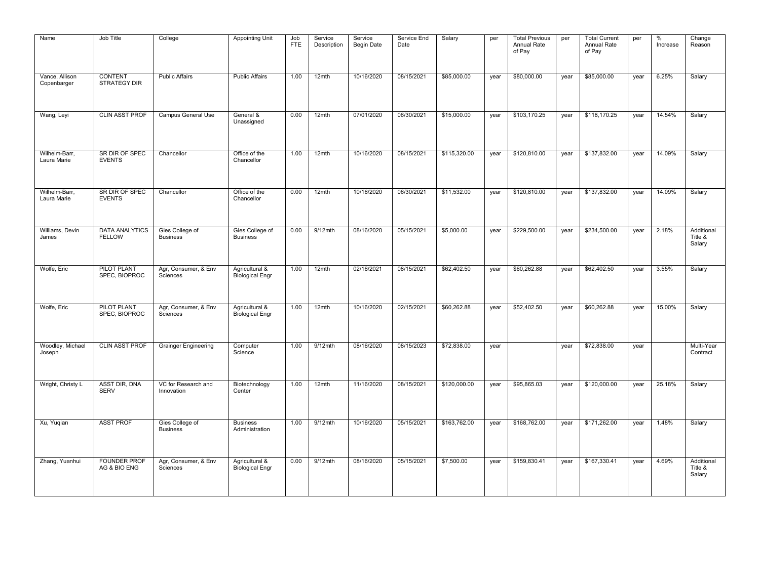| Name | Job Title | College | Appointing Unit | Job FTE | Service Description | Service Begin Date | Service End Date | Salary | per | Total Previous Annual Rate of Pay | per | Total Current Annual Rate of Pay | per | % Increase | Change Reason |
|---|---|---|---|---|---|---|---|---|---|---|---|---|---|---|---|
| Vance, Allison Copenbarger | CONTENT STRATEGY DIR | Public Affairs | Public Affairs | 1.00 | 12mth | 10/16/2020 | 08/15/2021 | $85,000.00 | year | $80,000.00 | year | $85,000.00 | year | 6.25% | Salary |
| Wang, Leyi | CLIN ASST PROF | Campus General Use | General & Unassigned | 0.00 | 12mth | 07/01/2020 | 06/30/2021 | $15,000.00 | year | $103,170.25 | year | $118,170.25 | year | 14.54% | Salary |
| Wilhelm-Barr, Laura Marie | SR DIR OF SPEC EVENTS | Chancellor | Office of the Chancellor | 1.00 | 12mth | 10/16/2020 | 08/15/2021 | $115,320.00 | year | $120,810.00 | year | $137,832.00 | year | 14.09% | Salary |
| Wilhelm-Barr, Laura Marie | SR DIR OF SPEC EVENTS | Chancellor | Office of the Chancellor | 0.00 | 12mth | 10/16/2020 | 06/30/2021 | $11,532.00 | year | $120,810.00 | year | $137,832.00 | year | 14.09% | Salary |
| Williams, Devin James | DATA ANALYTICS FELLOW | Gies College of Business | Gies College of Business | 0.00 | 9/12mth | 08/16/2020 | 05/15/2021 | $5,000.00 | year | $229,500.00 | year | $234,500.00 | year | 2.18% | Additional Title & Salary |
| Wolfe, Eric | PILOT PLANT SPEC, BIOPROC | Agr, Consumer, & Env Sciences | Agricultural & Biological Engr | 1.00 | 12mth | 02/16/2021 | 08/15/2021 | $62,402.50 | year | $60,262.88 | year | $62,402.50 | year | 3.55% | Salary |
| Wolfe, Eric | PILOT PLANT SPEC, BIOPROC | Agr, Consumer, & Env Sciences | Agricultural & Biological Engr | 1.00 | 12mth | 10/16/2020 | 02/15/2021 | $60,262.88 | year | $52,402.50 | year | $60,262.88 | year | 15.00% | Salary |
| Woodley, Michael Joseph | CLIN ASST PROF | Grainger Engineering | Computer Science | 1.00 | 9/12mth | 08/16/2020 | 08/15/2023 | $72,838.00 | year | | year | $72,838.00 | year | | Multi-Year Contract |
| Wright, Christy L | ASST DIR, DNA SERV | VC for Research and Innovation | Biotechnology Center | 1.00 | 12mth | 11/16/2020 | 08/15/2021 | $120,000.00 | year | $95,865.03 | year | $120,000.00 | year | 25.18% | Salary |
| Xu, Yuqian | ASST PROF | Gies College of Business | Business Administration | 1.00 | 9/12mth | 10/16/2020 | 05/15/2021 | $163,762.00 | year | $168,762.00 | year | $171,262.00 | year | 1.48% | Salary |
| Zhang, Yuanhui | FOUNDER PROF AG & BIO ENG | Agr, Consumer, & Env Sciences | Agricultural & Biological Engr | 0.00 | 9/12mth | 08/16/2020 | 05/15/2021 | $7,500.00 | year | $159,830.41 | year | $167,330.41 | year | 4.69% | Additional Title & Salary |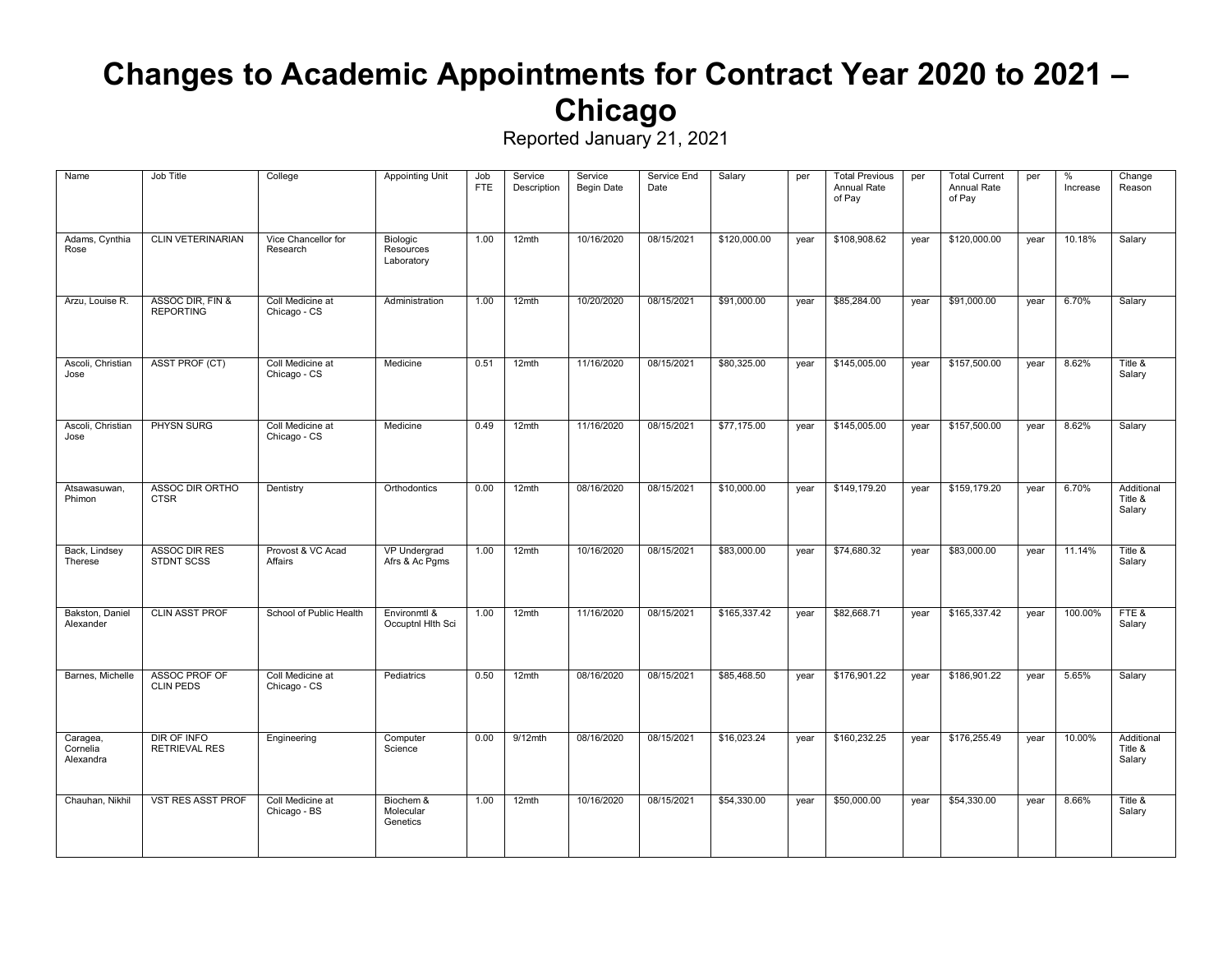# Changes to Academic Appointments for Contract Year 2020 to 2021 – Chicago

Reported January 21, 2021

| Name | Job Title | College | Appointing Unit | Job FTE | Service Description | Service Begin Date | Service End Date | Salary | per | Total Previous Annual Rate of Pay | per | Total Current Annual Rate of Pay | per | % Increase | Change Reason |
|---|---|---|---|---|---|---|---|---|---|---|---|---|---|---|---|
| Adams, Cynthia Rose | CLIN VETERINARIAN | Vice Chancellor for Research | Biologic Resources Laboratory | 1.00 | 12mth | 10/16/2020 | 08/15/2021 | $120,000.00 | year | $108,908.62 | year | $120,000.00 | year | 10.18% | Salary |
| Arzu, Louise R. | ASSOC DIR, FIN & REPORTING | Coll Medicine at Chicago - CS | Administration | 1.00 | 12mth | 10/20/2020 | 08/15/2021 | $91,000.00 | year | $85,284.00 | year | $91,000.00 | year | 6.70% | Salary |
| Ascoli, Christian Jose | ASST PROF (CT) | Coll Medicine at Chicago - CS | Medicine | 0.51 | 12mth | 11/16/2020 | 08/15/2021 | $80,325.00 | year | $145,005.00 | year | $157,500.00 | year | 8.62% | Title & Salary |
| Ascoli, Christian Jose | PHYSN SURG | Coll Medicine at Chicago - CS | Medicine | 0.49 | 12mth | 11/16/2020 | 08/15/2021 | $77,175.00 | year | $145,005.00 | year | $157,500.00 | year | 8.62% | Salary |
| Atsawasuwan, Phimon | ASSOC DIR ORTHO CTSR | Dentistry | Orthodontics | 0.00 | 12mth | 08/16/2020 | 08/15/2021 | $10,000.00 | year | $149,179.20 | year | $159,179.20 | year | 6.70% | Additional Title & Salary |
| Back, Lindsey Therese | ASSOC DIR RES STDNT SCSS | Provost & VC Acad Affairs | VP Undergrad Afrs & Ac Pgms | 1.00 | 12mth | 10/16/2020 | 08/15/2021 | $83,000.00 | year | $74,680.32 | year | $83,000.00 | year | 11.14% | Title & Salary |
| Bakston, Daniel Alexander | CLIN ASST PROF | School of Public Health | Environmtl & Occuptnl Hlth Sci | 1.00 | 12mth | 11/16/2020 | 08/15/2021 | $165,337.42 | year | $82,668.71 | year | $165,337.42 | year | 100.00% | FTE & Salary |
| Barnes, Michelle | ASSOC PROF OF CLIN PEDS | Coll Medicine at Chicago - CS | Pediatrics | 0.50 | 12mth | 08/16/2020 | 08/15/2021 | $85,468.50 | year | $176,901.22 | year | $186,901.22 | year | 5.65% | Salary |
| Caragea, Cornelia Alexandra | DIR OF INFO RETRIEVAL RES | Engineering | Computer Science | 0.00 | 9/12mth | 08/16/2020 | 08/15/2021 | $16,023.24 | year | $160,232.25 | year | $176,255.49 | year | 10.00% | Additional Title & Salary |
| Chauhan, Nikhil | VST RES ASST PROF | Coll Medicine at Chicago - BS | Biochem & Molecular Genetics | 1.00 | 12mth | 10/16/2020 | 08/15/2021 | $54,330.00 | year | $50,000.00 | year | $54,330.00 | year | 8.66% | Title & Salary |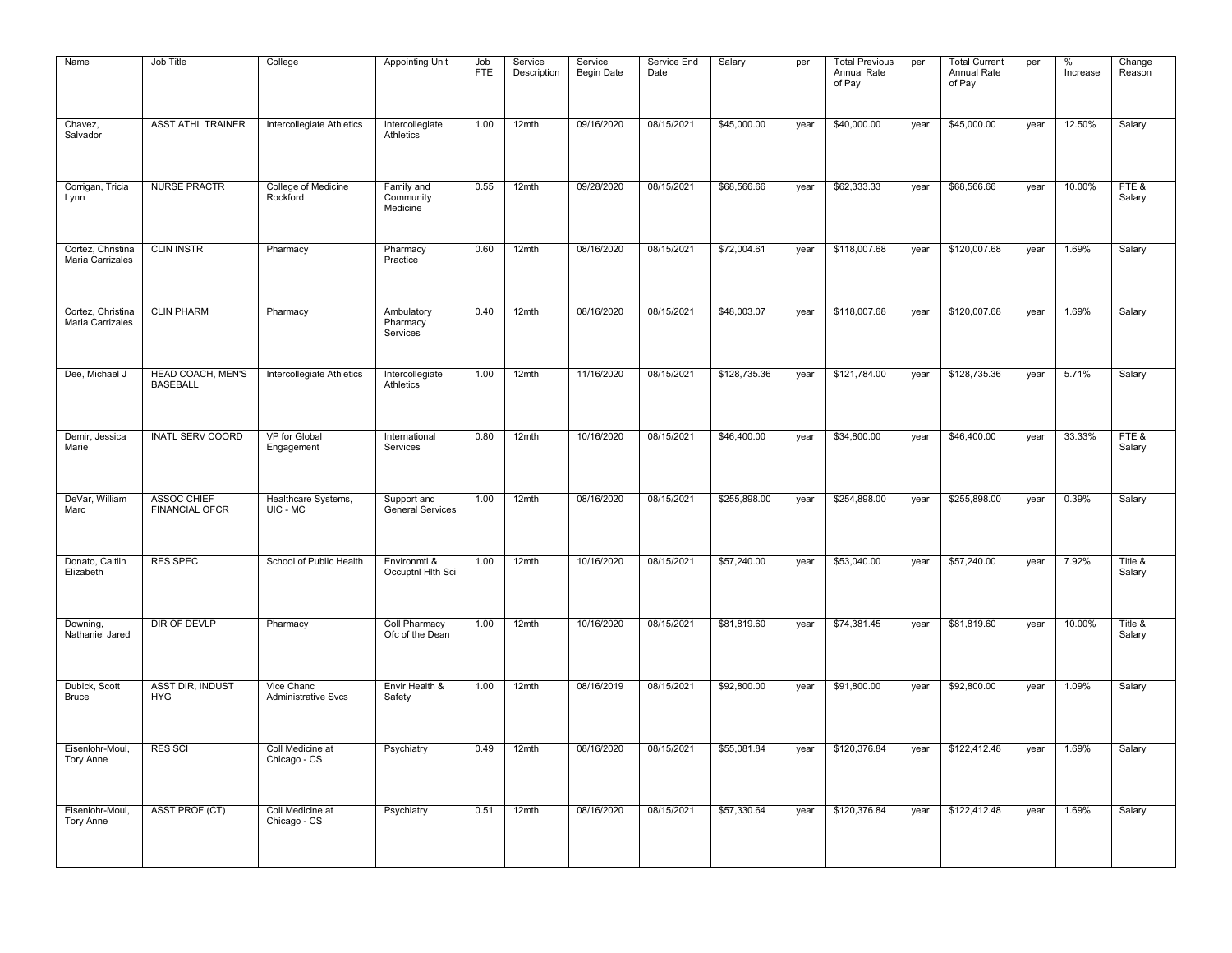| Name | Job Title | College | Appointing Unit | Job FTE | Service Description | Service Begin Date | Service End Date | Salary | per | Total Previous Annual Rate of Pay | per | Total Current Annual Rate of Pay | per | % Increase | Change Reason |
|---|---|---|---|---|---|---|---|---|---|---|---|---|---|---|---|
| Chavez, Salvador | ASST ATHL TRAINER | Intercollegiate Athletics | Intercollegiate Athletics | 1.00 | 12mth | 09/16/2020 | 08/15/2021 | $45,000.00 | year | $40,000.00 | year | $45,000.00 | year | 12.50% | Salary |
| Corrigan, Tricia Lynn | NURSE PRACTR | College of Medicine Rockford | Family and Community Medicine | 0.55 | 12mth | 09/28/2020 | 08/15/2021 | $68,566.66 | year | $62,333.33 | year | $68,566.66 | year | 10.00% | FTE & Salary |
| Cortez, Christina Maria Carrizales | CLIN INSTR | Pharmacy | Pharmacy Practice | 0.60 | 12mth | 08/16/2020 | 08/15/2021 | $72,004.61 | year | $118,007.68 | year | $120,007.68 | year | 1.69% | Salary |
| Cortez, Christina Maria Carrizales | CLIN PHARM | Pharmacy | Ambulatory Pharmacy Services | 0.40 | 12mth | 08/16/2020 | 08/15/2021 | $48,003.07 | year | $118,007.68 | year | $120,007.68 | year | 1.69% | Salary |
| Dee, Michael J | HEAD COACH, MEN'S BASEBALL | Intercollegiate Athletics | Intercollegiate Athletics | 1.00 | 12mth | 11/16/2020 | 08/15/2021 | $128,735.36 | year | $121,784.00 | year | $128,735.36 | year | 5.71% | Salary |
| Demir, Jessica Marie | INATL SERV COORD | VP for Global Engagement | International Services | 0.80 | 12mth | 10/16/2020 | 08/15/2021 | $46,400.00 | year | $34,800.00 | year | $46,400.00 | year | 33.33% | FTE & Salary |
| DeVar, William Marc | ASSOC CHIEF FINANCIAL OFCR | Healthcare Systems, UIC - MC | Support and General Services | 1.00 | 12mth | 08/16/2020 | 08/15/2021 | $255,898.00 | year | $254,898.00 | year | $255,898.00 | year | 0.39% | Salary |
| Donato, Caitlin Elizabeth | RES SPEC | School of Public Health | Environmtl & Occuptnl Hlth Sci | 1.00 | 12mth | 10/16/2020 | 08/15/2021 | $57,240.00 | year | $53,040.00 | year | $57,240.00 | year | 7.92% | Title & Salary |
| Downing, Nathaniel Jared | DIR OF DEVLP | Pharmacy | Coll Pharmacy Ofc of the Dean | 1.00 | 12mth | 10/16/2020 | 08/15/2021 | $81,819.60 | year | $74,381.45 | year | $81,819.60 | year | 10.00% | Title & Salary |
| Dubick, Scott Bruce | ASST DIR, INDUST HYG | Vice Chanc Administrative Svcs | Envir Health & Safety | 1.00 | 12mth | 08/16/2019 | 08/15/2021 | $92,800.00 | year | $91,800.00 | year | $92,800.00 | year | 1.09% | Salary |
| Eisenlohr-Moul, Tory Anne | RES SCI | Coll Medicine at Chicago - CS | Psychiatry | 0.49 | 12mth | 08/16/2020 | 08/15/2021 | $55,081.84 | year | $120,376.84 | year | $122,412.48 | year | 1.69% | Salary |
| Eisenlohr-Moul, Tory Anne | ASST PROF (CT) | Coll Medicine at Chicago - CS | Psychiatry | 0.51 | 12mth | 08/16/2020 | 08/15/2021 | $57,330.64 | year | $120,376.84 | year | $122,412.48 | year | 1.69% | Salary |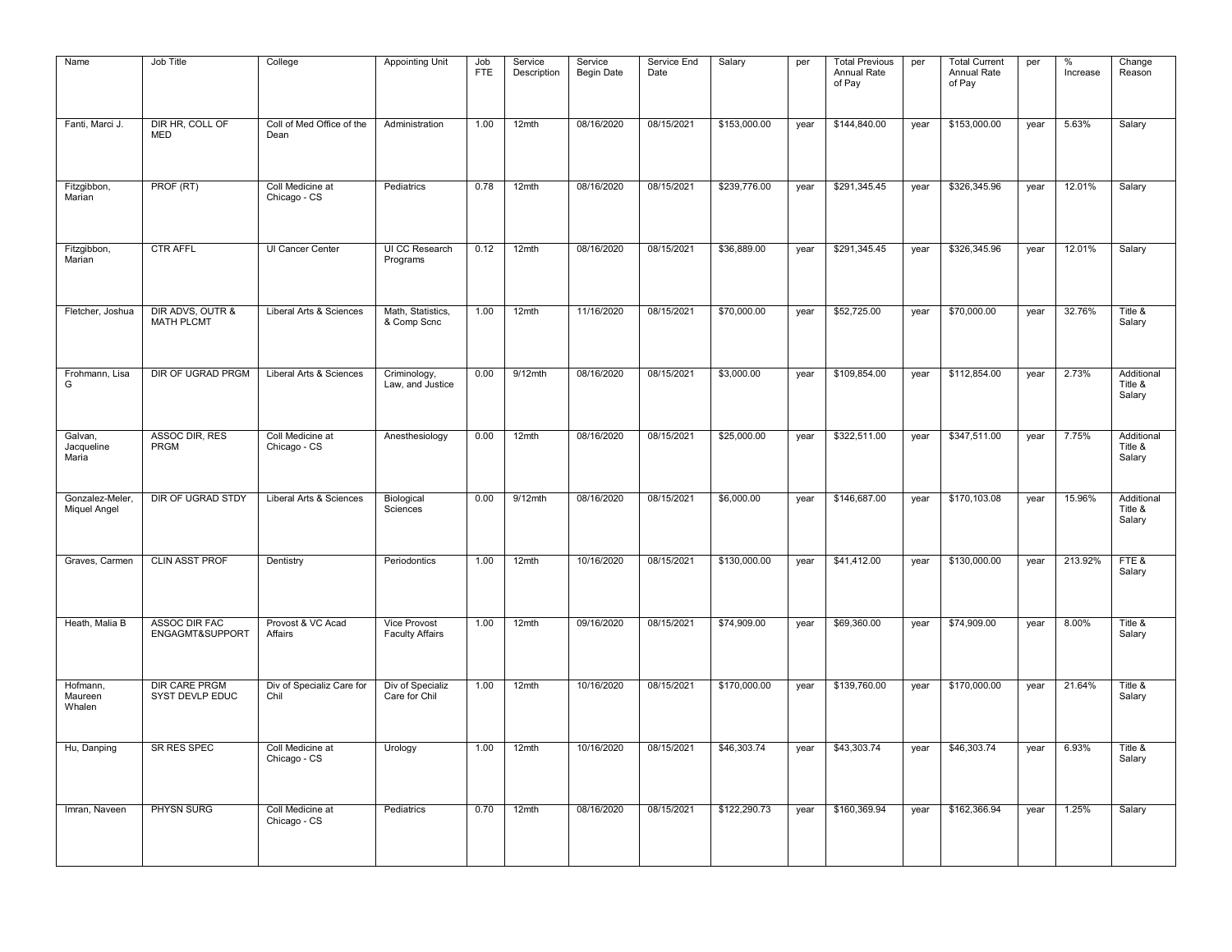| Name | Job Title | College | Appointing Unit | Job FTE | Service Description | Service Begin Date | Service End Date | Salary | per | Total Previous Annual Rate of Pay | per | Total Current Annual Rate of Pay | per | % Increase | Change Reason |
|---|---|---|---|---|---|---|---|---|---|---|---|---|---|---|---|
| Fanti, Marci J. | DIR HR, COLL OF MED | Coll of Med Office of the Dean | Administration | 1.00 | 12mth | 08/16/2020 | 08/15/2021 | $153,000.00 | year | $144,840.00 | year | $153,000.00 | year | 5.63% | Salary |
| Fitzgibbon, Marian | PROF (RT) | Coll Medicine at Chicago - CS | Pediatrics | 0.78 | 12mth | 08/16/2020 | 08/15/2021 | $239,776.00 | year | $291,345.45 | year | $326,345.96 | year | 12.01% | Salary |
| Fitzgibbon, Marian | CTR AFFL | UI Cancer Center | UI CC Research Programs | 0.12 | 12mth | 08/16/2020 | 08/15/2021 | $36,889.00 | year | $291,345.45 | year | $326,345.96 | year | 12.01% | Salary |
| Fletcher, Joshua | DIR ADVS, OUTR & MATH PLCMT | Liberal Arts & Sciences | Math, Statistics, & Comp Scnc | 1.00 | 12mth | 11/16/2020 | 08/15/2021 | $70,000.00 | year | $52,725.00 | year | $70,000.00 | year | 32.76% | Title & Salary |
| Frohmann, Lisa G | DIR OF UGRAD PRGM | Liberal Arts & Sciences | Criminology, Law, and Justice | 0.00 | 9/12mth | 08/16/2020 | 08/15/2021 | $3,000.00 | year | $109,854.00 | year | $112,854.00 | year | 2.73% | Additional Title & Salary |
| Galvan, Jacqueline Maria | ASSOC DIR, RES PRGM | Coll Medicine at Chicago - CS | Anesthesiology | 0.00 | 12mth | 08/16/2020 | 08/15/2021 | $25,000.00 | year | $322,511.00 | year | $347,511.00 | year | 7.75% | Additional Title & Salary |
| Gonzalez-Meler, Miquel Angel | DIR OF UGRAD STDY | Liberal Arts & Sciences | Biological Sciences | 0.00 | 9/12mth | 08/16/2020 | 08/15/2021 | $6,000.00 | year | $146,687.00 | year | $170,103.08 | year | 15.96% | Additional Title & Salary |
| Graves, Carmen | CLIN ASST PROF | Dentistry | Periodontics | 1.00 | 12mth | 10/16/2020 | 08/15/2021 | $130,000.00 | year | $41,412.00 | year | $130,000.00 | year | 213.92% | FTE & Salary |
| Heath, Malia B | ASSOC DIR FAC ENGAGMT&SUPPORT | Provost & VC Acad Affairs | Vice Provost Faculty Affairs | 1.00 | 12mth | 09/16/2020 | 08/15/2021 | $74,909.00 | year | $69,360.00 | year | $74,909.00 | year | 8.00% | Title & Salary |
| Hofmann, Maureen Whalen | DIR CARE PRGM SYST DEVLP EDUC | Div of Specializ Care for Chil | Div of Specializ Care for Chil | 1.00 | 12mth | 10/16/2020 | 08/15/2021 | $170,000.00 | year | $139,760.00 | year | $170,000.00 | year | 21.64% | Title & Salary |
| Hu, Danping | SR RES SPEC | Coll Medicine at Chicago - CS | Urology | 1.00 | 12mth | 10/16/2020 | 08/15/2021 | $46,303.74 | year | $43,303.74 | year | $46,303.74 | year | 6.93% | Title & Salary |
| Imran, Naveen | PHYSN SURG | Coll Medicine at Chicago - CS | Pediatrics | 0.70 | 12mth | 08/16/2020 | 08/15/2021 | $122,290.73 | year | $160,369.94 | year | $162,366.94 | year | 1.25% | Salary |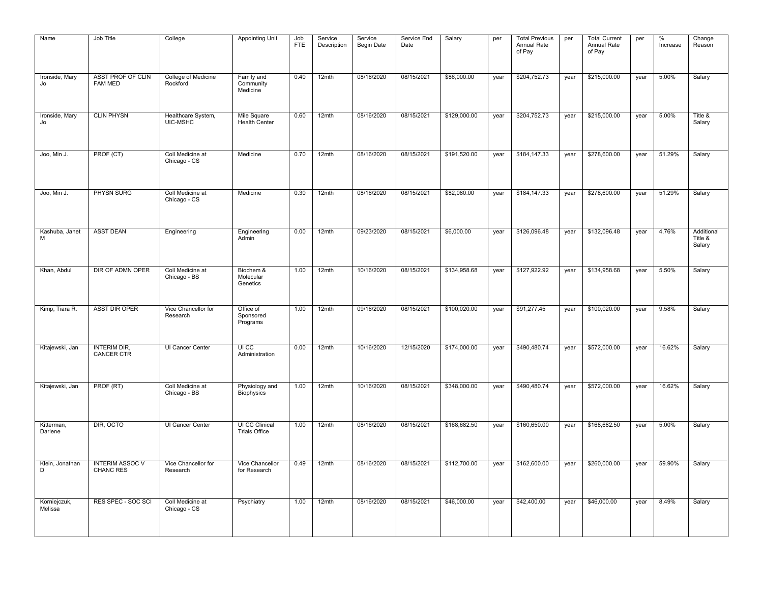| Name | Job Title | College | Appointing Unit | Job FTE | Service Description | Service Begin Date | Service End Date | Salary | per | Total Previous Annual Rate of Pay | per | Total Current Annual Rate of Pay | per | % Increase | Change Reason |
|---|---|---|---|---|---|---|---|---|---|---|---|---|---|---|---|
| Ironside, Mary Jo | ASST PROF OF CLIN FAM MED | College of Medicine Rockford | Family and Community Medicine | 0.40 | 12mth | 08/16/2020 | 08/15/2021 | $86,000.00 | year | $204,752.73 | year | $215,000.00 | year | 5.00% | Salary |
| Ironside, Mary Jo | CLIN PHYSN | Healthcare System, UIC-MSHC | Mile Square Health Center | 0.60 | 12mth | 08/16/2020 | 08/15/2021 | $129,000.00 | year | $204,752.73 | year | $215,000.00 | year | 5.00% | Title & Salary |
| Joo, Min J. | PROF (CT) | Coll Medicine at Chicago - CS | Medicine | 0.70 | 12mth | 08/16/2020 | 08/15/2021 | $191,520.00 | year | $184,147.33 | year | $278,600.00 | year | 51.29% | Salary |
| Joo, Min J. | PHYSN SURG | Coll Medicine at Chicago - CS | Medicine | 0.30 | 12mth | 08/16/2020 | 08/15/2021 | $82,080.00 | year | $184,147.33 | year | $278,600.00 | year | 51.29% | Salary |
| Kashuba, Janet M | ASST DEAN | Engineering | Engineering Admin | 0.00 | 12mth | 09/23/2020 | 08/15/2021 | $6,000.00 | year | $126,096.48 | year | $132,096.48 | year | 4.76% | Additional Title & Salary |
| Khan, Abdul | DIR OF ADMN OPER | Coll Medicine at Chicago - BS | Biochem & Molecular Genetics | 1.00 | 12mth | 10/16/2020 | 08/15/2021 | $134,958.68 | year | $127,922.92 | year | $134,958.68 | year | 5.50% | Salary |
| Kimp, Tiara R. | ASST DIR OPER | Vice Chancellor for Research | Office of Sponsored Programs | 1.00 | 12mth | 09/16/2020 | 08/15/2021 | $100,020.00 | year | $91,277.45 | year | $100,020.00 | year | 9.58% | Salary |
| Kitajewski, Jan | INTERIM DIR, CANCER CTR | UI Cancer Center | UI CC Administration | 0.00 | 12mth | 10/16/2020 | 12/15/2020 | $174,000.00 | year | $490,480.74 | year | $572,000.00 | year | 16.62% | Salary |
| Kitajewski, Jan | PROF (RT) | Coll Medicine at Chicago - BS | Physiology and Biophysics | 1.00 | 12mth | 10/16/2020 | 08/15/2021 | $348,000.00 | year | $490,480.74 | year | $572,000.00 | year | 16.62% | Salary |
| Kitterman, Darlene | DIR, OCTO | UI Cancer Center | UI CC Clinical Trials Office | 1.00 | 12mth | 08/16/2020 | 08/15/2021 | $168,682.50 | year | $160,650.00 | year | $168,682.50 | year | 5.00% | Salary |
| Klein, Jonathan D | INTERIM ASSOC V CHANC RES | Vice Chancellor for Research | Vice Chancellor for Research | 0.49 | 12mth | 08/16/2020 | 08/15/2021 | $112,700.00 | year | $162,600.00 | year | $260,000.00 | year | 59.90% | Salary |
| Korniejczuk, Melissa | RES SPEC - SOC SCI | Coll Medicine at Chicago - CS | Psychiatry | 1.00 | 12mth | 08/16/2020 | 08/15/2021 | $46,000.00 | year | $42,400.00 | year | $46,000.00 | year | 8.49% | Salary |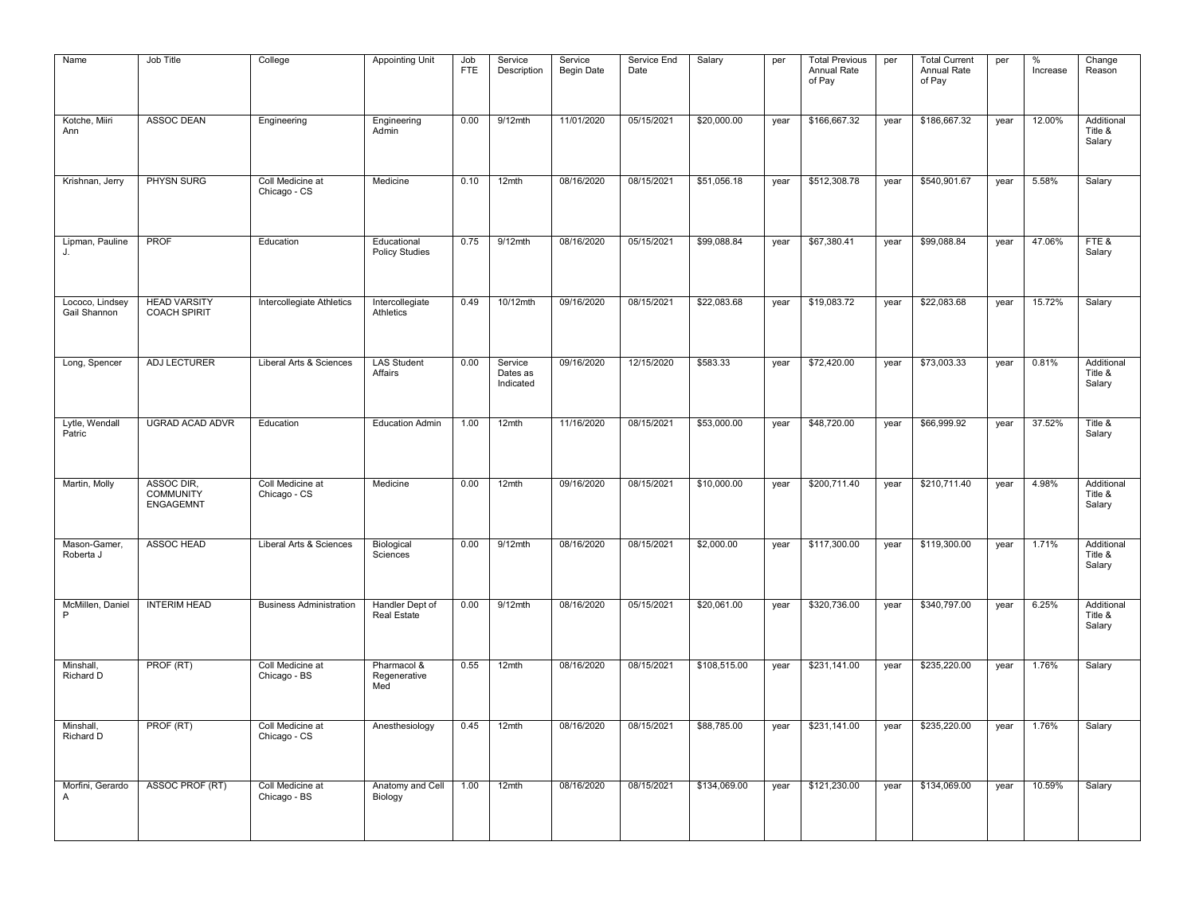| Name | Job Title | College | Appointing Unit | Job FTE | Service Description | Service Begin Date | Service End Date | Salary | per | Total Previous Annual Rate of Pay | per | Total Current Annual Rate of Pay | per | % Increase | Change Reason |
|---|---|---|---|---|---|---|---|---|---|---|---|---|---|---|---|
| Kotche, Miiri Ann | ASSOC DEAN | Engineering | Engineering Admin | 0.00 | 9/12mth | 11/01/2020 | 05/15/2021 | $20,000.00 | year | $166,667.32 | year | $186,667.32 | year | 12.00% | Additional Title & Salary |
| Krishnan, Jerry | PHYSN SURG | Coll Medicine at Chicago - CS | Medicine | 0.10 | 12mth | 08/16/2020 | 08/15/2021 | $51,056.18 | year | $512,308.78 | year | $540,901.67 | year | 5.58% | Salary |
| Lipman, Pauline J. | PROF | Education | Educational Policy Studies | 0.75 | 9/12mth | 08/16/2020 | 05/15/2021 | $99,088.84 | year | $67,380.41 | year | $99,088.84 | year | 47.06% | FTE & Salary |
| Lococo, Lindsey Gail Shannon | HEAD VARSITY COACH SPIRIT | Intercollegiate Athletics | Intercollegiate Athletics | 0.49 | 10/12mth | 09/16/2020 | 08/15/2021 | $22,083.68 | year | $19,083.72 | year | $22,083.68 | year | 15.72% | Salary |
| Long, Spencer | ADJ LECTURER | Liberal Arts & Sciences | LAS Student Affairs | 0.00 | Service Dates as Indicated | 09/16/2020 | 12/15/2020 | $583.33 | year | $72,420.00 | year | $73,003.33 | year | 0.81% | Additional Title & Salary |
| Lytle, Wendall Patric | UGRAD ACAD ADVR | Education | Education Admin | 1.00 | 12mth | 11/16/2020 | 08/15/2021 | $53,000.00 | year | $48,720.00 | year | $66,999.92 | year | 37.52% | Title & Salary |
| Martin, Molly | ASSOC DIR, COMMUNITY ENGAGEMNT | Coll Medicine at Chicago - CS | Medicine | 0.00 | 12mth | 09/16/2020 | 08/15/2021 | $10,000.00 | year | $200,711.40 | year | $210,711.40 | year | 4.98% | Additional Title & Salary |
| Mason-Gamer, Roberta J | ASSOC HEAD | Liberal Arts & Sciences | Biological Sciences | 0.00 | 9/12mth | 08/16/2020 | 08/15/2021 | $2,000.00 | year | $117,300.00 | year | $119,300.00 | year | 1.71% | Additional Title & Salary |
| McMillen, Daniel P | INTERIM HEAD | Business Administration | Handler Dept of Real Estate | 0.00 | 9/12mth | 08/16/2020 | 05/15/2021 | $20,061.00 | year | $320,736.00 | year | $340,797.00 | year | 6.25% | Additional Title & Salary |
| Minshall, Richard D | PROF (RT) | Coll Medicine at Chicago - BS | Pharmacol & Regenerative Med | 0.55 | 12mth | 08/16/2020 | 08/15/2021 | $108,515.00 | year | $231,141.00 | year | $235,220.00 | year | 1.76% | Salary |
| Minshall, Richard D | PROF (RT) | Coll Medicine at Chicago - CS | Anesthesiology | 0.45 | 12mth | 08/16/2020 | 08/15/2021 | $88,785.00 | year | $231,141.00 | year | $235,220.00 | year | 1.76% | Salary |
| Morfini, Gerardo A | ASSOC PROF (RT) | Coll Medicine at Chicago - BS | Anatomy and Cell Biology | 1.00 | 12mth | 08/16/2020 | 08/15/2021 | $134,069.00 | year | $121,230.00 | year | $134,069.00 | year | 10.59% | Salary |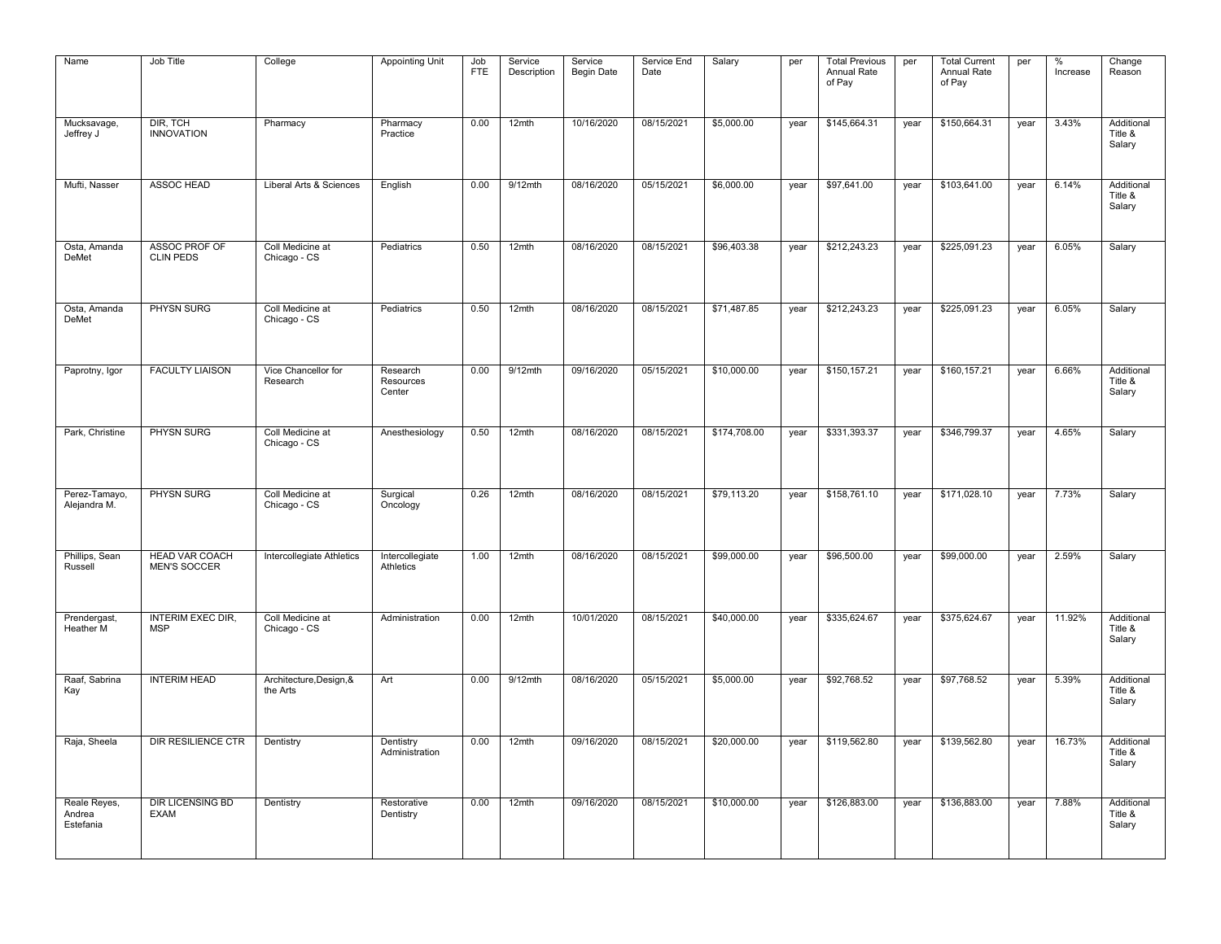| Name | Job Title | College | Appointing Unit | Job FTE | Service Description | Service Begin Date | Service End Date | Salary | per | Total Previous Annual Rate of Pay | per | Total Current Annual Rate of Pay | per | % Increase | Change Reason |
|---|---|---|---|---|---|---|---|---|---|---|---|---|---|---|---|
| Mucksavage, Jeffrey J | DIR, TCH INNOVATION | Pharmacy | Pharmacy Practice | 0.00 | 12mth | 10/16/2020 | 08/15/2021 | $5,000.00 | year | $145,664.31 | year | $150,664.31 | year | 3.43% | Additional Title & Salary |
| Mufti, Nasser | ASSOC HEAD | Liberal Arts & Sciences | English | 0.00 | 9/12mth | 08/16/2020 | 05/15/2021 | $6,000.00 | year | $97,641.00 | year | $103,641.00 | year | 6.14% | Additional Title & Salary |
| Osta, Amanda DeMet | ASSOC PROF OF CLIN PEDS | Coll Medicine at Chicago - CS | Pediatrics | 0.50 | 12mth | 08/16/2020 | 08/15/2021 | $96,403.38 | year | $212,243.23 | year | $225,091.23 | year | 6.05% | Salary |
| Osta, Amanda DeMet | PHYSN SURG | Coll Medicine at Chicago - CS | Pediatrics | 0.50 | 12mth | 08/16/2020 | 08/15/2021 | $71,487.85 | year | $212,243.23 | year | $225,091.23 | year | 6.05% | Salary |
| Paprotny, Igor | FACULTY LIAISON | Vice Chancellor for Research | Research Resources Center | 0.00 | 9/12mth | 09/16/2020 | 05/15/2021 | $10,000.00 | year | $150,157.21 | year | $160,157.21 | year | 6.66% | Additional Title & Salary |
| Park, Christine | PHYSN SURG | Coll Medicine at Chicago - CS | Anesthesiology | 0.50 | 12mth | 08/16/2020 | 08/15/2021 | $174,708.00 | year | $331,393.37 | year | $346,799.37 | year | 4.65% | Salary |
| Perez-Tamayo, Alejandra M. | PHYSN SURG | Coll Medicine at Chicago - CS | Surgical Oncology | 0.26 | 12mth | 08/16/2020 | 08/15/2021 | $79,113.20 | year | $158,761.10 | year | $171,028.10 | year | 7.73% | Salary |
| Phillips, Sean Russell | HEAD VAR COACH MEN'S SOCCER | Intercollegiate Athletics | Intercollegiate Athletics | 1.00 | 12mth | 08/16/2020 | 08/15/2021 | $99,000.00 | year | $96,500.00 | year | $99,000.00 | year | 2.59% | Salary |
| Prendergast, Heather M | INTERIM EXEC DIR, MSP | Coll Medicine at Chicago - CS | Administration | 0.00 | 12mth | 10/01/2020 | 08/15/2021 | $40,000.00 | year | $335,624.67 | year | $375,624.67 | year | 11.92% | Additional Title & Salary |
| Raaf, Sabrina Kay | INTERIM HEAD | Architecture,Design,& the Arts | Art | 0.00 | 9/12mth | 08/16/2020 | 05/15/2021 | $5,000.00 | year | $92,768.52 | year | $97,768.52 | year | 5.39% | Additional Title & Salary |
| Raja, Sheela | DIR RESILIENCE CTR | Dentistry | Dentistry Administration | 0.00 | 12mth | 09/16/2020 | 08/15/2021 | $20,000.00 | year | $119,562.80 | year | $139,562.80 | year | 16.73% | Additional Title & Salary |
| Reale Reyes, Andrea Estefania | DIR LICENSING BD EXAM | Dentistry | Restorative Dentistry | 0.00 | 12mth | 09/16/2020 | 08/15/2021 | $10,000.00 | year | $126,883.00 | year | $136,883.00 | year | 7.88% | Additional Title & Salary |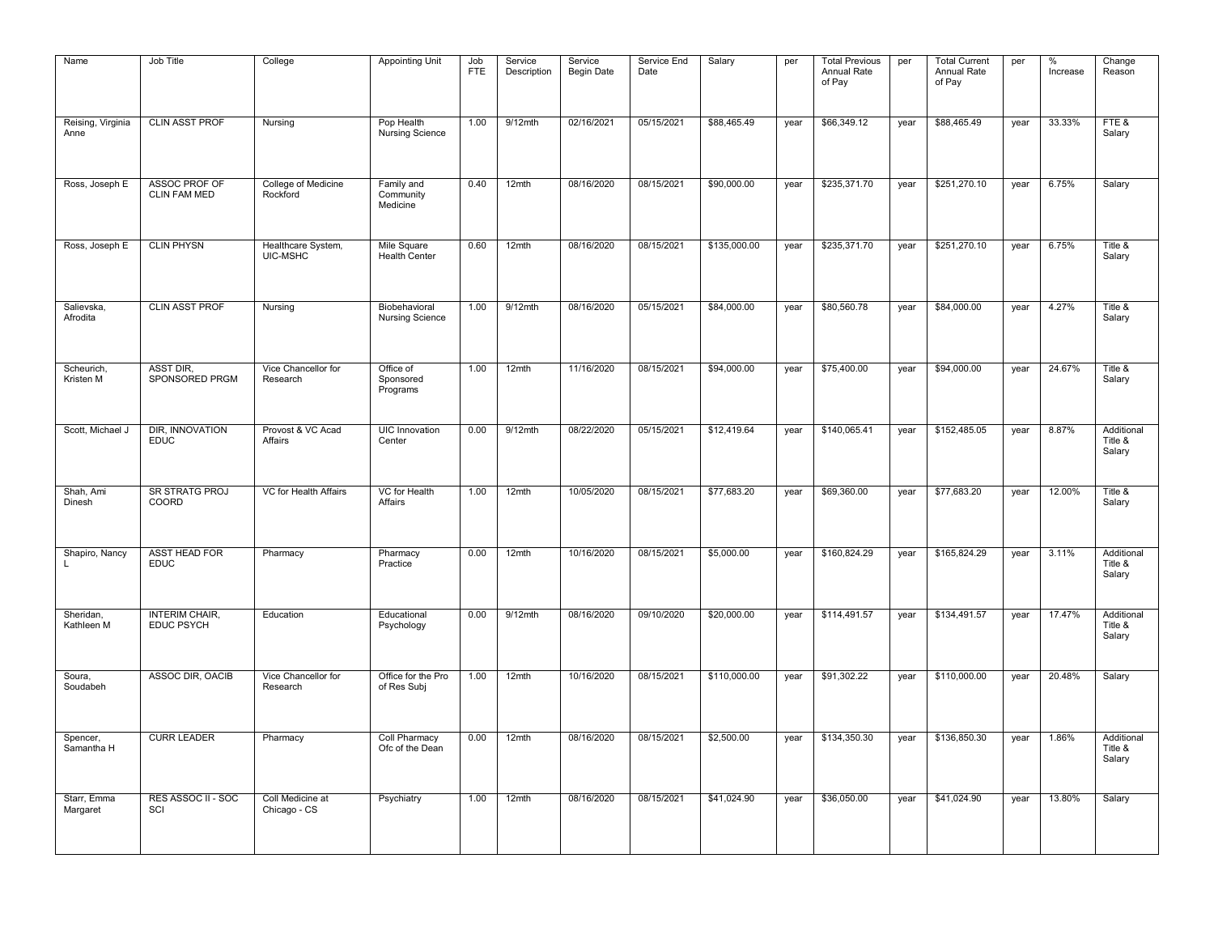| Name | Job Title | College | Appointing Unit | Job FTE | Service Description | Service Begin Date | Service End Date | Salary | per | Total Previous Annual Rate of Pay | per | Total Current Annual Rate of Pay | per | % Increase | Change Reason |
|---|---|---|---|---|---|---|---|---|---|---|---|---|---|---|---|
| Reising, Virginia Anne | CLIN ASST PROF | Nursing | Pop Health Nursing Science | 1.00 | 9/12mth | 02/16/2021 | 05/15/2021 | $88,465.49 | year | $66,349.12 | year | $88,465.49 | year | 33.33% | FTE & Salary |
| Ross, Joseph E | ASSOC PROF OF CLIN FAM MED | College of Medicine Rockford | Family and Community Medicine | 0.40 | 12mth | 08/16/2020 | 08/15/2021 | $90,000.00 | year | $235,371.70 | year | $251,270.10 | year | 6.75% | Salary |
| Ross, Joseph E | CLIN PHYSN | Healthcare System, UIC-MSHC | Mile Square Health Center | 0.60 | 12mth | 08/16/2020 | 08/15/2021 | $135,000.00 | year | $235,371.70 | year | $251,270.10 | year | 6.75% | Title & Salary |
| Salievska, Afrodita | CLIN ASST PROF | Nursing | Biobehavioral Nursing Science | 1.00 | 9/12mth | 08/16/2020 | 05/15/2021 | $84,000.00 | year | $80,560.78 | year | $84,000.00 | year | 4.27% | Title & Salary |
| Scheurich, Kristen M | ASST DIR, SPONSORED PRGM | Vice Chancellor for Research | Office of Sponsored Programs | 1.00 | 12mth | 11/16/2020 | 08/15/2021 | $94,000.00 | year | $75,400.00 | year | $94,000.00 | year | 24.67% | Title & Salary |
| Scott, Michael J | DIR, INNOVATION EDUC | Provost & VC Acad Affairs | UIC Innovation Center | 0.00 | 9/12mth | 08/22/2020 | 05/15/2021 | $12,419.64 | year | $140,065.41 | year | $152,485.05 | year | 8.87% | Additional Title & Salary |
| Shah, Ami Dinesh | SR STRATG PROJ COORD | VC for Health Affairs | VC for Health Affairs | 1.00 | 12mth | 10/05/2020 | 08/15/2021 | $77,683.20 | year | $69,360.00 | year | $77,683.20 | year | 12.00% | Title & Salary |
| Shapiro, Nancy L | ASST HEAD FOR EDUC | Pharmacy | Pharmacy Practice | 0.00 | 12mth | 10/16/2020 | 08/15/2021 | $5,000.00 | year | $160,824.29 | year | $165,824.29 | year | 3.11% | Additional Title & Salary |
| Sheridan, Kathleen M | INTERIM CHAIR, EDUC PSYCH | Education | Educational Psychology | 0.00 | 9/12mth | 08/16/2020 | 09/10/2020 | $20,000.00 | year | $114,491.57 | year | $134,491.57 | year | 17.47% | Additional Title & Salary |
| Soura, Soudabeh | ASSOC DIR, OACIB | Vice Chancellor for Research | Office for the Pro of Res Subj | 1.00 | 12mth | 10/16/2020 | 08/15/2021 | $110,000.00 | year | $91,302.22 | year | $110,000.00 | year | 20.48% | Salary |
| Spencer, Samantha H | CURR LEADER | Pharmacy | Coll Pharmacy Ofc of the Dean | 0.00 | 12mth | 08/16/2020 | 08/15/2021 | $2,500.00 | year | $134,350.30 | year | $136,850.30 | year | 1.86% | Additional Title & Salary |
| Starr, Emma Margaret | RES ASSOC II - SOC SCI | Coll Medicine at Chicago - CS | Psychiatry | 1.00 | 12mth | 08/16/2020 | 08/15/2021 | $41,024.90 | year | $36,050.00 | year | $41,024.90 | year | 13.80% | Salary |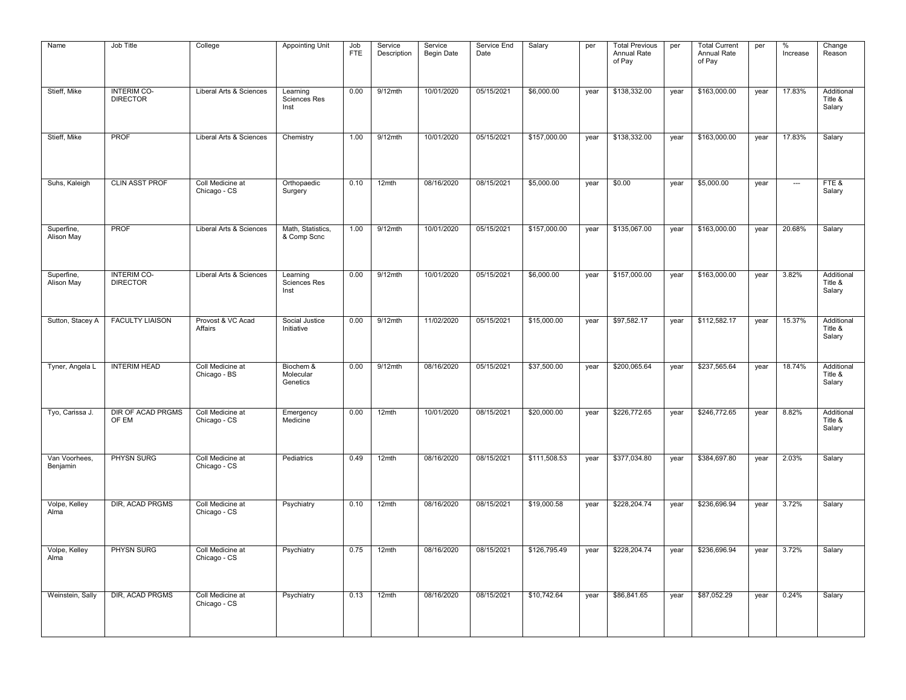| Name | Job Title | College | Appointing Unit | Job FTE | Service Description | Service Begin Date | Service End Date | Salary | per | Total Previous Annual Rate of Pay | per | Total Current Annual Rate of Pay | per | % Increase | Change Reason |
|---|---|---|---|---|---|---|---|---|---|---|---|---|---|---|---|
| Stieff, Mike | INTERIM CO-DIRECTOR | Liberal Arts & Sciences | Learning Sciences Res Inst | 0.00 | 9/12mth | 10/01/2020 | 05/15/2021 | $6,000.00 | year | $138,332.00 | year | $163,000.00 | year | 17.83% | Additional Title & Salary |
| Stieff, Mike | PROF | Liberal Arts & Sciences | Chemistry | 1.00 | 9/12mth | 10/01/2020 | 05/15/2021 | $157,000.00 | year | $138,332.00 | year | $163,000.00 | year | 17.83% | Salary |
| Suhs, Kaleigh | CLIN ASST PROF | Coll Medicine at Chicago - CS | Orthopaedic Surgery | 0.10 | 12mth | 08/16/2020 | 08/15/2021 | $5,000.00 | year | $0.00 | year | $5,000.00 | year | --- | FTE & Salary |
| Superfine, Alison May | PROF | Liberal Arts & Sciences | Math, Statistics, & Comp Scnc | 1.00 | 9/12mth | 10/01/2020 | 05/15/2021 | $157,000.00 | year | $135,067.00 | year | $163,000.00 | year | 20.68% | Salary |
| Superfine, Alison May | INTERIM CO-DIRECTOR | Liberal Arts & Sciences | Learning Sciences Res Inst | 0.00 | 9/12mth | 10/01/2020 | 05/15/2021 | $6,000.00 | year | $157,000.00 | year | $163,000.00 | year | 3.82% | Additional Title & Salary |
| Sutton, Stacey A | FACULTY LIAISON | Provost & VC Acad Affairs | Social Justice Initiative | 0.00 | 9/12mth | 11/02/2020 | 05/15/2021 | $15,000.00 | year | $97,582.17 | year | $112,582.17 | year | 15.37% | Additional Title & Salary |
| Tyner, Angela L | INTERIM HEAD | Coll Medicine at Chicago - BS | Biochem & Molecular Genetics | 0.00 | 9/12mth | 08/16/2020 | 05/15/2021 | $37,500.00 | year | $200,065.64 | year | $237,565.64 | year | 18.74% | Additional Title & Salary |
| Tyo, Carissa J. | DIR OF ACAD PRGMS OF EM | Coll Medicine at Chicago - CS | Emergency Medicine | 0.00 | 12mth | 10/01/2020 | 08/15/2021 | $20,000.00 | year | $226,772.65 | year | $246,772.65 | year | 8.82% | Additional Title & Salary |
| Van Voorhees, Benjamin | PHYSN SURG | Coll Medicine at Chicago - CS | Pediatrics | 0.49 | 12mth | 08/16/2020 | 08/15/2021 | $111,508.53 | year | $377,034.80 | year | $384,697.80 | year | 2.03% | Salary |
| Volpe, Kelley Alma | DIR, ACAD PRGMS | Coll Medicine at Chicago - CS | Psychiatry | 0.10 | 12mth | 08/16/2020 | 08/15/2021 | $19,000.58 | year | $228,204.74 | year | $236,696.94 | year | 3.72% | Salary |
| Volpe, Kelley Alma | PHYSN SURG | Coll Medicine at Chicago - CS | Psychiatry | 0.75 | 12mth | 08/16/2020 | 08/15/2021 | $126,795.49 | year | $228,204.74 | year | $236,696.94 | year | 3.72% | Salary |
| Weinstein, Sally | DIR, ACAD PRGMS | Coll Medicine at Chicago - CS | Psychiatry | 0.13 | 12mth | 08/16/2020 | 08/15/2021 | $10,742.64 | year | $86,841.65 | year | $87,052.29 | year | 0.24% | Salary |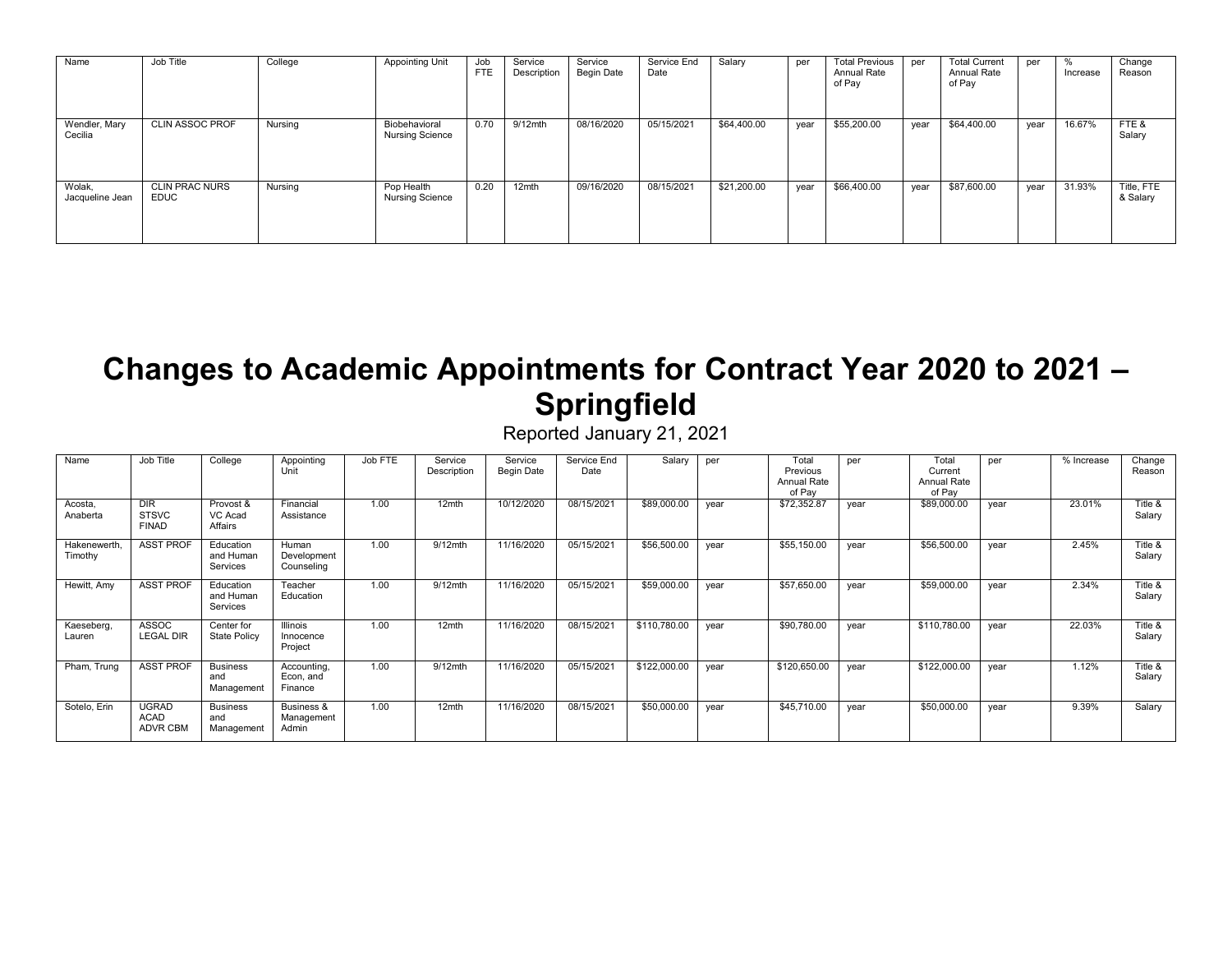| Name | Job Title | College | Appointing Unit | Job FTE | Service Description | Service Begin Date | Service End Date | Salary | per | Total Previous Annual Rate of Pay | per | Total Current Annual Rate of Pay | per | % Increase | Change Reason |
|---|---|---|---|---|---|---|---|---|---|---|---|---|---|---|---|
| Wendler, Mary Cecilia | CLIN ASSOC PROF | Nursing | Biobehavioral Nursing Science | 0.70 | 9/12mth | 08/16/2020 | 05/15/2021 | $64,400.00 | year | $55,200.00 | year | $64,400.00 | year | 16.67% | FTE & Salary |
| Wolak, Jacqueline Jean | CLIN PRAC NURS EDUC | Nursing | Pop Health Nursing Science | 0.20 | 12mth | 09/16/2020 | 08/15/2021 | $21,200.00 | year | $66,400.00 | year | $87,600.00 | year | 31.93% | Title, FTE & Salary |

# Changes to Academic Appointments for Contract Year 2020 to 2021 – Springfield

Reported January 21, 2021

| Name | Job Title | College | Appointing Unit | Job FTE | Service Description | Service Begin Date | Service End Date | Salary | per | Total Previous Annual Rate of Pay | per | Total Current Annual Rate of Pay | per | % Increase | Change Reason |
|---|---|---|---|---|---|---|---|---|---|---|---|---|---|---|---|
| Acosta, Anaberta | DIR STSVC FINAD | Provost & VC Acad Affairs | Financial Assistance | 1.00 | 12mth | 10/12/2020 | 08/15/2021 | $89,000.00 | year | $72,352.87 | year | $89,000.00 | year | 23.01% | Title & Salary |
| Hakenewerth, Timothy | ASST PROF | Education and Human Services | Human Development Counseling | 1.00 | 9/12mth | 11/16/2020 | 05/15/2021 | $56,500.00 | year | $55,150.00 | year | $56,500.00 | year | 2.45% | Title & Salary |
| Hewitt, Amy | ASST PROF | Education and Human Services | Teacher Education | 1.00 | 9/12mth | 11/16/2020 | 05/15/2021 | $59,000.00 | year | $57,650.00 | year | $59,000.00 | year | 2.34% | Title & Salary |
| Kaeseberg, Lauren | ASSOC LEGAL DIR | Center for State Policy | Illinois Innocence Project | 1.00 | 12mth | 11/16/2020 | 08/15/2021 | $110,780.00 | year | $90,780.00 | year | $110,780.00 | year | 22.03% | Title & Salary |
| Pham, Trung | ASST PROF | Business and Management | Accounting, Econ, and Finance | 1.00 | 9/12mth | 11/16/2020 | 05/15/2021 | $122,000.00 | year | $120,650.00 | year | $122,000.00 | year | 1.12% | Title & Salary |
| Sotelo, Erin | UGRAD ACAD ADVR CBM | Business and Management | Business & Management Admin | 1.00 | 12mth | 11/16/2020 | 08/15/2021 | $50,000.00 | year | $45,710.00 | year | $50,000.00 | year | 9.39% | Salary |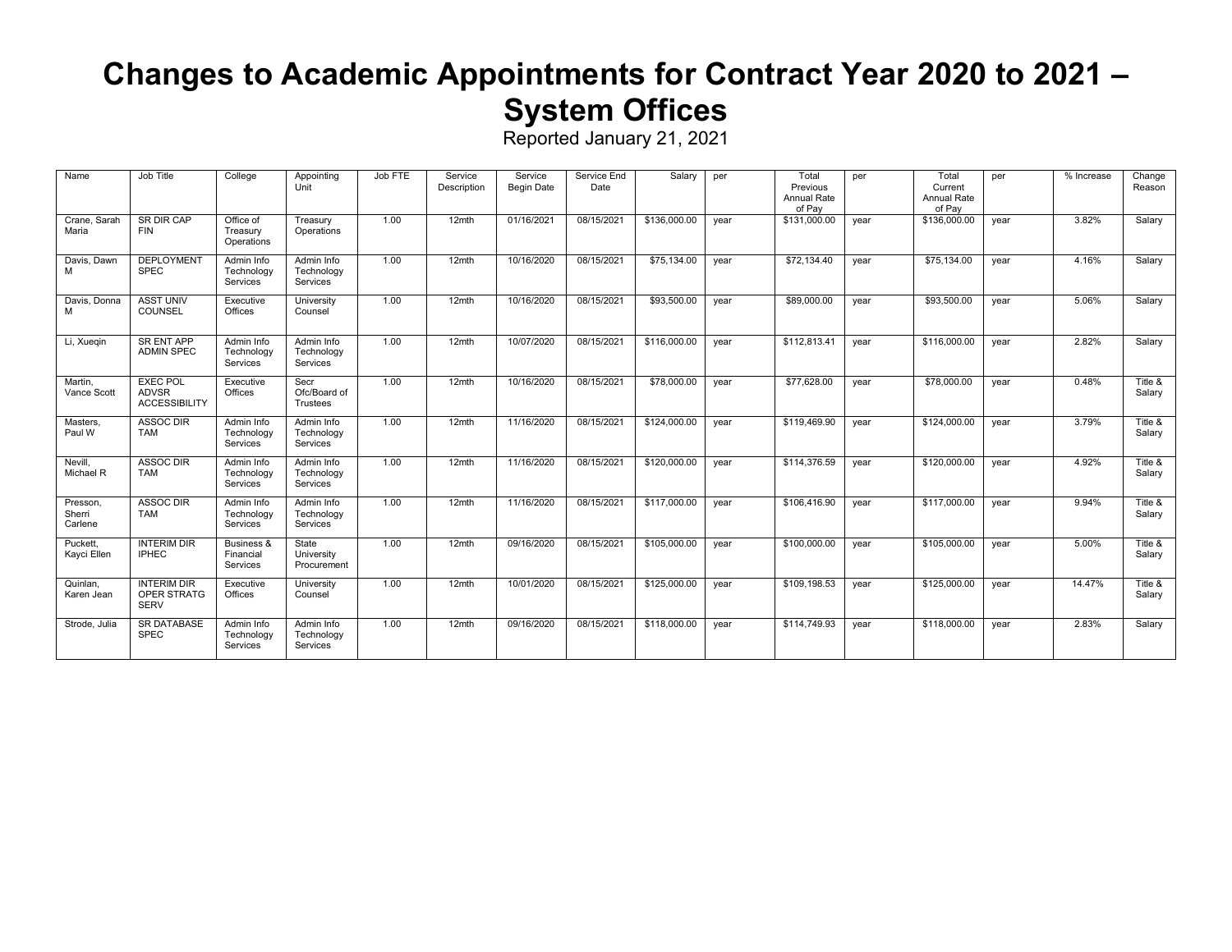# Changes to Academic Appointments for Contract Year 2020 to 2021 – System Offices

Reported January 21, 2021

| Name | Job Title | College | Appointing Unit | Job FTE | Service Description | Service Begin Date | Service End Date | Salary | per | Total Previous Annual Rate of Pay | per | Total Current Annual Rate of Pay | per | % Increase | Change Reason |
|---|---|---|---|---|---|---|---|---|---|---|---|---|---|---|---|
| Crane, Sarah Maria | SR DIR CAP FIN | Office of Treasury Operations | Treasury Operations | 1.00 | 12mth | 01/16/2021 | 08/15/2021 | $136,000.00 | year | $131,000.00 | year | $136,000.00 | year | 3.82% | Salary |
| Davis, Dawn M | DEPLOYMENT SPEC | Admin Info Technology Services | Admin Info Technology Services | 1.00 | 12mth | 10/16/2020 | 08/15/2021 | $75,134.00 | year | $72,134.40 | year | $75,134.00 | year | 4.16% | Salary |
| Davis, Donna M | ASST UNIV COUNSEL | Executive Offices | University Counsel | 1.00 | 12mth | 10/16/2020 | 08/15/2021 | $93,500.00 | year | $89,000.00 | year | $93,500.00 | year | 5.06% | Salary |
| Li, Xueqin | SR ENT APP ADMIN SPEC | Admin Info Technology Services | Admin Info Technology Services | 1.00 | 12mth | 10/07/2020 | 08/15/2021 | $116,000.00 | year | $112,813.41 | year | $116,000.00 | year | 2.82% | Salary |
| Martin, Vance Scott | EXEC POL ADVSR ACCESSIBILITY | Executive Offices | Secr Ofc/Board of Trustees | 1.00 | 12mth | 10/16/2020 | 08/15/2021 | $78,000.00 | year | $77,628.00 | year | $78,000.00 | year | 0.48% | Title & Salary |
| Masters, Paul W | ASSOC DIR TAM | Admin Info Technology Services | Admin Info Technology Services | 1.00 | 12mth | 11/16/2020 | 08/15/2021 | $124,000.00 | year | $119,469.90 | year | $124,000.00 | year | 3.79% | Title & Salary |
| Nevill, Michael R | ASSOC DIR TAM | Admin Info Technology Services | Admin Info Technology Services | 1.00 | 12mth | 11/16/2020 | 08/15/2021 | $120,000.00 | year | $114,376.59 | year | $120,000.00 | year | 4.92% | Title & Salary |
| Presson, Sherri Carlene | ASSOC DIR TAM | Admin Info Technology Services | Admin Info Technology Services | 1.00 | 12mth | 11/16/2020 | 08/15/2021 | $117,000.00 | year | $106,416.90 | year | $117,000.00 | year | 9.94% | Title & Salary |
| Puckett, Kayci Ellen | INTERIM DIR IPHEC | Business & Financial Services | State University Procurement | 1.00 | 12mth | 09/16/2020 | 08/15/2021 | $105,000.00 | year | $100,000.00 | year | $105,000.00 | year | 5.00% | Title & Salary |
| Quinlan, Karen Jean | INTERIM DIR OPER STRATG SERV | Executive Offices | University Counsel | 1.00 | 12mth | 10/01/2020 | 08/15/2021 | $125,000.00 | year | $109,198.53 | year | $125,000.00 | year | 14.47% | Title & Salary |
| Strode, Julia | SR DATABASE SPEC | Admin Info Technology Services | Admin Info Technology Services | 1.00 | 12mth | 09/16/2020 | 08/15/2021 | $118,000.00 | year | $114,749.93 | year | $118,000.00 | year | 2.83% | Salary |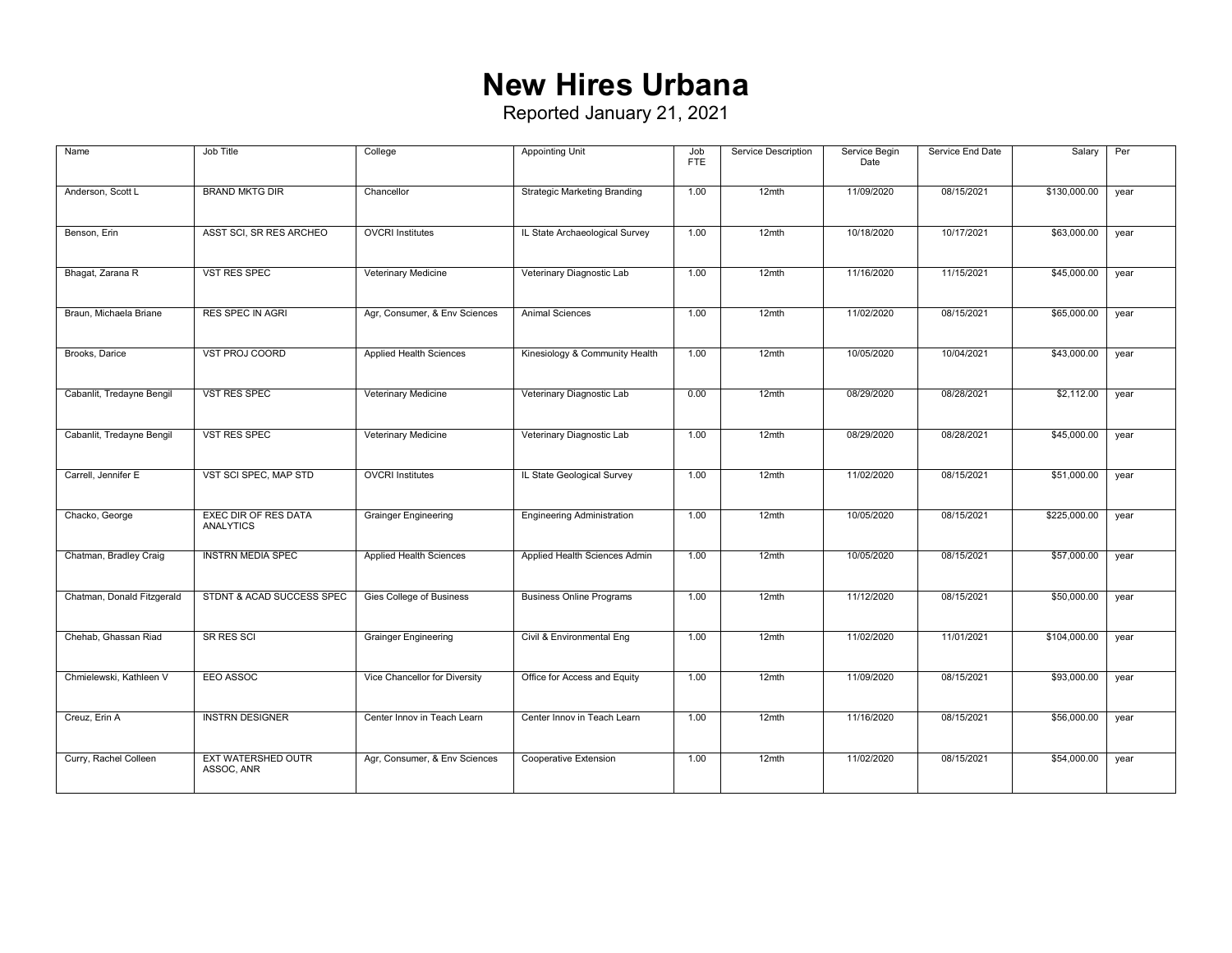# New Hires Urbana

Reported January 21, 2021

| Name | Job Title | College | Appointing Unit | Job FTE | Service Description | Service Begin Date | Service End Date | Salary | Per |
|---|---|---|---|---|---|---|---|---|---|
| Anderson, Scott L | BRAND MKTG DIR | Chancellor | Strategic Marketing Branding | 1.00 | 12mth | 11/09/2020 | 08/15/2021 | $130,000.00 | year |
| Benson, Erin | ASST SCI, SR RES ARCHEO | OVCRI Institutes | IL State Archaeological Survey | 1.00 | 12mth | 10/18/2020 | 10/17/2021 | $63,000.00 | year |
| Bhagat, Zarana R | VST RES SPEC | Veterinary Medicine | Veterinary Diagnostic Lab | 1.00 | 12mth | 11/16/2020 | 11/15/2021 | $45,000.00 | year |
| Braun, Michaela Briane | RES SPEC IN AGRI | Agr, Consumer, & Env Sciences | Animal Sciences | 1.00 | 12mth | 11/02/2020 | 08/15/2021 | $65,000.00 | year |
| Brooks, Darice | VST PROJ COORD | Applied Health Sciences | Kinesiology & Community Health | 1.00 | 12mth | 10/05/2020 | 10/04/2021 | $43,000.00 | year |
| Cabanlit, Tredayne Bengil | VST RES SPEC | Veterinary Medicine | Veterinary Diagnostic Lab | 0.00 | 12mth | 08/29/2020 | 08/28/2021 | $2,112.00 | year |
| Cabanlit, Tredayne Bengil | VST RES SPEC | Veterinary Medicine | Veterinary Diagnostic Lab | 1.00 | 12mth | 08/29/2020 | 08/28/2021 | $45,000.00 | year |
| Carrell, Jennifer E | VST SCI SPEC, MAP STD | OVCRI Institutes | IL State Geological Survey | 1.00 | 12mth | 11/02/2020 | 08/15/2021 | $51,000.00 | year |
| Chacko, George | EXEC DIR OF RES DATA ANALYTICS | Grainger Engineering | Engineering Administration | 1.00 | 12mth | 10/05/2020 | 08/15/2021 | $225,000.00 | year |
| Chatman, Bradley Craig | INSTRN MEDIA SPEC | Applied Health Sciences | Applied Health Sciences Admin | 1.00 | 12mth | 10/05/2020 | 08/15/2021 | $57,000.00 | year |
| Chatman, Donald Fitzgerald | STDNT & ACAD SUCCESS SPEC | Gies College of Business | Business Online Programs | 1.00 | 12mth | 11/12/2020 | 08/15/2021 | $50,000.00 | year |
| Chehab, Ghassan Riad | SR RES SCI | Grainger Engineering | Civil & Environmental Eng | 1.00 | 12mth | 11/02/2020 | 11/01/2021 | $104,000.00 | year |
| Chmielewski, Kathleen V | EEO ASSOC | Vice Chancellor for Diversity | Office for Access and Equity | 1.00 | 12mth | 11/09/2020 | 08/15/2021 | $93,000.00 | year |
| Creuz, Erin A | INSTRN DESIGNER | Center Innov in Teach Learn | Center Innov in Teach Learn | 1.00 | 12mth | 11/16/2020 | 08/15/2021 | $56,000.00 | year |
| Curry, Rachel Colleen | EXT WATERSHED OUTR ASSOC, ANR | Agr, Consumer, & Env Sciences | Cooperative Extension | 1.00 | 12mth | 11/02/2020 | 08/15/2021 | $54,000.00 | year |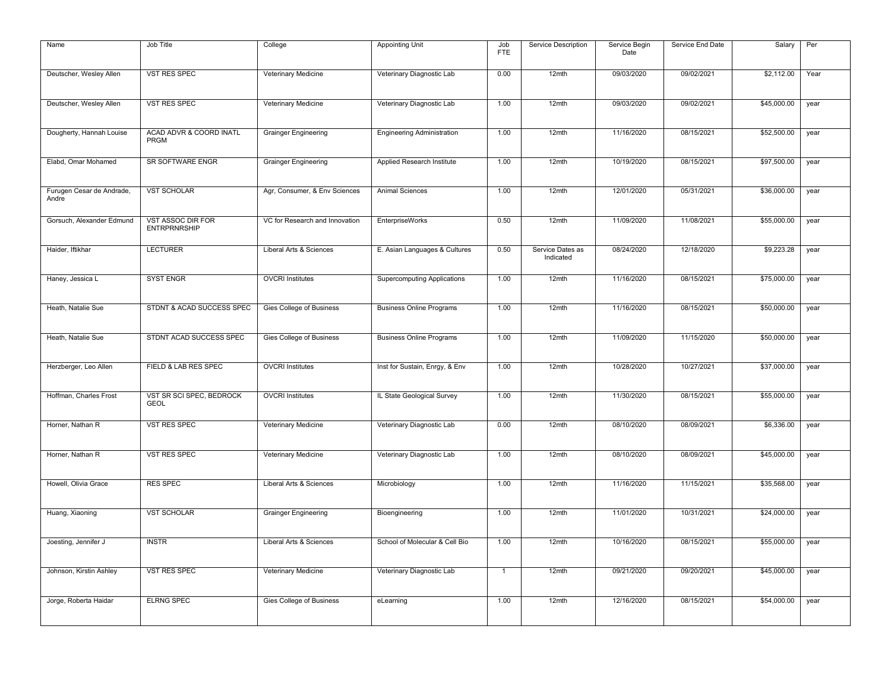| Name | Job Title | College | Appointing Unit | Job FTE | Service Description | Service Begin Date | Service End Date | Salary | Per |
|---|---|---|---|---|---|---|---|---|---|
| Deutscher, Wesley Allen | VST RES SPEC | Veterinary Medicine | Veterinary Diagnostic Lab | 0.00 | 12mth | 09/03/2020 | 09/02/2021 | $2,112.00 | Year |
| Deutscher, Wesley Allen | VST RES SPEC | Veterinary Medicine | Veterinary Diagnostic Lab | 1.00 | 12mth | 09/03/2020 | 09/02/2021 | $45,000.00 | year |
| Dougherty, Hannah Louise | ACAD ADVR & COORD INATL PRGM | Grainger Engineering | Engineering Administration | 1.00 | 12mth | 11/16/2020 | 08/15/2021 | $52,500.00 | year |
| Elabd, Omar Mohamed | SR SOFTWARE ENGR | Grainger Engineering | Applied Research Institute | 1.00 | 12mth | 10/19/2020 | 08/15/2021 | $97,500.00 | year |
| Furugen Cesar de Andrade, Andre | VST SCHOLAR | Agr, Consumer, & Env Sciences | Animal Sciences | 1.00 | 12mth | 12/01/2020 | 05/31/2021 | $36,000.00 | year |
| Gorsuch, Alexander Edmund | VST ASSOC DIR FOR ENTRPRNRSHIP | VC for Research and Innovation | EnterpriseWorks | 0.50 | 12mth | 11/09/2020 | 11/08/2021 | $55,000.00 | year |
| Haider, Iftikhar | LECTURER | Liberal Arts & Sciences | E. Asian Languages & Cultures | 0.50 | Service Dates as Indicated | 08/24/2020 | 12/18/2020 | $9,223.28 | year |
| Haney, Jessica L | SYST ENGR | OVCRI Institutes | Supercomputing Applications | 1.00 | 12mth | 11/16/2020 | 08/15/2021 | $75,000.00 | year |
| Heath, Natalie Sue | STDNT & ACAD SUCCESS SPEC | Gies College of Business | Business Online Programs | 1.00 | 12mth | 11/16/2020 | 08/15/2021 | $50,000.00 | year |
| Heath, Natalie Sue | STDNT ACAD SUCCESS SPEC | Gies College of Business | Business Online Programs | 1.00 | 12mth | 11/09/2020 | 11/15/2020 | $50,000.00 | year |
| Herzberger, Leo Allen | FIELD & LAB RES SPEC | OVCRI Institutes | Inst for Sustain, Enrgy, & Env | 1.00 | 12mth | 10/28/2020 | 10/27/2021 | $37,000.00 | year |
| Hoffman, Charles Frost | VST SR SCI SPEC, BEDROCK GEOL | OVCRI Institutes | IL State Geological Survey | 1.00 | 12mth | 11/30/2020 | 08/15/2021 | $55,000.00 | year |
| Horner, Nathan R | VST RES SPEC | Veterinary Medicine | Veterinary Diagnostic Lab | 0.00 | 12mth | 08/10/2020 | 08/09/2021 | $6,336.00 | year |
| Horner, Nathan R | VST RES SPEC | Veterinary Medicine | Veterinary Diagnostic Lab | 1.00 | 12mth | 08/10/2020 | 08/09/2021 | $45,000.00 | year |
| Howell, Olivia Grace | RES SPEC | Liberal Arts & Sciences | Microbiology | 1.00 | 12mth | 11/16/2020 | 11/15/2021 | $35,568.00 | year |
| Huang, Xiaoning | VST SCHOLAR | Grainger Engineering | Bioengineering | 1.00 | 12mth | 11/01/2020 | 10/31/2021 | $24,000.00 | year |
| Joesting, Jennifer J | INSTR | Liberal Arts & Sciences | School of Molecular & Cell Bio | 1.00 | 12mth | 10/16/2020 | 08/15/2021 | $55,000.00 | year |
| Johnson, Kirstin Ashley | VST RES SPEC | Veterinary Medicine | Veterinary Diagnostic Lab | 1 | 12mth | 09/21/2020 | 09/20/2021 | $45,000.00 | year |
| Jorge, Roberta Haidar | ELRNG SPEC | Gies College of Business | eLearning | 1.00 | 12mth | 12/16/2020 | 08/15/2021 | $54,000.00 | year |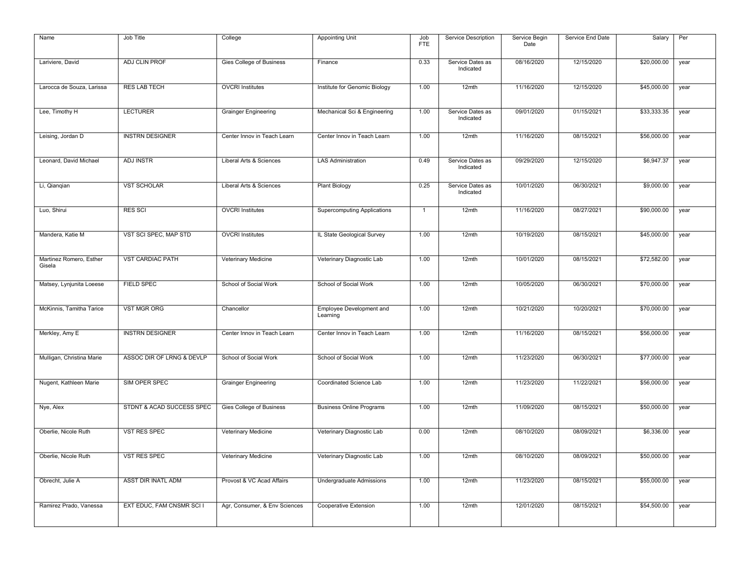| Name | Job Title | College | Appointing Unit | Job FTE | Service Description | Service Begin Date | Service End Date | Salary | Per |
|---|---|---|---|---|---|---|---|---|---|
| Lariviere, David | ADJ CLIN PROF | Gies College of Business | Finance | 0.33 | Service Dates as Indicated | 08/16/2020 | 12/15/2020 | $20,000.00 | year |
| Larocca de Souza, Larissa | RES LAB TECH | OVCRI Institutes | Institute for Genomic Biology | 1.00 | 12mth | 11/16/2020 | 12/15/2020 | $45,000.00 | year |
| Lee, Timothy H | LECTURER | Grainger Engineering | Mechanical Sci & Engineering | 1.00 | Service Dates as Indicated | 09/01/2020 | 01/15/2021 | $33,333.35 | year |
| Leising, Jordan D | INSTRN DESIGNER | Center Innov in Teach Learn | Center Innov in Teach Learn | 1.00 | 12mth | 11/16/2020 | 08/15/2021 | $56,000.00 | year |
| Leonard, David Michael | ADJ INSTR | Liberal Arts & Sciences | LAS Administration | 0.49 | Service Dates as Indicated | 09/29/2020 | 12/15/2020 | $6,947.37 | year |
| Li, Qianqian | VST SCHOLAR | Liberal Arts & Sciences | Plant Biology | 0.25 | Service Dates as Indicated | 10/01/2020 | 06/30/2021 | $9,000.00 | year |
| Luo, Shirui | RES SCI | OVCRI Institutes | Supercomputing Applications | 1 | 12mth | 11/16/2020 | 08/27/2021 | $90,000.00 | year |
| Mandera, Katie M | VST SCI SPEC, MAP STD | OVCRI Institutes | IL State Geological Survey | 1.00 | 12mth | 10/19/2020 | 08/15/2021 | $45,000.00 | year |
| Martinez Romero, Esther Gisela | VST CARDIAC PATH | Veterinary Medicine | Veterinary Diagnostic Lab | 1.00 | 12mth | 10/01/2020 | 08/15/2021 | $72,582.00 | year |
| Matsey, Lynjunita Loeese | FIELD SPEC | School of Social Work | School of Social Work | 1.00 | 12mth | 10/05/2020 | 06/30/2021 | $70,000.00 | year |
| McKinnis, Tamitha Tarice | VST MGR ORG | Chancellor | Employee Development and Learning | 1.00 | 12mth | 10/21/2020 | 10/20/2021 | $70,000.00 | year |
| Merkley, Amy E | INSTRN DESIGNER | Center Innov in Teach Learn | Center Innov in Teach Learn | 1.00 | 12mth | 11/16/2020 | 08/15/2021 | $56,000.00 | year |
| Mulligan, Christina Marie | ASSOC DIR OF LRNG & DEVLP | School of Social Work | School of Social Work | 1.00 | 12mth | 11/23/2020 | 06/30/2021 | $77,000.00 | year |
| Nugent, Kathleen Marie | SIM OPER SPEC | Grainger Engineering | Coordinated Science Lab | 1.00 | 12mth | 11/23/2020 | 11/22/2021 | $56,000.00 | year |
| Nye, Alex | STDNT & ACAD SUCCESS SPEC | Gies College of Business | Business Online Programs | 1.00 | 12mth | 11/09/2020 | 08/15/2021 | $50,000.00 | year |
| Oberlie, Nicole Ruth | VST RES SPEC | Veterinary Medicine | Veterinary Diagnostic Lab | 0.00 | 12mth | 08/10/2020 | 08/09/2021 | $6,336.00 | year |
| Oberlie, Nicole Ruth | VST RES SPEC | Veterinary Medicine | Veterinary Diagnostic Lab | 1.00 | 12mth | 08/10/2020 | 08/09/2021 | $50,000.00 | year |
| Obrecht, Julie A | ASST DIR INATL ADM | Provost & VC Acad Affairs | Undergraduate Admissions | 1.00 | 12mth | 11/23/2020 | 08/15/2021 | $55,000.00 | year |
| Ramirez Prado, Vanessa | EXT EDUC, FAM CNSMR SCI I | Agr, Consumer, & Env Sciences | Cooperative Extension | 1.00 | 12mth | 12/01/2020 | 08/15/2021 | $54,500.00 | year |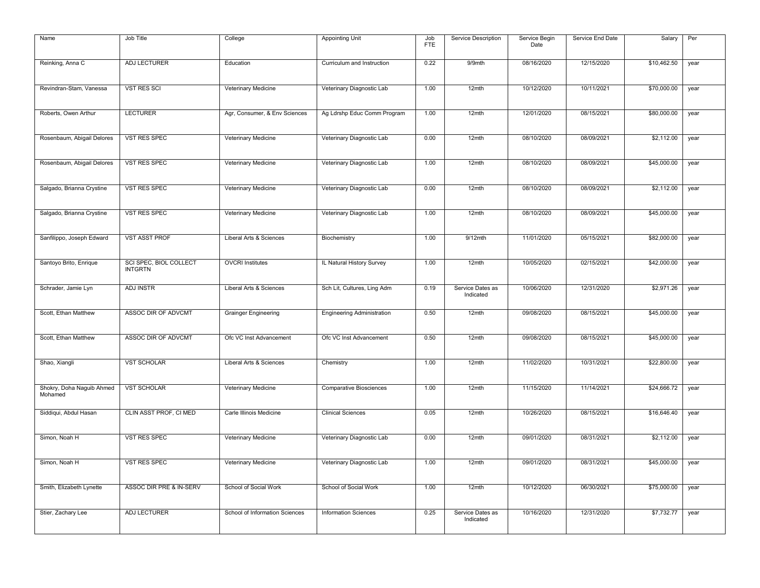| Name | Job Title | College | Appointing Unit | Job FTE | Service Description | Service Begin Date | Service End Date | Salary | Per |
|---|---|---|---|---|---|---|---|---|---|
| Reinking, Anna C | ADJ LECTURER | Education | Curriculum and Instruction | 0.22 | 9/9mth | 08/16/2020 | 12/15/2020 | $10,462.50 | year |
| Revindran-Stam, Vanessa | VST RES SCI | Veterinary Medicine | Veterinary Diagnostic Lab | 1.00 | 12mth | 10/12/2020 | 10/11/2021 | $70,000.00 | year |
| Roberts, Owen Arthur | LECTURER | Agr, Consumer, & Env Sciences | Ag Ldrshp Educ Comm Program | 1.00 | 12mth | 12/01/2020 | 08/15/2021 | $80,000.00 | year |
| Rosenbaum, Abigail Delores | VST RES SPEC | Veterinary Medicine | Veterinary Diagnostic Lab | 0.00 | 12mth | 08/10/2020 | 08/09/2021 | $2,112.00 | year |
| Rosenbaum, Abigail Delores | VST RES SPEC | Veterinary Medicine | Veterinary Diagnostic Lab | 1.00 | 12mth | 08/10/2020 | 08/09/2021 | $45,000.00 | year |
| Salgado, Brianna Crystine | VST RES SPEC | Veterinary Medicine | Veterinary Diagnostic Lab | 0.00 | 12mth | 08/10/2020 | 08/09/2021 | $2,112.00 | year |
| Salgado, Brianna Crystine | VST RES SPEC | Veterinary Medicine | Veterinary Diagnostic Lab | 1.00 | 12mth | 08/10/2020 | 08/09/2021 | $45,000.00 | year |
| Sanfilippo, Joseph Edward | VST ASST PROF | Liberal Arts & Sciences | Biochemistry | 1.00 | 9/12mth | 11/01/2020 | 05/15/2021 | $82,000.00 | year |
| Santoyo Brito, Enrique | SCI SPEC, BIOL COLLECT INTGRTN | OVCRI Institutes | IL Natural History Survey | 1.00 | 12mth | 10/05/2020 | 02/15/2021 | $42,000.00 | year |
| Schrader, Jamie Lyn | ADJ INSTR | Liberal Arts & Sciences | Sch Lit, Cultures, Ling Adm | 0.19 | Service Dates as Indicated | 10/06/2020 | 12/31/2020 | $2,971.26 | year |
| Scott, Ethan Matthew | ASSOC DIR OF ADVCMT | Grainger Engineering | Engineering Administration | 0.50 | 12mth | 09/08/2020 | 08/15/2021 | $45,000.00 | year |
| Scott, Ethan Matthew | ASSOC DIR OF ADVCMT | Ofc VC Inst Advancement | Ofc VC Inst Advancement | 0.50 | 12mth | 09/08/2020 | 08/15/2021 | $45,000.00 | year |
| Shao, Xiangli | VST SCHOLAR | Liberal Arts & Sciences | Chemistry | 1.00 | 12mth | 11/02/2020 | 10/31/2021 | $22,800.00 | year |
| Shokry, Doha Naguib Ahmed Mohamed | VST SCHOLAR | Veterinary Medicine | Comparative Biosciences | 1.00 | 12mth | 11/15/2020 | 11/14/2021 | $24,666.72 | year |
| Siddiqui, Abdul Hasan | CLIN ASST PROF, CI MED | Carle Illinois Medicine | Clinical Sciences | 0.05 | 12mth | 10/26/2020 | 08/15/2021 | $16,646.40 | year |
| Simon, Noah H | VST RES SPEC | Veterinary Medicine | Veterinary Diagnostic Lab | 0.00 | 12mth | 09/01/2020 | 08/31/2021 | $2,112.00 | year |
| Simon, Noah H | VST RES SPEC | Veterinary Medicine | Veterinary Diagnostic Lab | 1.00 | 12mth | 09/01/2020 | 08/31/2021 | $45,000.00 | year |
| Smith, Elizabeth Lynette | ASSOC DIR PRE & IN-SERV | School of Social Work | School of Social Work | 1.00 | 12mth | 10/12/2020 | 06/30/2021 | $75,000.00 | year |
| Stier, Zachary Lee | ADJ LECTURER | School of Information Sciences | Information Sciences | 0.25 | Service Dates as Indicated | 10/16/2020 | 12/31/2020 | $7,732.77 | year |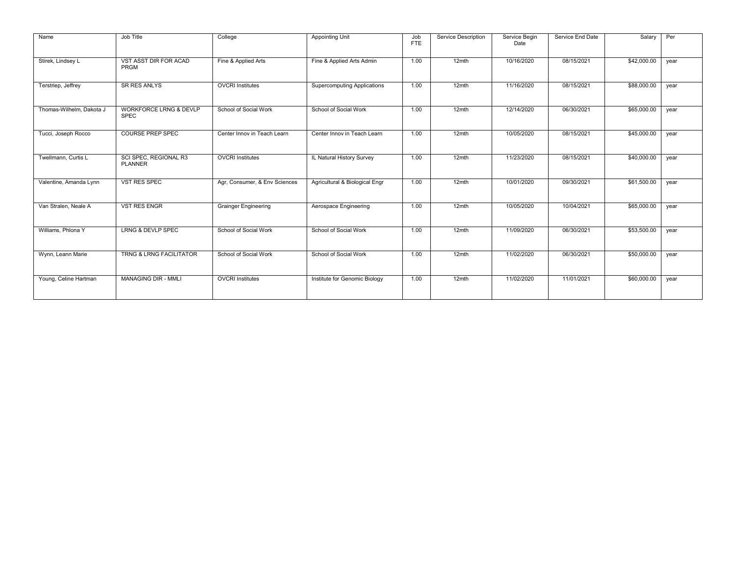| Name | Job Title | College | Appointing Unit | Job FTE | Service Description | Service Begin Date | Service End Date | Salary | Per |
|---|---|---|---|---|---|---|---|---|---|
| Stirek, Lindsey L | VST ASST DIR FOR ACAD PRGM | Fine & Applied Arts | Fine & Applied Arts Admin | 1.00 | 12mth | 10/16/2020 | 08/15/2021 | $42,000.00 | year |
| Terstriep, Jeffrey | SR RES ANLYS | OVCRI Institutes | Supercomputing Applications | 1.00 | 12mth | 11/16/2020 | 08/15/2021 | $88,000.00 | year |
| Thomas-Wilhelm, Dakota J | WORKFORCE LRNG & DEVLP SPEC | School of Social Work | School of Social Work | 1.00 | 12mth | 12/14/2020 | 06/30/2021 | $65,000.00 | year |
| Tucci, Joseph Rocco | COURSE PREP SPEC | Center Innov in Teach Learn | Center Innov in Teach Learn | 1.00 | 12mth | 10/05/2020 | 08/15/2021 | $45,000.00 | year |
| Twellmann, Curtis L | SCI SPEC, REGIONAL R3 PLANNER | OVCRI Institutes | IL Natural History Survey | 1.00 | 12mth | 11/23/2020 | 08/15/2021 | $40,000.00 | year |
| Valentine, Amanda Lynn | VST RES SPEC | Agr, Consumer, & Env Sciences | Agricultural & Biological Engr | 1.00 | 12mth | 10/01/2020 | 09/30/2021 | $61,500.00 | year |
| Van Stralen, Neale A | VST RES ENGR | Grainger Engineering | Aerospace Engineering | 1.00 | 12mth | 10/05/2020 | 10/04/2021 | $65,000.00 | year |
| Williams, Phlona Y | LRNG & DEVLP SPEC | School of Social Work | School of Social Work | 1.00 | 12mth | 11/09/2020 | 06/30/2021 | $53,500.00 | year |
| Wynn, Leann Marie | TRNG & LRNG FACILITATOR | School of Social Work | School of Social Work | 1.00 | 12mth | 11/02/2020 | 06/30/2021 | $50,000.00 | year |
| Young, Celine Hartman | MANAGING DIR - MMLI | OVCRI Institutes | Institute for Genomic Biology | 1.00 | 12mth | 11/02/2020 | 11/01/2021 | $60,000.00 | year |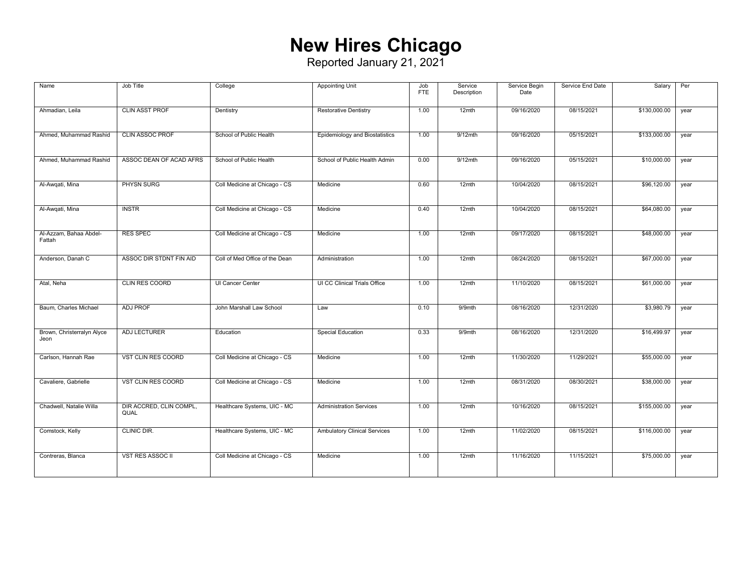# New Hires Chicago

Reported January 21, 2021

| Name | Job Title | College | Appointing Unit | Job FTE | Service Description | Service Begin Date | Service End Date | Salary | Per |
|---|---|---|---|---|---|---|---|---|---|
| Ahmadian, Leila | CLIN ASST PROF | Dentistry | Restorative Dentistry | 1.00 | 12mth | 09/16/2020 | 08/15/2021 | $130,000.00 | year |
| Ahmed, Muhammad Rashid | CLIN ASSOC PROF | School of Public Health | Epidemiology and Biostatistics | 1.00 | 9/12mth | 09/16/2020 | 05/15/2021 | $133,000.00 | year |
| Ahmed, Muhammad Rashid | ASSOC DEAN OF ACAD AFRS | School of Public Health | School of Public Health Admin | 0.00 | 9/12mth | 09/16/2020 | 05/15/2021 | $10,000.00 | year |
| Al-Awqati, Mina | PHYSN SURG | Coll Medicine at Chicago - CS | Medicine | 0.60 | 12mth | 10/04/2020 | 08/15/2021 | $96,120.00 | year |
| Al-Awqati, Mina | INSTR | Coll Medicine at Chicago - CS | Medicine | 0.40 | 12mth | 10/04/2020 | 08/15/2021 | $64,080.00 | year |
| Al-Azzam, Bahaa Abdel-Fattah | RES SPEC | Coll Medicine at Chicago - CS | Medicine | 1.00 | 12mth | 09/17/2020 | 08/15/2021 | $48,000.00 | year |
| Anderson, Danah C | ASSOC DIR STDNT FIN AID | Coll of Med Office of the Dean | Administration | 1.00 | 12mth | 08/24/2020 | 08/15/2021 | $67,000.00 | year |
| Atal, Neha | CLIN RES COORD | UI Cancer Center | UI CC Clinical Trials Office | 1.00 | 12mth | 11/10/2020 | 08/15/2021 | $61,000.00 | year |
| Baum, Charles Michael | ADJ PROF | John Marshall Law School | Law | 0.10 | 9/9mth | 08/16/2020 | 12/31/2020 | $3,980.79 | year |
| Brown, Christerralyn Alyce Jeon | ADJ LECTURER | Education | Special Education | 0.33 | 9/9mth | 08/16/2020 | 12/31/2020 | $16,499.97 | year |
| Carlson, Hannah Rae | VST CLIN RES COORD | Coll Medicine at Chicago - CS | Medicine | 1.00 | 12mth | 11/30/2020 | 11/29/2021 | $55,000.00 | year |
| Cavaliere, Gabrielle | VST CLIN RES COORD | Coll Medicine at Chicago - CS | Medicine | 1.00 | 12mth | 08/31/2020 | 08/30/2021 | $38,000.00 | year |
| Chadwell, Natalie Willa | DIR ACCRED, CLIN COMPL, QUAL | Healthcare Systems, UIC - MC | Administration Services | 1.00 | 12mth | 10/16/2020 | 08/15/2021 | $155,000.00 | year |
| Comstock, Kelly | CLINIC DIR. | Healthcare Systems, UIC - MC | Ambulatory Clinical Services | 1.00 | 12mth | 11/02/2020 | 08/15/2021 | $116,000.00 | year |
| Contreras, Blanca | VST RES ASSOC II | Coll Medicine at Chicago - CS | Medicine | 1.00 | 12mth | 11/16/2020 | 11/15/2021 | $75,000.00 | year |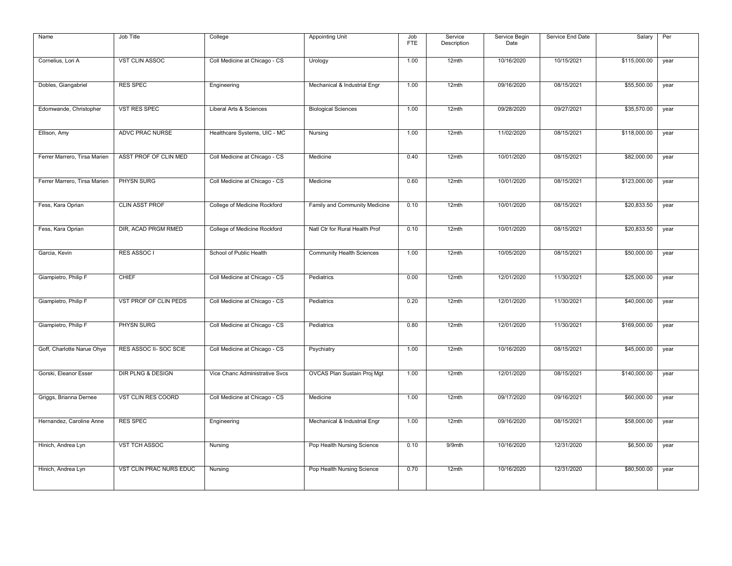| Name | Job Title | College | Appointing Unit | Job FTE | Service Description | Service Begin Date | Service End Date | Salary | Per |
|---|---|---|---|---|---|---|---|---|---|
| Cornelius, Lori A | VST CLIN ASSOC | Coll Medicine at Chicago - CS | Urology | 1.00 | 12mth | 10/16/2020 | 10/15/2021 | $115,000.00 | year |
| Dobles, Giangabriel | RES SPEC | Engineering | Mechanical & Industrial Engr | 1.00 | 12mth | 09/16/2020 | 08/15/2021 | $55,500.00 | year |
| Edomwande, Christopher | VST RES SPEC | Liberal Arts & Sciences | Biological Sciences | 1.00 | 12mth | 09/28/2020 | 09/27/2021 | $35,570.00 | year |
| Ellison, Amy | ADVC PRAC NURSE | Healthcare Systems, UIC - MC | Nursing | 1.00 | 12mth | 11/02/2020 | 08/15/2021 | $118,000.00 | year |
| Ferrer Marrero, Tirsa Marien | ASST PROF OF CLIN MED | Coll Medicine at Chicago - CS | Medicine | 0.40 | 12mth | 10/01/2020 | 08/15/2021 | $82,000.00 | year |
| Ferrer Marrero, Tirsa Marien | PHYSN SURG | Coll Medicine at Chicago - CS | Medicine | 0.60 | 12mth | 10/01/2020 | 08/15/2021 | $123,000.00 | year |
| Fess, Kara Oprian | CLIN ASST PROF | College of Medicine Rockford | Family and Community Medicine | 0.10 | 12mth | 10/01/2020 | 08/15/2021 | $20,833.50 | year |
| Fess, Kara Oprian | DIR, ACAD PRGM RMED | College of Medicine Rockford | Natl Ctr for Rural Health Prof | 0.10 | 12mth | 10/01/2020 | 08/15/2021 | $20,833.50 | year |
| Garcia, Kevin | RES ASSOC I | School of Public Health | Community Health Sciences | 1.00 | 12mth | 10/05/2020 | 08/15/2021 | $50,000.00 | year |
| Giampietro, Philip F | CHIEF | Coll Medicine at Chicago - CS | Pediatrics | 0.00 | 12mth | 12/01/2020 | 11/30/2021 | $25,000.00 | year |
| Giampietro, Philip F | VST PROF OF CLIN PEDS | Coll Medicine at Chicago - CS | Pediatrics | 0.20 | 12mth | 12/01/2020 | 11/30/2021 | $40,000.00 | year |
| Giampietro, Philip F | PHYSN SURG | Coll Medicine at Chicago - CS | Pediatrics | 0.80 | 12mth | 12/01/2020 | 11/30/2021 | $169,000.00 | year |
| Goff, Charlotte Narue Ohye | RES ASSOC II- SOC SCIE | Coll Medicine at Chicago - CS | Psychiatry | 1.00 | 12mth | 10/16/2020 | 08/15/2021 | $45,000.00 | year |
| Gorski, Eleanor Esser | DIR PLNG & DESIGN | Vice Chanc Administrative Svcs | OVCAS Plan Sustain Proj Mgt | 1.00 | 12mth | 12/01/2020 | 08/15/2021 | $140,000.00 | year |
| Griggs, Brianna Dernee | VST CLIN RES COORD | Coll Medicine at Chicago - CS | Medicine | 1.00 | 12mth | 09/17/2020 | 09/16/2021 | $60,000.00 | year |
| Hernandez, Caroline Anne | RES SPEC | Engineering | Mechanical & Industrial Engr | 1.00 | 12mth | 09/16/2020 | 08/15/2021 | $58,000.00 | year |
| Hinich, Andrea Lyn | VST TCH ASSOC | Nursing | Pop Health Nursing Science | 0.10 | 9/9mth | 10/16/2020 | 12/31/2020 | $6,500.00 | year |
| Hinich, Andrea Lyn | VST CLIN PRAC NURS EDUC | Nursing | Pop Health Nursing Science | 0.70 | 12mth | 10/16/2020 | 12/31/2020 | $80,500.00 | year |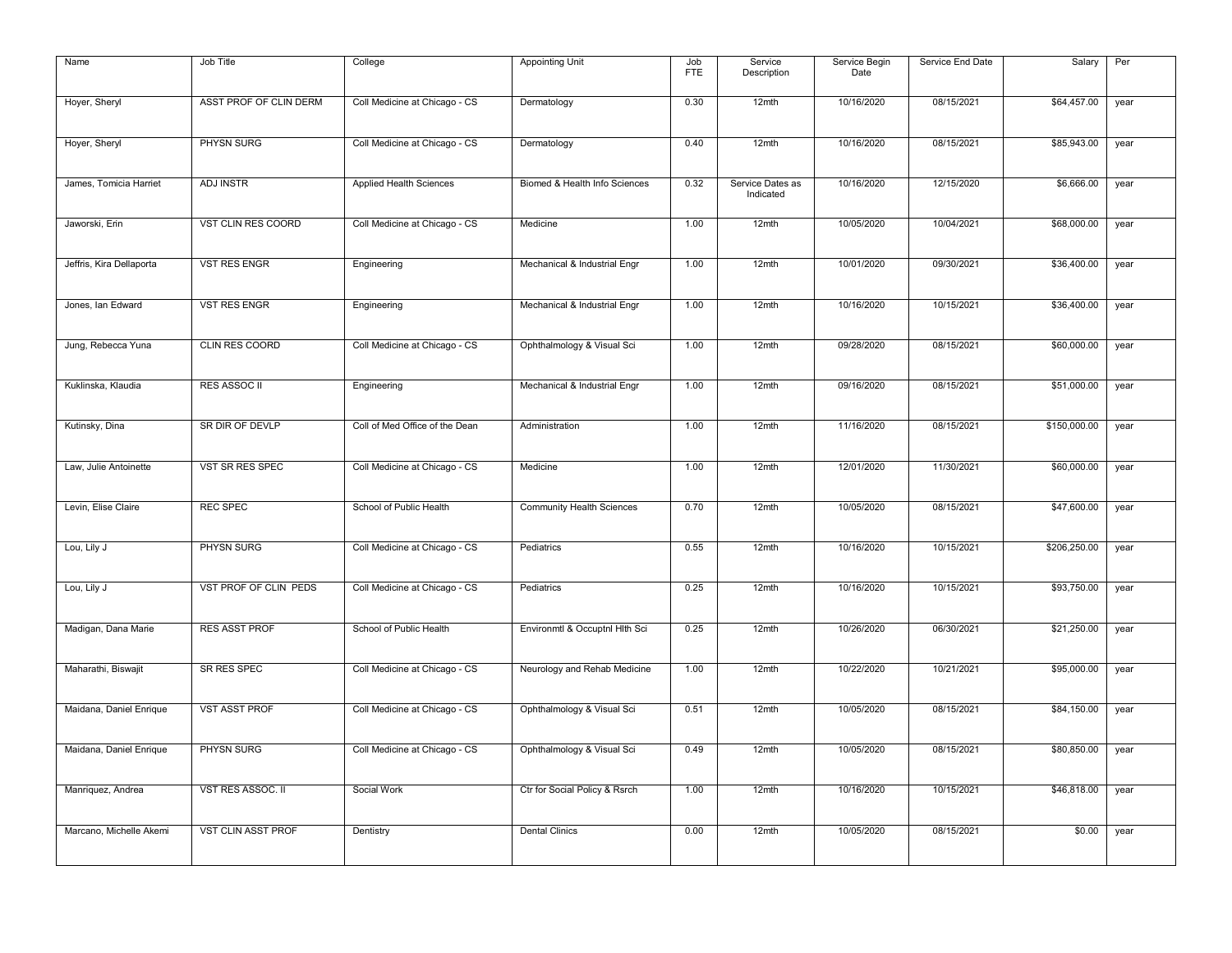| Name | Job Title | College | Appointing Unit | Job FTE | Service Description | Service Begin Date | Service End Date | Salary | Per |
|---|---|---|---|---|---|---|---|---|---|
| Hoyer, Sheryl | ASST PROF OF CLIN DERM | Coll Medicine at Chicago - CS | Dermatology | 0.30 | 12mth | 10/16/2020 | 08/15/2021 | $64,457.00 | year |
| Hoyer, Sheryl | PHYSN SURG | Coll Medicine at Chicago - CS | Dermatology | 0.40 | 12mth | 10/16/2020 | 08/15/2021 | $85,943.00 | year |
| James, Tomicia Harriet | ADJ INSTR | Applied Health Sciences | Biomed & Health Info Sciences | 0.32 | Service Dates as Indicated | 10/16/2020 | 12/15/2020 | $6,666.00 | year |
| Jaworski, Erin | VST CLIN RES COORD | Coll Medicine at Chicago - CS | Medicine | 1.00 | 12mth | 10/05/2020 | 10/04/2021 | $68,000.00 | year |
| Jeffris, Kira Dellaporta | VST RES ENGR | Engineering | Mechanical & Industrial Engr | 1.00 | 12mth | 10/01/2020 | 09/30/2021 | $36,400.00 | year |
| Jones, Ian Edward | VST RES ENGR | Engineering | Mechanical & Industrial Engr | 1.00 | 12mth | 10/16/2020 | 10/15/2021 | $36,400.00 | year |
| Jung, Rebecca Yuna | CLIN RES COORD | Coll Medicine at Chicago - CS | Ophthalmology & Visual Sci | 1.00 | 12mth | 09/28/2020 | 08/15/2021 | $60,000.00 | year |
| Kuklinska, Klaudia | RES ASSOC II | Engineering | Mechanical & Industrial Engr | 1.00 | 12mth | 09/16/2020 | 08/15/2021 | $51,000.00 | year |
| Kutinsky, Dina | SR DIR OF DEVLP | Coll of Med Office of the Dean | Administration | 1.00 | 12mth | 11/16/2020 | 08/15/2021 | $150,000.00 | year |
| Law, Julie Antoinette | VST SR RES SPEC | Coll Medicine at Chicago - CS | Medicine | 1.00 | 12mth | 12/01/2020 | 11/30/2021 | $60,000.00 | year |
| Levin, Elise Claire | REC SPEC | School of Public Health | Community Health Sciences | 0.70 | 12mth | 10/05/2020 | 08/15/2021 | $47,600.00 | year |
| Lou, Lily J | PHYSN SURG | Coll Medicine at Chicago - CS | Pediatrics | 0.55 | 12mth | 10/16/2020 | 10/15/2021 | $206,250.00 | year |
| Lou, Lily J | VST PROF OF CLIN PEDS | Coll Medicine at Chicago - CS | Pediatrics | 0.25 | 12mth | 10/16/2020 | 10/15/2021 | $93,750.00 | year |
| Madigan, Dana Marie | RES ASST PROF | School of Public Health | Environmtl & Occuptnl Hlth Sci | 0.25 | 12mth | 10/26/2020 | 06/30/2021 | $21,250.00 | year |
| Maharathi, Biswajit | SR RES SPEC | Coll Medicine at Chicago - CS | Neurology and Rehab Medicine | 1.00 | 12mth | 10/22/2020 | 10/21/2021 | $95,000.00 | year |
| Maidana, Daniel Enrique | VST ASST PROF | Coll Medicine at Chicago - CS | Ophthalmology & Visual Sci | 0.51 | 12mth | 10/05/2020 | 08/15/2021 | $84,150.00 | year |
| Maidana, Daniel Enrique | PHYSN SURG | Coll Medicine at Chicago - CS | Ophthalmology & Visual Sci | 0.49 | 12mth | 10/05/2020 | 08/15/2021 | $80,850.00 | year |
| Manriquez, Andrea | VST RES ASSOC. II | Social Work | Ctr for Social Policy & Rsrch | 1.00 | 12mth | 10/16/2020 | 10/15/2021 | $46,818.00 | year |
| Marcano, Michelle Akemi | VST CLIN ASST PROF | Dentistry | Dental Clinics | 0.00 | 12mth | 10/05/2020 | 08/15/2021 | $0.00 | year |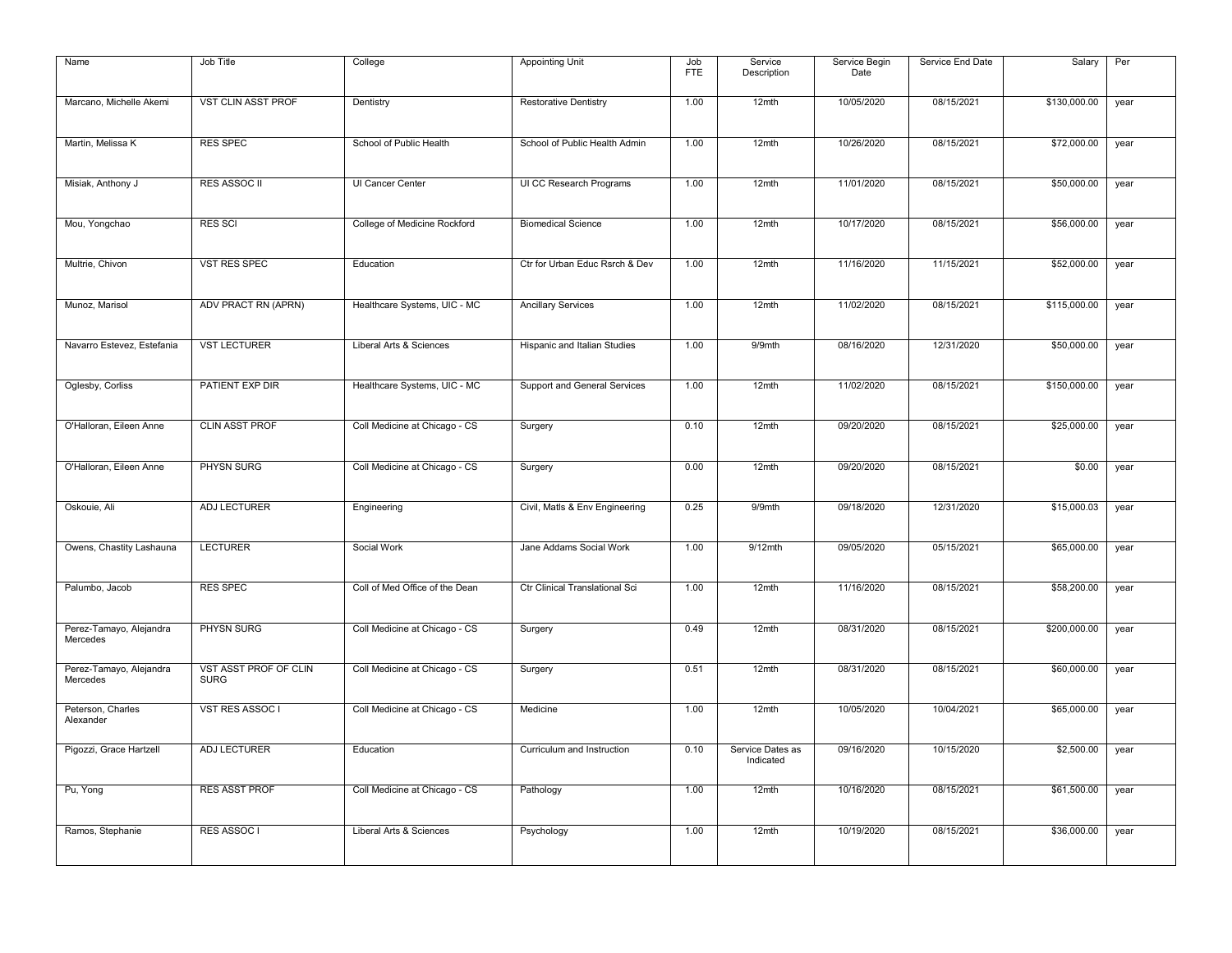| Name | Job Title | College | Appointing Unit | Job FTE | Service Description | Service Begin Date | Service End Date | Salary | Per |
|---|---|---|---|---|---|---|---|---|---|
| Marcano, Michelle Akemi | VST CLIN ASST PROF | Dentistry | Restorative Dentistry | 1.00 | 12mth | 10/05/2020 | 08/15/2021 | $130,000.00 | year |
| Martin, Melissa K | RES SPEC | School of Public Health | School of Public Health Admin | 1.00 | 12mth | 10/26/2020 | 08/15/2021 | $72,000.00 | year |
| Misiak, Anthony J | RES ASSOC II | UI Cancer Center | UI CC Research Programs | 1.00 | 12mth | 11/01/2020 | 08/15/2021 | $50,000.00 | year |
| Mou, Yongchao | RES SCI | College of Medicine Rockford | Biomedical Science | 1.00 | 12mth | 10/17/2020 | 08/15/2021 | $56,000.00 | year |
| Multrie, Chivon | VST RES SPEC | Education | Ctr for Urban Educ Rsrch & Dev | 1.00 | 12mth | 11/16/2020 | 11/15/2021 | $52,000.00 | year |
| Munoz, Marisol | ADV PRACT RN (APRN) | Healthcare Systems, UIC - MC | Ancillary Services | 1.00 | 12mth | 11/02/2020 | 08/15/2021 | $115,000.00 | year |
| Navarro Estevez, Estefania | VST LECTURER | Liberal Arts & Sciences | Hispanic and Italian Studies | 1.00 | 9/9mth | 08/16/2020 | 12/31/2020 | $50,000.00 | year |
| Oglesby, Corliss | PATIENT EXP DIR | Healthcare Systems, UIC - MC | Support and General Services | 1.00 | 12mth | 11/02/2020 | 08/15/2021 | $150,000.00 | year |
| O'Halloran, Eileen Anne | CLIN ASST PROF | Coll Medicine at Chicago - CS | Surgery | 0.10 | 12mth | 09/20/2020 | 08/15/2021 | $25,000.00 | year |
| O'Halloran, Eileen Anne | PHYSN SURG | Coll Medicine at Chicago - CS | Surgery | 0.00 | 12mth | 09/20/2020 | 08/15/2021 | $0.00 | year |
| Oskouie, Ali | ADJ LECTURER | Engineering | Civil, Matls & Env Engineering | 0.25 | 9/9mth | 09/18/2020 | 12/31/2020 | $15,000.03 | year |
| Owens, Chastity Lashauna | LECTURER | Social Work | Jane Addams Social Work | 1.00 | 9/12mth | 09/05/2020 | 05/15/2021 | $65,000.00 | year |
| Palumbo, Jacob | RES SPEC | Coll of Med Office of the Dean | Ctr Clinical Translational Sci | 1.00 | 12mth | 11/16/2020 | 08/15/2021 | $58,200.00 | year |
| Perez-Tamayo, Alejandra Mercedes | PHYSN SURG | Coll Medicine at Chicago - CS | Surgery | 0.49 | 12mth | 08/31/2020 | 08/15/2021 | $200,000.00 | year |
| Perez-Tamayo, Alejandra Mercedes | VST ASST PROF OF CLIN SURG | Coll Medicine at Chicago - CS | Surgery | 0.51 | 12mth | 08/31/2020 | 08/15/2021 | $60,000.00 | year |
| Peterson, Charles Alexander | VST RES ASSOC I | Coll Medicine at Chicago - CS | Medicine | 1.00 | 12mth | 10/05/2020 | 10/04/2021 | $65,000.00 | year |
| Pigozzi, Grace Hartzell | ADJ LECTURER | Education | Curriculum and Instruction | 0.10 | Service Dates as Indicated | 09/16/2020 | 10/15/2020 | $2,500.00 | year |
| Pu, Yong | RES ASST PROF | Coll Medicine at Chicago - CS | Pathology | 1.00 | 12mth | 10/16/2020 | 08/15/2021 | $61,500.00 | year |
| Ramos, Stephanie | RES ASSOC I | Liberal Arts & Sciences | Psychology | 1.00 | 12mth | 10/19/2020 | 08/15/2021 | $36,000.00 | year |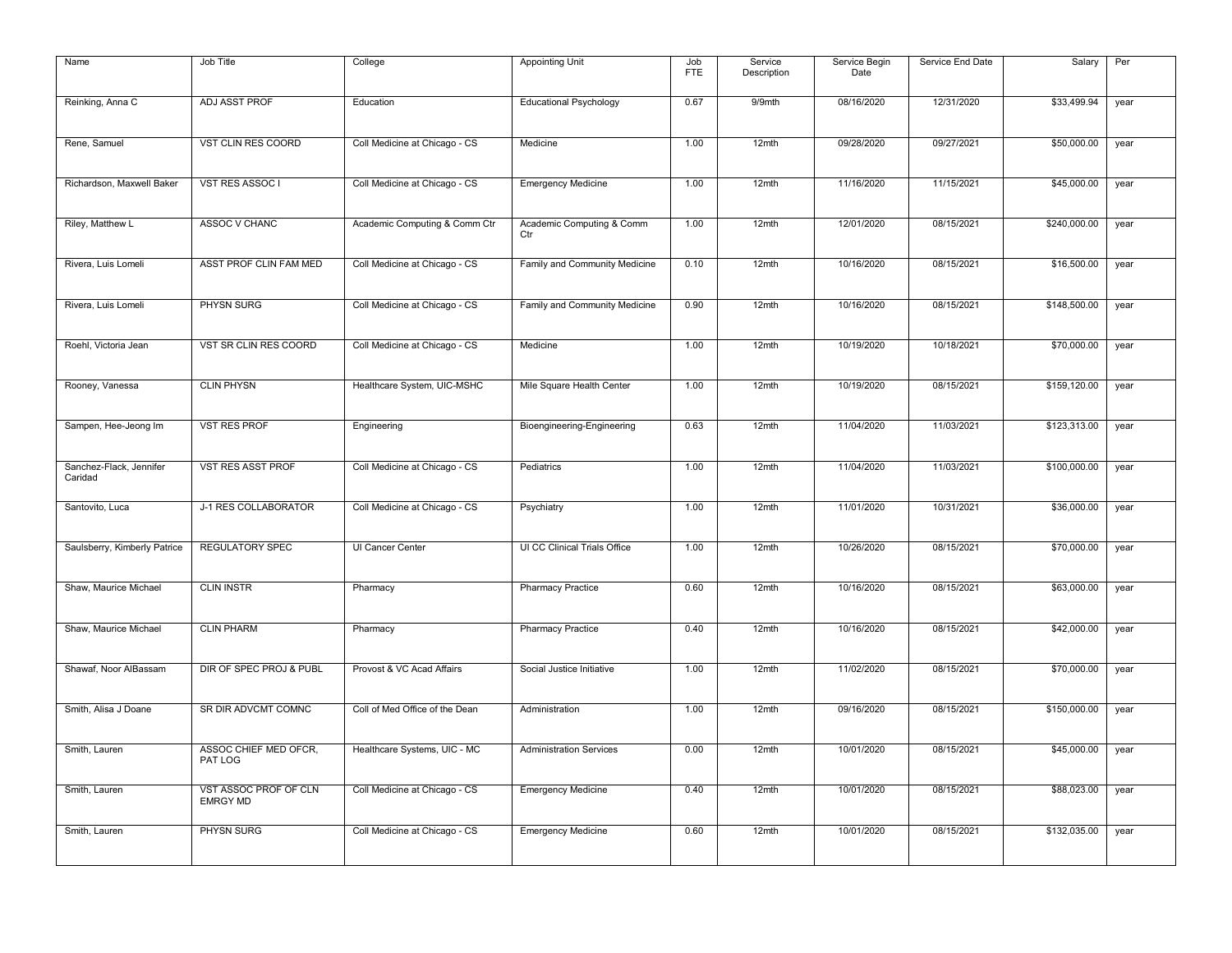| Name | Job Title | College | Appointing Unit | Job FTE | Service Description | Service Begin Date | Service End Date | Salary | Per |
|---|---|---|---|---|---|---|---|---|---|
| Reinking, Anna C | ADJ ASST PROF | Education | Educational Psychology | 0.67 | 9/9mth | 08/16/2020 | 12/31/2020 | $33,499.94 | year |
| Rene, Samuel | VST CLIN RES COORD | Coll Medicine at Chicago - CS | Medicine | 1.00 | 12mth | 09/28/2020 | 09/27/2021 | $50,000.00 | year |
| Richardson, Maxwell Baker | VST RES ASSOC I | Coll Medicine at Chicago - CS | Emergency Medicine | 1.00 | 12mth | 11/16/2020 | 11/15/2021 | $45,000.00 | year |
| Riley, Matthew L | ASSOC V CHANC | Academic Computing & Comm Ctr | Academic Computing & Comm Ctr | 1.00 | 12mth | 12/01/2020 | 08/15/2021 | $240,000.00 | year |
| Rivera, Luis Lomeli | ASST PROF CLIN FAM MED | Coll Medicine at Chicago - CS | Family and Community Medicine | 0.10 | 12mth | 10/16/2020 | 08/15/2021 | $16,500.00 | year |
| Rivera, Luis Lomeli | PHYSN SURG | Coll Medicine at Chicago - CS | Family and Community Medicine | 0.90 | 12mth | 10/16/2020 | 08/15/2021 | $148,500.00 | year |
| Roehl, Victoria Jean | VST SR CLIN RES COORD | Coll Medicine at Chicago - CS | Medicine | 1.00 | 12mth | 10/19/2020 | 10/18/2021 | $70,000.00 | year |
| Rooney, Vanessa | CLIN PHYSN | Healthcare System, UIC-MSHC | Mile Square Health Center | 1.00 | 12mth | 10/19/2020 | 08/15/2021 | $159,120.00 | year |
| Sampen, Hee-Jeong Im | VST RES PROF | Engineering | Bioengineering-Engineering | 0.63 | 12mth | 11/04/2020 | 11/03/2021 | $123,313.00 | year |
| Sanchez-Flack, Jennifer Caridad | VST RES ASST PROF | Coll Medicine at Chicago - CS | Pediatrics | 1.00 | 12mth | 11/04/2020 | 11/03/2021 | $100,000.00 | year |
| Santovito, Luca | J-1 RES COLLABORATOR | Coll Medicine at Chicago - CS | Psychiatry | 1.00 | 12mth | 11/01/2020 | 10/31/2021 | $36,000.00 | year |
| Saulsberry, Kimberly Patrice | REGULATORY SPEC | UI Cancer Center | UI CC Clinical Trials Office | 1.00 | 12mth | 10/26/2020 | 08/15/2021 | $70,000.00 | year |
| Shaw, Maurice Michael | CLIN INSTR | Pharmacy | Pharmacy Practice | 0.60 | 12mth | 10/16/2020 | 08/15/2021 | $63,000.00 | year |
| Shaw, Maurice Michael | CLIN PHARM | Pharmacy | Pharmacy Practice | 0.40 | 12mth | 10/16/2020 | 08/15/2021 | $42,000.00 | year |
| Shawaf, Noor AlBassam | DIR OF SPEC PROJ & PUBL | Provost & VC Acad Affairs | Social Justice Initiative | 1.00 | 12mth | 11/02/2020 | 08/15/2021 | $70,000.00 | year |
| Smith, Alisa J Doane | SR DIR ADVCMT COMNC | Coll of Med Office of the Dean | Administration | 1.00 | 12mth | 09/16/2020 | 08/15/2021 | $150,000.00 | year |
| Smith, Lauren | ASSOC CHIEF MED OFCR, PAT LOG | Healthcare Systems, UIC - MC | Administration Services | 0.00 | 12mth | 10/01/2020 | 08/15/2021 | $45,000.00 | year |
| Smith, Lauren | VST ASSOC PROF OF CLN EMRGY MD | Coll Medicine at Chicago - CS | Emergency Medicine | 0.40 | 12mth | 10/01/2020 | 08/15/2021 | $88,023.00 | year |
| Smith, Lauren | PHYSN SURG | Coll Medicine at Chicago - CS | Emergency Medicine | 0.60 | 12mth | 10/01/2020 | 08/15/2021 | $132,035.00 | year |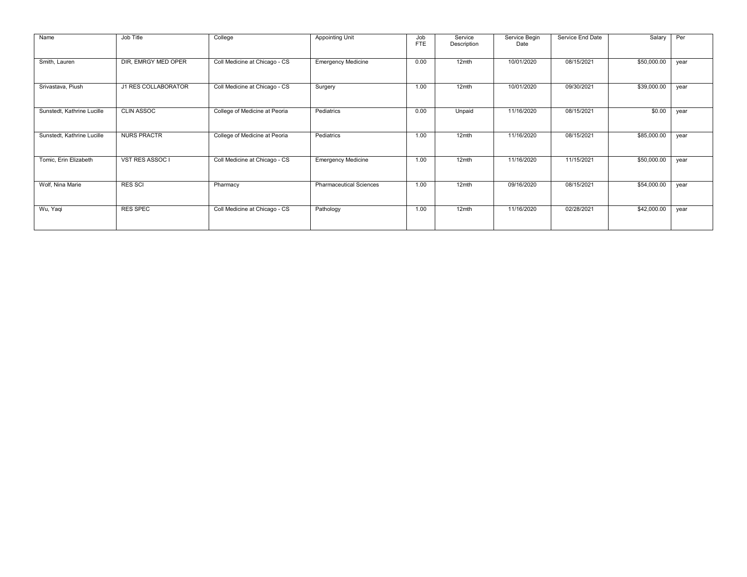| Name | Job Title | College | Appointing Unit | Job FTE | Service Description | Service Begin Date | Service End Date | Salary | Per |
|---|---|---|---|---|---|---|---|---|---|
| Smith, Lauren | DIR, EMRGY MED OPER | Coll Medicine at Chicago - CS | Emergency Medicine | 0.00 | 12mth | 10/01/2020 | 08/15/2021 | $50,000.00 | year |
| Srivastava, Piush | J1 RES COLLABORATOR | Coll Medicine at Chicago - CS | Surgery | 1.00 | 12mth | 10/01/2020 | 09/30/2021 | $39,000.00 | year |
| Sunstedt, Kathrine Lucille | CLIN ASSOC | College of Medicine at Peoria | Pediatrics | 0.00 | Unpaid | 11/16/2020 | 08/15/2021 | $0.00 | year |
| Sunstedt, Kathrine Lucille | NURS PRACTR | College of Medicine at Peoria | Pediatrics | 1.00 | 12mth | 11/16/2020 | 08/15/2021 | $85,000.00 | year |
| Tomic, Erin Elizabeth | VST RES ASSOC I | Coll Medicine at Chicago - CS | Emergency Medicine | 1.00 | 12mth | 11/16/2020 | 11/15/2021 | $50,000.00 | year |
| Wolf, Nina Marie | RES SCI | Pharmacy | Pharmaceutical Sciences | 1.00 | 12mth | 09/16/2020 | 08/15/2021 | $54,000.00 | year |
| Wu, Yaqi | RES SPEC | Coll Medicine at Chicago - CS | Pathology | 1.00 | 12mth | 11/16/2020 | 02/28/2021 | $42,000.00 | year |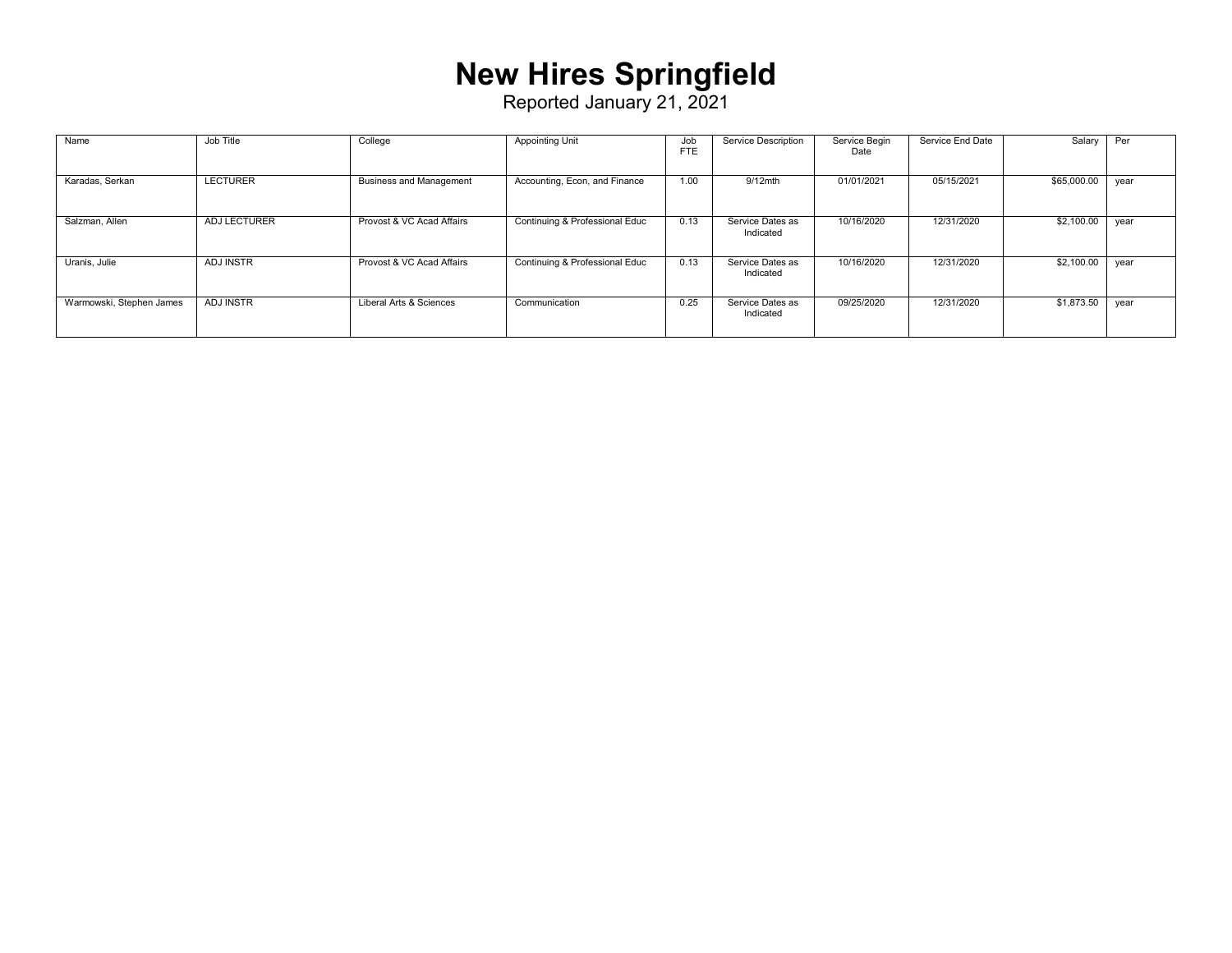# New Hires Springfield

Reported January 21, 2021

| Name | Job Title | College | Appointing Unit | Job FTE | Service Description | Service Begin Date | Service End Date | Salary | Per |
|---|---|---|---|---|---|---|---|---|---|
| Karadas, Serkan | LECTURER | Business and Management | Accounting, Econ, and Finance | 1.00 | 9/12mth | 01/01/2021 | 05/15/2021 | $65,000.00 | year |
| Salzman, Allen | ADJ LECTURER | Provost & VC Acad Affairs | Continuing & Professional Educ | 0.13 | Service Dates as Indicated | 10/16/2020 | 12/31/2020 | $2,100.00 | year |
| Uranis, Julie | ADJ INSTR | Provost & VC Acad Affairs | Continuing & Professional Educ | 0.13 | Service Dates as Indicated | 10/16/2020 | 12/31/2020 | $2,100.00 | year |
| Warmowski, Stephen James | ADJ INSTR | Liberal Arts & Sciences | Communication | 0.25 | Service Dates as Indicated | 09/25/2020 | 12/31/2020 | $1,873.50 | year |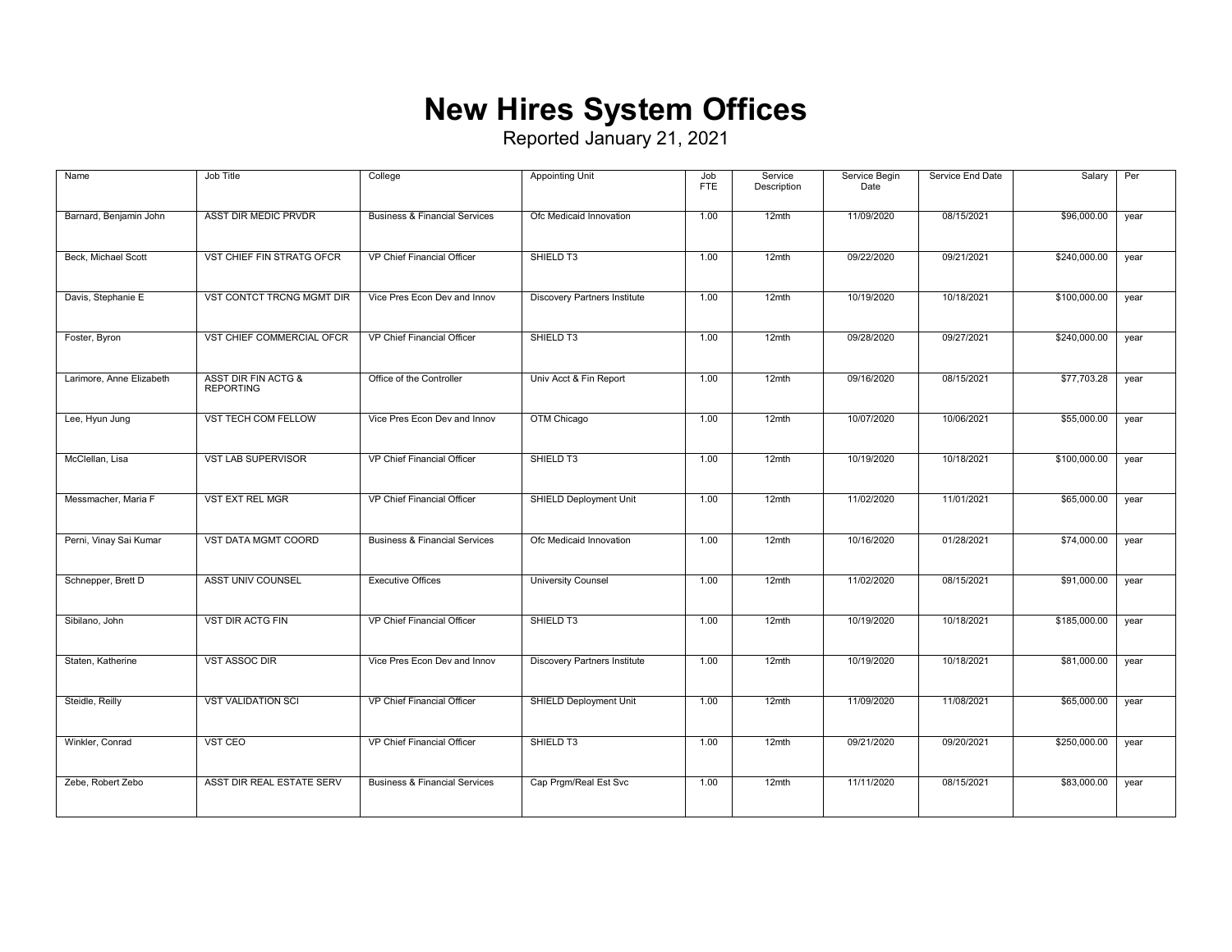# New Hires System Offices

Reported January 21, 2021

| Name | Job Title | College | Appointing Unit | Job FTE | Service Description | Service Begin Date | Service End Date | Salary | Per |
|---|---|---|---|---|---|---|---|---|---|
| Barnard, Benjamin John | ASST DIR MEDIC PRVDR | Business & Financial Services | Ofc Medicaid Innovation | 1.00 | 12mth | 11/09/2020 | 08/15/2021 | $96,000.00 | year |
| Beck, Michael Scott | VST CHIEF FIN STRATG OFCR | VP Chief Financial Officer | SHIELD T3 | 1.00 | 12mth | 09/22/2020 | 09/21/2021 | $240,000.00 | year |
| Davis, Stephanie E | VST CONTCT TRCNG MGMT DIR | Vice Pres Econ Dev and Innov | Discovery Partners Institute | 1.00 | 12mth | 10/19/2020 | 10/18/2021 | $100,000.00 | year |
| Foster, Byron | VST CHIEF COMMERCIAL OFCR | VP Chief Financial Officer | SHIELD T3 | 1.00 | 12mth | 09/28/2020 | 09/27/2021 | $240,000.00 | year |
| Larimore, Anne Elizabeth | ASST DIR FIN ACTG & REPORTING | Office of the Controller | Univ Acct & Fin Report | 1.00 | 12mth | 09/16/2020 | 08/15/2021 | $77,703.28 | year |
| Lee, Hyun Jung | VST TECH COM FELLOW | Vice Pres Econ Dev and Innov | OTM Chicago | 1.00 | 12mth | 10/07/2020 | 10/06/2021 | $55,000.00 | year |
| McClellan, Lisa | VST LAB SUPERVISOR | VP Chief Financial Officer | SHIELD T3 | 1.00 | 12mth | 10/19/2020 | 10/18/2021 | $100,000.00 | year |
| Messmacher, Maria F | VST EXT REL MGR | VP Chief Financial Officer | SHIELD Deployment Unit | 1.00 | 12mth | 11/02/2020 | 11/01/2021 | $65,000.00 | year |
| Perni, Vinay Sai Kumar | VST DATA MGMT COORD | Business & Financial Services | Ofc Medicaid Innovation | 1.00 | 12mth | 10/16/2020 | 01/28/2021 | $74,000.00 | year |
| Schnepper, Brett D | ASST UNIV COUNSEL | Executive Offices | University Counsel | 1.00 | 12mth | 11/02/2020 | 08/15/2021 | $91,000.00 | year |
| Sibilano, John | VST DIR ACTG FIN | VP Chief Financial Officer | SHIELD T3 | 1.00 | 12mth | 10/19/2020 | 10/18/2021 | $185,000.00 | year |
| Staten, Katherine | VST ASSOC DIR | Vice Pres Econ Dev and Innov | Discovery Partners Institute | 1.00 | 12mth | 10/19/2020 | 10/18/2021 | $81,000.00 | year |
| Steidle, Reilly | VST VALIDATION SCI | VP Chief Financial Officer | SHIELD Deployment Unit | 1.00 | 12mth | 11/09/2020 | 11/08/2021 | $65,000.00 | year |
| Winkler, Conrad | VST CEO | VP Chief Financial Officer | SHIELD T3 | 1.00 | 12mth | 09/21/2020 | 09/20/2021 | $250,000.00 | year |
| Zebe, Robert Zebo | ASST DIR REAL ESTATE SERV | Business & Financial Services | Cap Prgm/Real Est Svc | 1.00 | 12mth | 11/11/2020 | 08/15/2021 | $83,000.00 | year |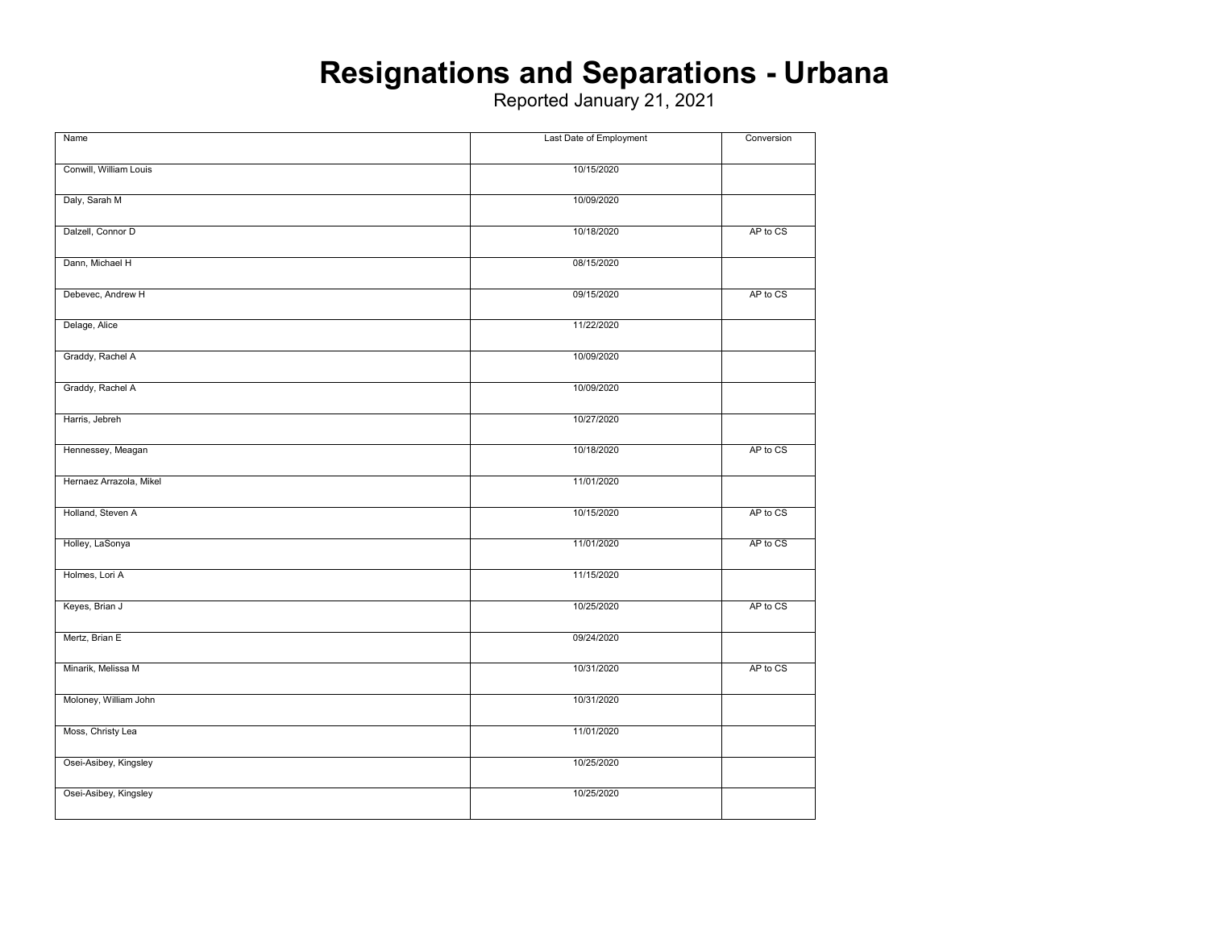# Resignations and Separations - Urbana

Reported January 21, 2021

| Name | Last Date of Employment | Conversion |
|---|---|---|
| Conwill, William Louis | 10/15/2020 | |
| Daly, Sarah M | 10/09/2020 | |
| Dalzell, Connor D | 10/18/2020 | AP to CS |
| Dann, Michael H | 08/15/2020 | |
| Debevec, Andrew H | 09/15/2020 | AP to CS |
| Delage, Alice | 11/22/2020 | |
| Graddy, Rachel A | 10/09/2020 | |
| Graddy, Rachel A | 10/09/2020 | |
| Harris, Jebreh | 10/27/2020 | |
| Hennessey, Meagan | 10/18/2020 | AP to CS |
| Hernaez Arrazola, Mikel | 11/01/2020 | |
| Holland, Steven A | 10/15/2020 | AP to CS |
| Holley, LaSonya | 11/01/2020 | AP to CS |
| Holmes, Lori A | 11/15/2020 | |
| Keyes, Brian J | 10/25/2020 | AP to CS |
| Mertz, Brian E | 09/24/2020 | |
| Minarik, Melissa M | 10/31/2020 | AP to CS |
| Moloney, William John | 10/31/2020 | |
| Moss, Christy Lea | 11/01/2020 | |
| Osei-Asibey, Kingsley | 10/25/2020 | |
| Osei-Asibey, Kingsley | 10/25/2020 | |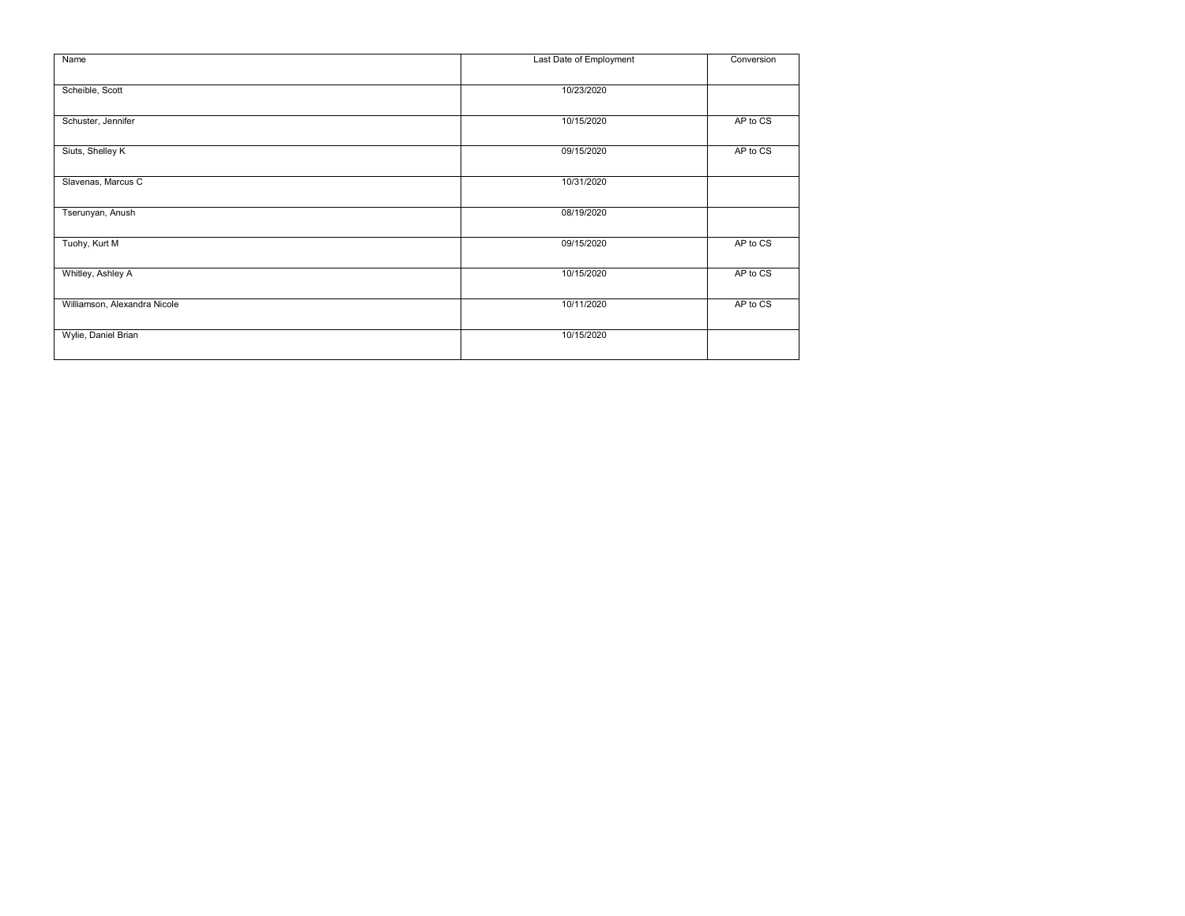| Name | Last Date of Employment | Conversion |
| --- | --- | --- |
| Scheible, Scott | 10/23/2020 | |
| Schuster, Jennifer | 10/15/2020 | AP to CS |
| Siuts, Shelley K | 09/15/2020 | AP to CS |
| Slavenas, Marcus C | 10/31/2020 | |
| Tserunyan, Anush | 08/19/2020 | |
| Tuohy, Kurt M | 09/15/2020 | AP to CS |
| Whitley, Ashley A | 10/15/2020 | AP to CS |
| Williamson, Alexandra Nicole | 10/11/2020 | AP to CS |
| Wylie, Daniel Brian | 10/15/2020 | |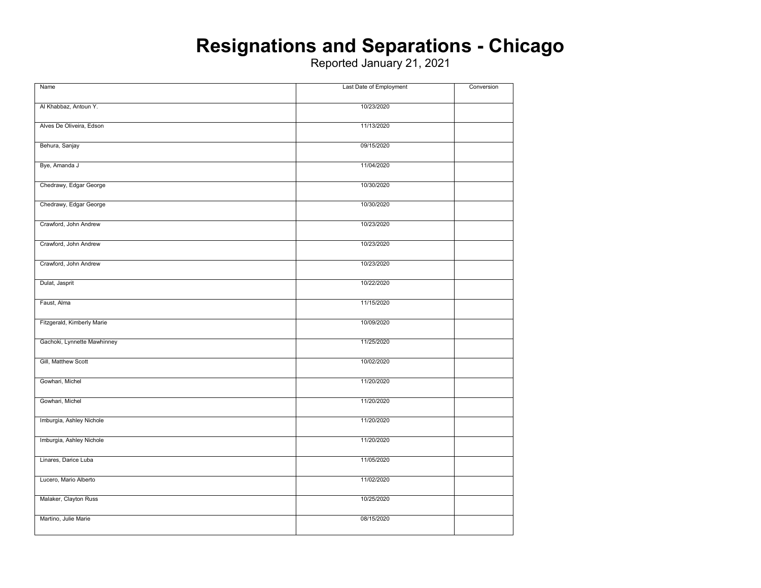# Resignations and Separations - Chicago

Reported January 21, 2021

| Name | Last Date of Employment | Conversion |
|---|---|---|
| Al Khabbaz, Antoun Y. | 10/23/2020 | |
| Alves De Oliveira, Edson | 11/13/2020 | |
| Behura, Sanjay | 09/15/2020 | |
| Bye, Amanda J | 11/04/2020 | |
| Chedrawy, Edgar George | 10/30/2020 | |
| Chedrawy, Edgar George | 10/30/2020 | |
| Crawford, John Andrew | 10/23/2020 | |
| Crawford, John Andrew | 10/23/2020 | |
| Crawford, John Andrew | 10/23/2020 | |
| Dulat, Jasprit | 10/22/2020 | |
| Faust, Alma | 11/15/2020 | |
| Fitzgerald, Kimberly Marie | 10/09/2020 | |
| Gachoki, Lynnette Mawhinney | 11/25/2020 | |
| Gill, Matthew Scott | 10/02/2020 | |
| Gowhari, Michel | 11/20/2020 | |
| Gowhari, Michel | 11/20/2020 | |
| Imburgia, Ashley Nichole | 11/20/2020 | |
| Imburgia, Ashley Nichole | 11/20/2020 | |
| Linares, Darice Luba | 11/05/2020 | |
| Lucero, Mario Alberto | 11/02/2020 | |
| Malaker, Clayton Russ | 10/25/2020 | |
| Martino, Julie Marie | 08/15/2020 | |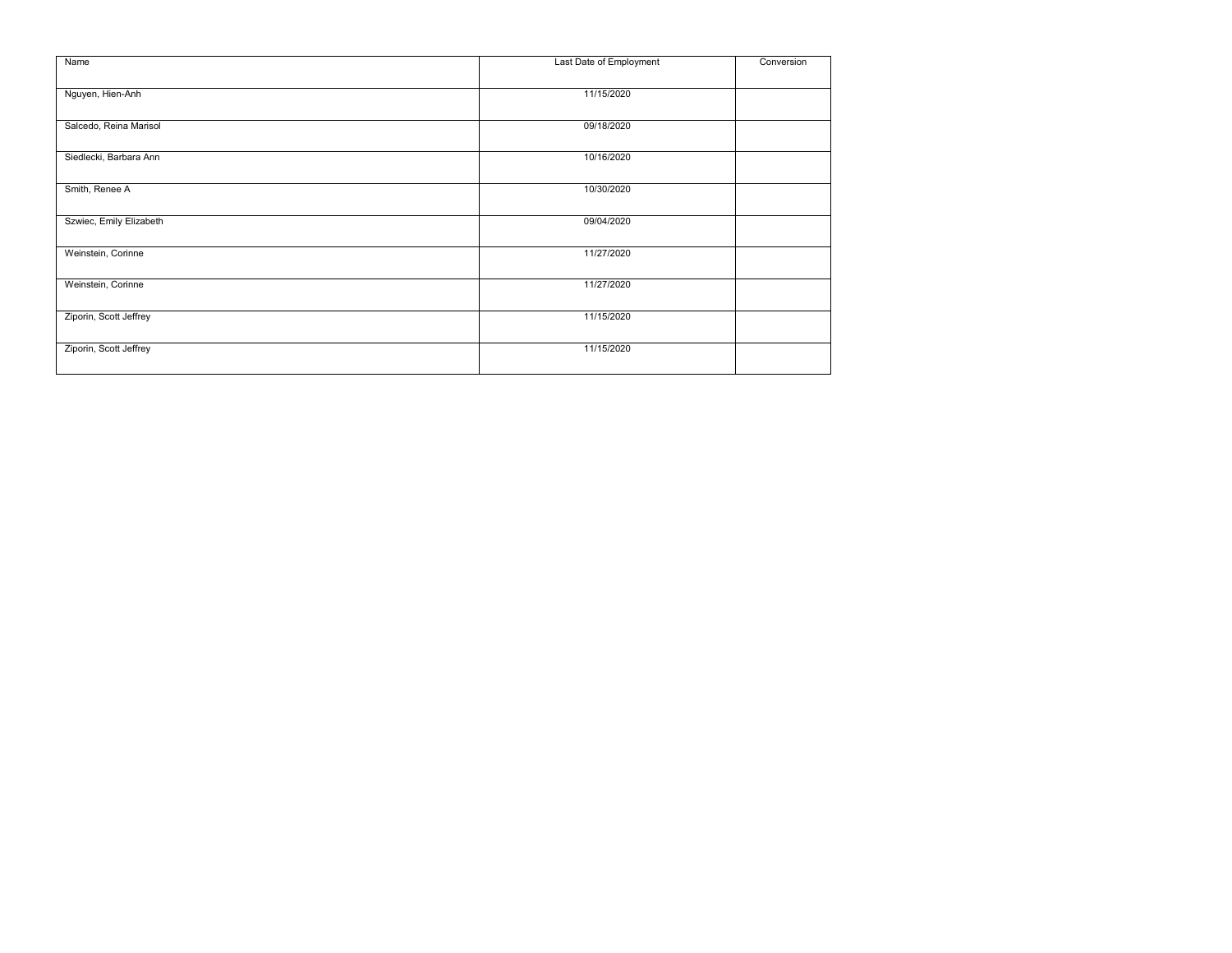| Name | Last Date of Employment | Conversion |
| --- | --- | --- |
| Nguyen, Hien-Anh | 11/15/2020 | |
| Salcedo, Reina Marisol | 09/18/2020 | |
| Siedlecki, Barbara Ann | 10/16/2020 | |
| Smith, Renee A | 10/30/2020 | |
| Szwiec, Emily Elizabeth | 09/04/2020 | |
| Weinstein, Corinne | 11/27/2020 | |
| Weinstein, Corinne | 11/27/2020 | |
| Ziporin, Scott Jeffrey | 11/15/2020 | |
| Ziporin, Scott Jeffrey | 11/15/2020 | |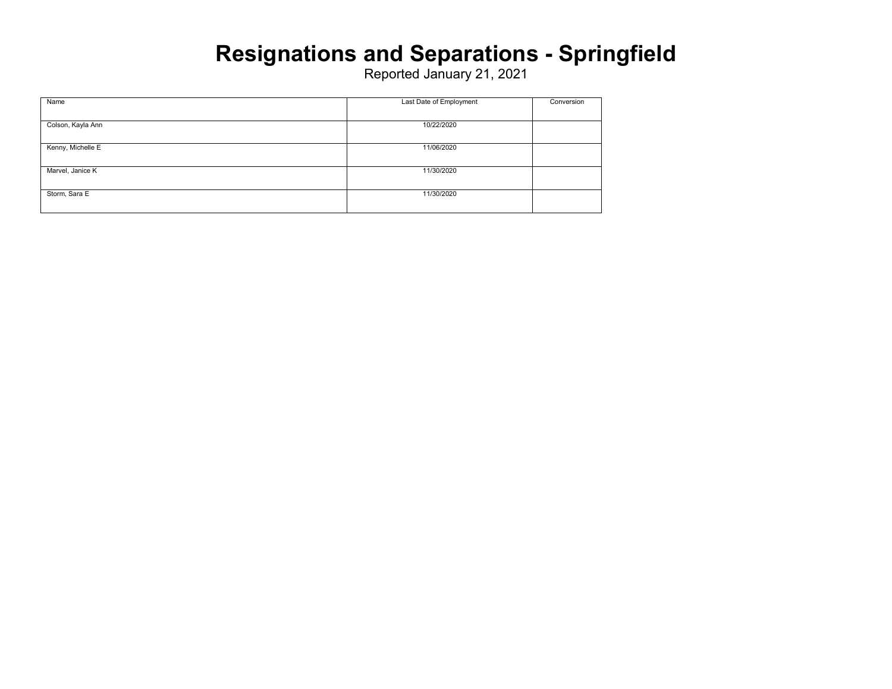# Resignations and Separations - Springfield

Reported January 21, 2021

| Name | Last Date of Employment | Conversion |
| --- | --- | --- |
| Colson, Kayla Ann | 10/22/2020 | |
| Kenny, Michelle E | 11/06/2020 | |
| Marvel, Janice K | 11/30/2020 | |
| Storm, Sara E | 11/30/2020 | |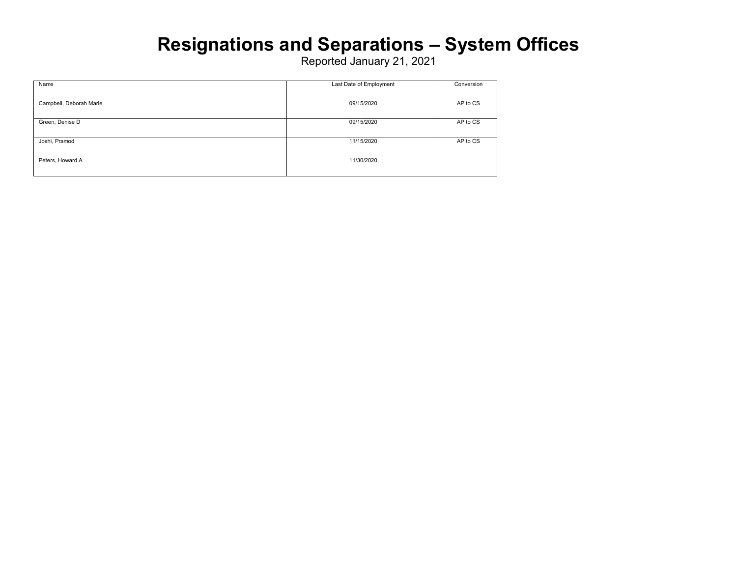# Resignations and Separations – System Offices

Reported January 21, 2021

| Name | Last Date of Employment | Conversion |
|---|---|---|
| Campbell, Deborah Marie | 09/15/2020 | AP to CS |
| Green, Denise D | 09/15/2020 | AP to CS |
| Joshi, Pramod | 11/15/2020 | AP to CS |
| Peters, Howard A | 11/30/2020 | |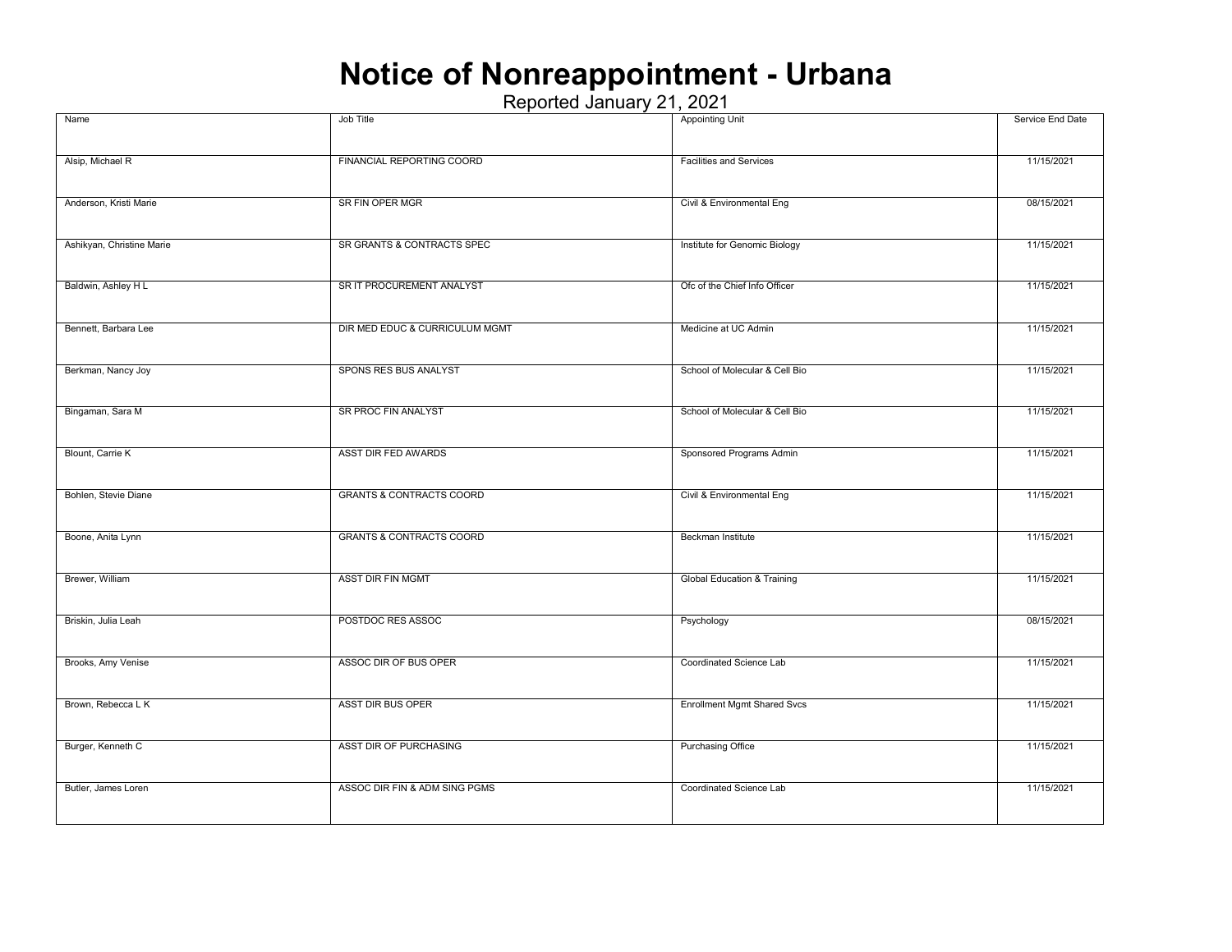# Notice of Nonreappointment - Urbana

Reported January 21, 2021

| Name | Job Title | Appointing Unit | Service End Date |
|---|---|---|---|
| Alsip, Michael R | FINANCIAL REPORTING COORD | Facilities and Services | 11/15/2021 |
| Anderson, Kristi Marie | SR FIN OPER MGR | Civil & Environmental Eng | 08/15/2021 |
| Ashikyan, Christine Marie | SR GRANTS & CONTRACTS SPEC | Institute for Genomic Biology | 11/15/2021 |
| Baldwin, Ashley H L | SR IT PROCUREMENT ANALYST | Ofc of the Chief Info Officer | 11/15/2021 |
| Bennett, Barbara Lee | DIR MED EDUC & CURRICULUM MGMT | Medicine at UC Admin | 11/15/2021 |
| Berkman, Nancy Joy | SPONS RES BUS ANALYST | School of Molecular & Cell Bio | 11/15/2021 |
| Bingaman, Sara M | SR PROC FIN ANALYST | School of Molecular & Cell Bio | 11/15/2021 |
| Blount, Carrie K | ASST DIR FED AWARDS | Sponsored Programs Admin | 11/15/2021 |
| Bohlen, Stevie Diane | GRANTS & CONTRACTS COORD | Civil & Environmental Eng | 11/15/2021 |
| Boone, Anita Lynn | GRANTS & CONTRACTS COORD | Beckman Institute | 11/15/2021 |
| Brewer, William | ASST DIR FIN MGMT | Global Education & Training | 11/15/2021 |
| Briskin, Julia Leah | POSTDOC RES ASSOC | Psychology | 08/15/2021 |
| Brooks, Amy Venise | ASSOC DIR OF BUS OPER | Coordinated Science Lab | 11/15/2021 |
| Brown, Rebecca L K | ASST DIR BUS OPER | Enrollment Mgmt Shared Svcs | 11/15/2021 |
| Burger, Kenneth C | ASST DIR OF PURCHASING | Purchasing Office | 11/15/2021 |
| Butler, James Loren | ASSOC DIR FIN & ADM SING PGMS | Coordinated Science Lab | 11/15/2021 |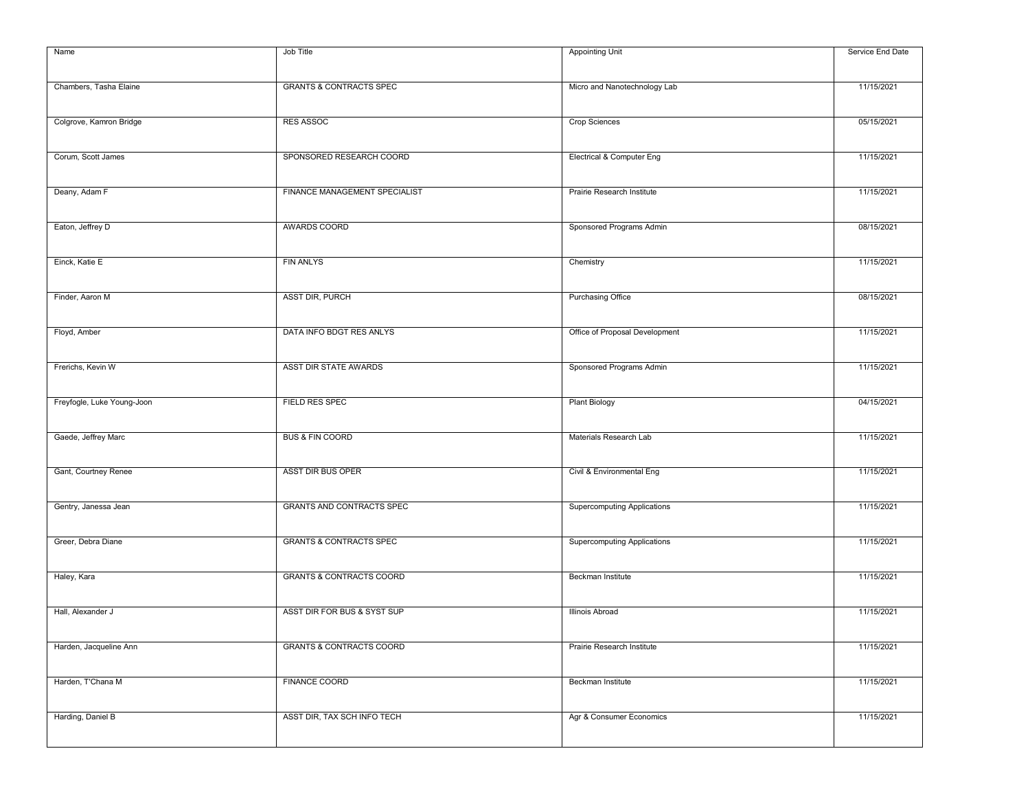| Name | Job Title | Appointing Unit | Service End Date |
| --- | --- | --- | --- |
| Chambers, Tasha Elaine | GRANTS & CONTRACTS SPEC | Micro and Nanotechnology Lab | 11/15/2021 |
| Colgrove, Kamron Bridge | RES ASSOC | Crop Sciences | 05/15/2021 |
| Corum, Scott James | SPONSORED RESEARCH COORD | Electrical & Computer Eng | 11/15/2021 |
| Deany, Adam F | FINANCE MANAGEMENT SPECIALIST | Prairie Research Institute | 11/15/2021 |
| Eaton, Jeffrey D | AWARDS COORD | Sponsored Programs Admin | 08/15/2021 |
| Einck, Katie E | FIN ANLYS | Chemistry | 11/15/2021 |
| Finder, Aaron M | ASST DIR, PURCH | Purchasing Office | 08/15/2021 |
| Floyd, Amber | DATA INFO BDGT RES ANLYS | Office of Proposal Development | 11/15/2021 |
| Frerichs, Kevin W | ASST DIR STATE AWARDS | Sponsored Programs Admin | 11/15/2021 |
| Freyfogle, Luke Young-Joon | FIELD RES SPEC | Plant Biology | 04/15/2021 |
| Gaede, Jeffrey Marc | BUS & FIN COORD | Materials Research Lab | 11/15/2021 |
| Gant, Courtney Renee | ASST DIR BUS OPER | Civil & Environmental Eng | 11/15/2021 |
| Gentry, Janessa Jean | GRANTS AND CONTRACTS SPEC | Supercomputing Applications | 11/15/2021 |
| Greer, Debra Diane | GRANTS & CONTRACTS SPEC | Supercomputing Applications | 11/15/2021 |
| Haley, Kara | GRANTS & CONTRACTS COORD | Beckman Institute | 11/15/2021 |
| Hall, Alexander J | ASST DIR FOR BUS & SYST SUP | Illinois Abroad | 11/15/2021 |
| Harden, Jacqueline Ann | GRANTS & CONTRACTS COORD | Prairie Research Institute | 11/15/2021 |
| Harden, T'Chana M | FINANCE COORD | Beckman Institute | 11/15/2021 |
| Harding, Daniel B | ASST DIR, TAX SCH INFO TECH | Agr & Consumer Economics | 11/15/2021 |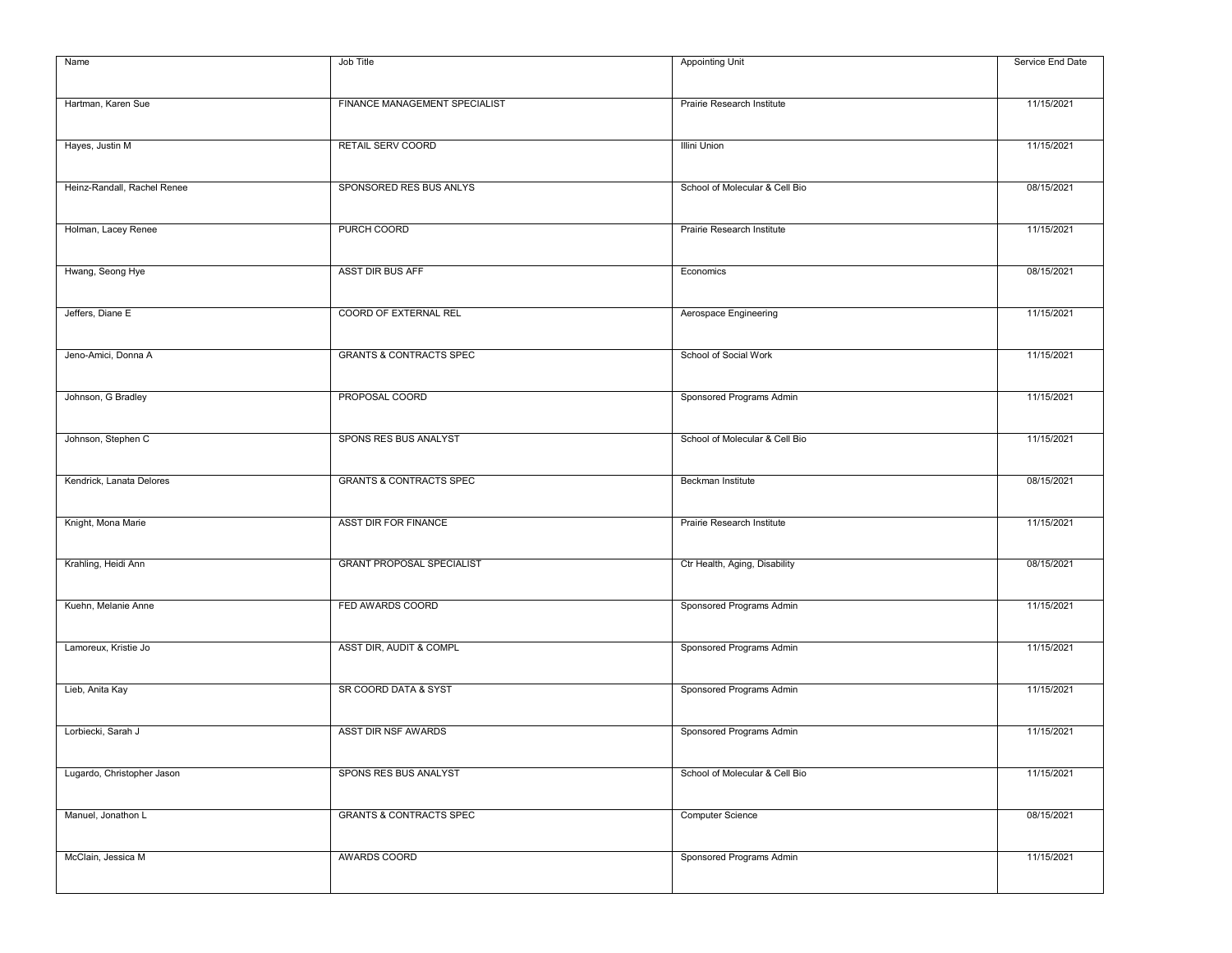| Name | Job Title | Appointing Unit | Service End Date |
| --- | --- | --- | --- |
| Hartman, Karen Sue | FINANCE MANAGEMENT SPECIALIST | Prairie Research Institute | 11/15/2021 |
| Hayes, Justin M | RETAIL SERV COORD | Illini Union | 11/15/2021 |
| Heinz-Randall, Rachel Renee | SPONSORED RES BUS ANLYS | School of Molecular & Cell Bio | 08/15/2021 |
| Holman, Lacey Renee | PURCH COORD | Prairie Research Institute | 11/15/2021 |
| Hwang, Seong Hye | ASST DIR BUS AFF | Economics | 08/15/2021 |
| Jeffers, Diane E | COORD OF EXTERNAL REL | Aerospace Engineering | 11/15/2021 |
| Jeno-Amici, Donna A | GRANTS & CONTRACTS SPEC | School of Social Work | 11/15/2021 |
| Johnson, G Bradley | PROPOSAL COORD | Sponsored Programs Admin | 11/15/2021 |
| Johnson, Stephen C | SPONS RES BUS ANALYST | School of Molecular & Cell Bio | 11/15/2021 |
| Kendrick, Lanata Delores | GRANTS & CONTRACTS SPEC | Beckman Institute | 08/15/2021 |
| Knight, Mona Marie | ASST DIR FOR FINANCE | Prairie Research Institute | 11/15/2021 |
| Krahling, Heidi Ann | GRANT PROPOSAL SPECIALIST | Ctr Health, Aging, Disability | 08/15/2021 |
| Kuehn, Melanie Anne | FED AWARDS COORD | Sponsored Programs Admin | 11/15/2021 |
| Lamoreux, Kristie Jo | ASST DIR, AUDIT & COMPL | Sponsored Programs Admin | 11/15/2021 |
| Lieb, Anita Kay | SR COORD DATA & SYST | Sponsored Programs Admin | 11/15/2021 |
| Lorbiecki, Sarah J | ASST DIR NSF AWARDS | Sponsored Programs Admin | 11/15/2021 |
| Lugardo, Christopher Jason | SPONS RES BUS ANALYST | School of Molecular & Cell Bio | 11/15/2021 |
| Manuel, Jonathon L | GRANTS & CONTRACTS SPEC | Computer Science | 08/15/2021 |
| McClain, Jessica M | AWARDS COORD | Sponsored Programs Admin | 11/15/2021 |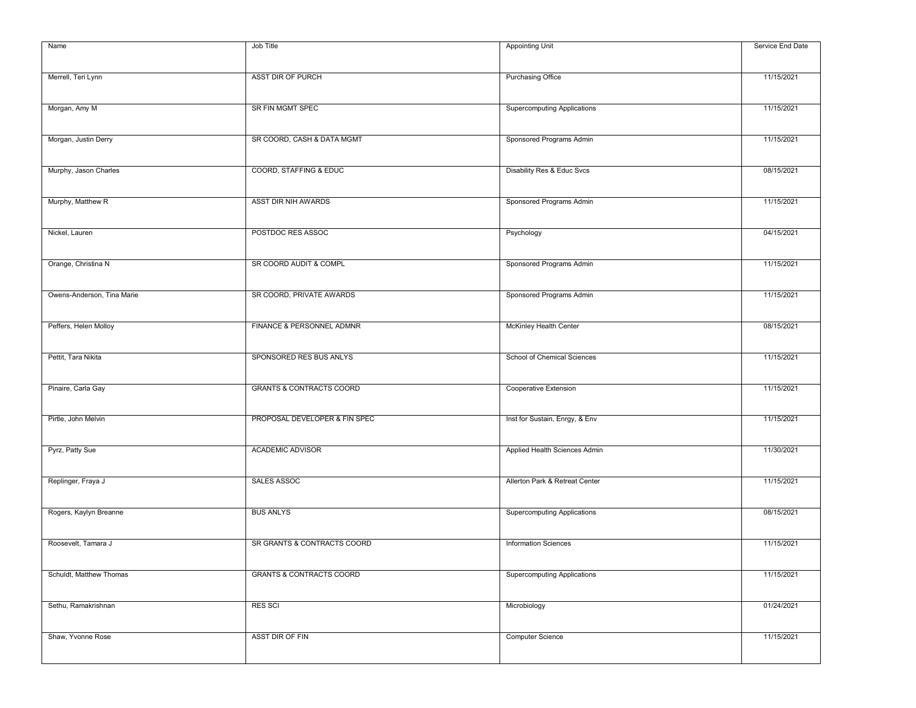| Name | Job Title | Appointing Unit | Service End Date |
| --- | --- | --- | --- |
| Merrell, Teri Lynn | ASST DIR OF PURCH | Purchasing Office | 11/15/2021 |
| Morgan, Amy M | SR FIN MGMT SPEC | Supercomputing Applications | 11/15/2021 |
| Morgan, Justin Derry | SR COORD, CASH & DATA MGMT | Sponsored Programs Admin | 11/15/2021 |
| Murphy, Jason Charles | COORD, STAFFING & EDUC | Disability Res & Educ Svcs | 08/15/2021 |
| Murphy, Matthew R | ASST DIR NIH AWARDS | Sponsored Programs Admin | 11/15/2021 |
| Nickel, Lauren | POSTDOC RES ASSOC | Psychology | 04/15/2021 |
| Orange, Christina N | SR COORD AUDIT & COMPL | Sponsored Programs Admin | 11/15/2021 |
| Owens-Anderson, Tina Marie | SR COORD, PRIVATE AWARDS | Sponsored Programs Admin | 11/15/2021 |
| Peffers, Helen Molloy | FINANCE & PERSONNEL ADMNR | McKinley Health Center | 08/15/2021 |
| Pettit, Tara Nikita | SPONSORED RES BUS ANLYS | School of Chemical Sciences | 11/15/2021 |
| Pinaire, Carla Gay | GRANTS & CONTRACTS COORD | Cooperative Extension | 11/15/2021 |
| Pirtle, John Melvin | PROPOSAL DEVELOPER & FIN SPEC | Inst for Sustain, Enrgy, & Env | 11/15/2021 |
| Pyrz, Patty Sue | ACADEMIC ADVISOR | Applied Health Sciences Admin | 11/30/2021 |
| Replinger, Fraya J | SALES ASSOC | Allerton Park & Retreat Center | 11/15/2021 |
| Rogers, Kaylyn Breanne | BUS ANLYS | Supercomputing Applications | 08/15/2021 |
| Roosevelt, Tamara J | SR GRANTS & CONTRACTS COORD | Information Sciences | 11/15/2021 |
| Schuldt, Matthew Thomas | GRANTS & CONTRACTS COORD | Supercomputing Applications | 11/15/2021 |
| Sethu, Ramakrishnan | RES SCI | Microbiology | 01/24/2021 |
| Shaw, Yvonne Rose | ASST DIR OF FIN | Computer Science | 11/15/2021 |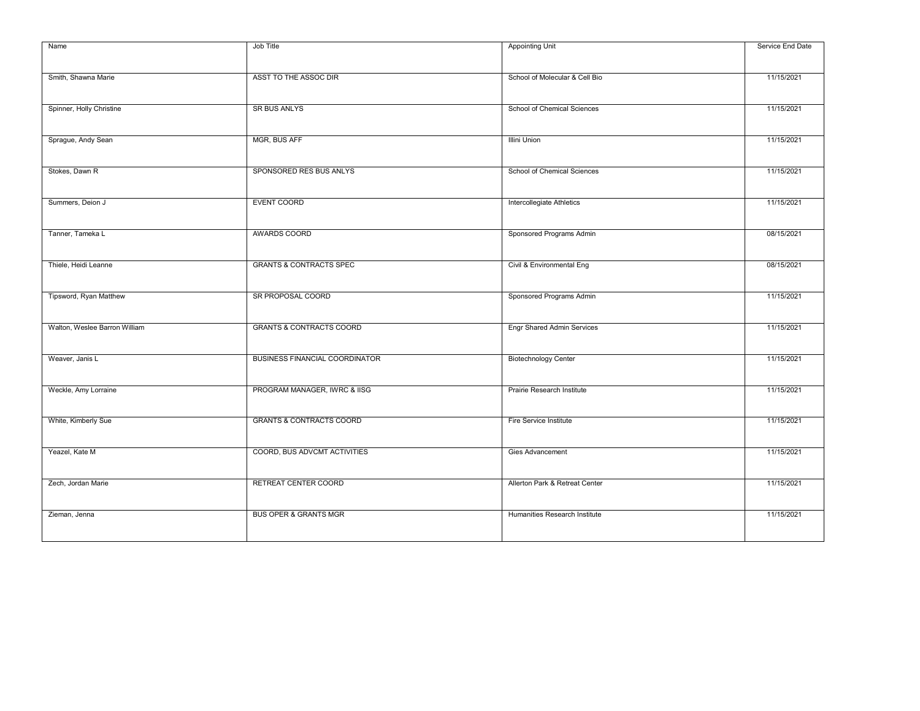| Name | Job Title | Appointing Unit | Service End Date |
| --- | --- | --- | --- |
| Smith, Shawna Marie | ASST TO THE ASSOC DIR | School of Molecular & Cell Bio | 11/15/2021 |
| Spinner, Holly Christine | SR BUS ANLYS | School of Chemical Sciences | 11/15/2021 |
| Sprague, Andy Sean | MGR, BUS AFF | Illini Union | 11/15/2021 |
| Stokes, Dawn R | SPONSORED RES BUS ANLYS | School of Chemical Sciences | 11/15/2021 |
| Summers, Deion J | EVENT COORD | Intercollegiate Athletics | 11/15/2021 |
| Tanner, Tameka L | AWARDS COORD | Sponsored Programs Admin | 08/15/2021 |
| Thiele, Heidi Leanne | GRANTS & CONTRACTS SPEC | Civil & Environmental Eng | 08/15/2021 |
| Tipsword, Ryan Matthew | SR PROPOSAL COORD | Sponsored Programs Admin | 11/15/2021 |
| Walton, Weslee Barron William | GRANTS & CONTRACTS COORD | Engr Shared Admin Services | 11/15/2021 |
| Weaver, Janis L | BUSINESS FINANCIAL COORDINATOR | Biotechnology Center | 11/15/2021 |
| Weckle, Amy Lorraine | PROGRAM MANAGER, IWRC & IISG | Prairie Research Institute | 11/15/2021 |
| White, Kimberly Sue | GRANTS & CONTRACTS COORD | Fire Service Institute | 11/15/2021 |
| Yeazel, Kate M | COORD, BUS ADVCMT ACTIVITIES | Gies Advancement | 11/15/2021 |
| Zech, Jordan Marie | RETREAT CENTER COORD | Allerton Park & Retreat Center | 11/15/2021 |
| Zieman, Jenna | BUS OPER & GRANTS MGR | Humanities Research Institute | 11/15/2021 |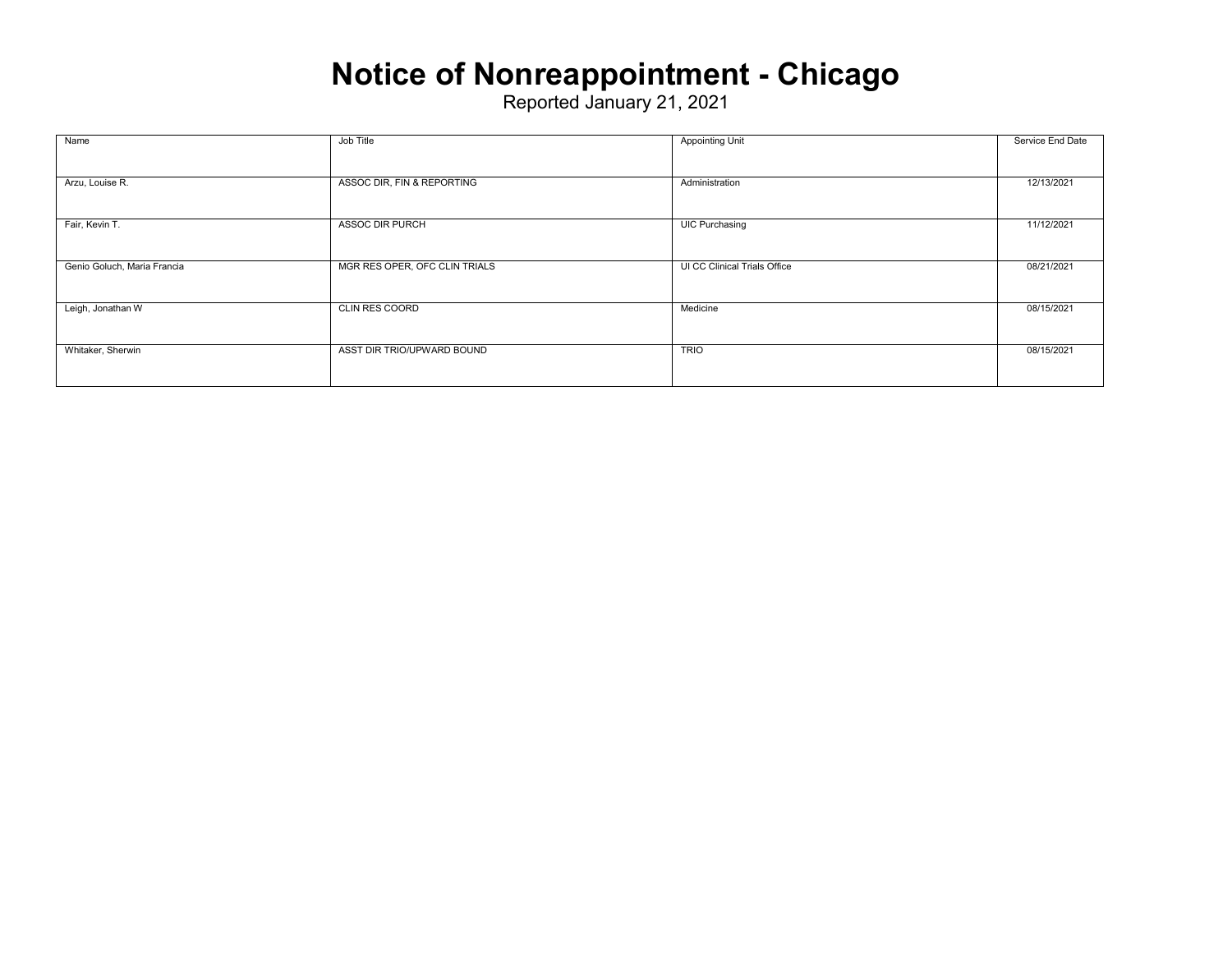# Notice of Nonreappointment - Chicago

Reported January 21, 2021

| Name | Job Title | Appointing Unit | Service End Date |
|---|---|---|---|
| Arzu, Louise R. | ASSOC DIR, FIN & REPORTING | Administration | 12/13/2021 |
| Fair, Kevin T. | ASSOC DIR PURCH | UIC Purchasing | 11/12/2021 |
| Genio Goluch, Maria Francia | MGR RES OPER, OFC CLIN TRIALS | UI CC Clinical Trials Office | 08/21/2021 |
| Leigh, Jonathan W | CLIN RES COORD | Medicine | 08/15/2021 |
| Whitaker, Sherwin | ASST DIR TRIO/UPWARD BOUND | TRIO | 08/15/2021 |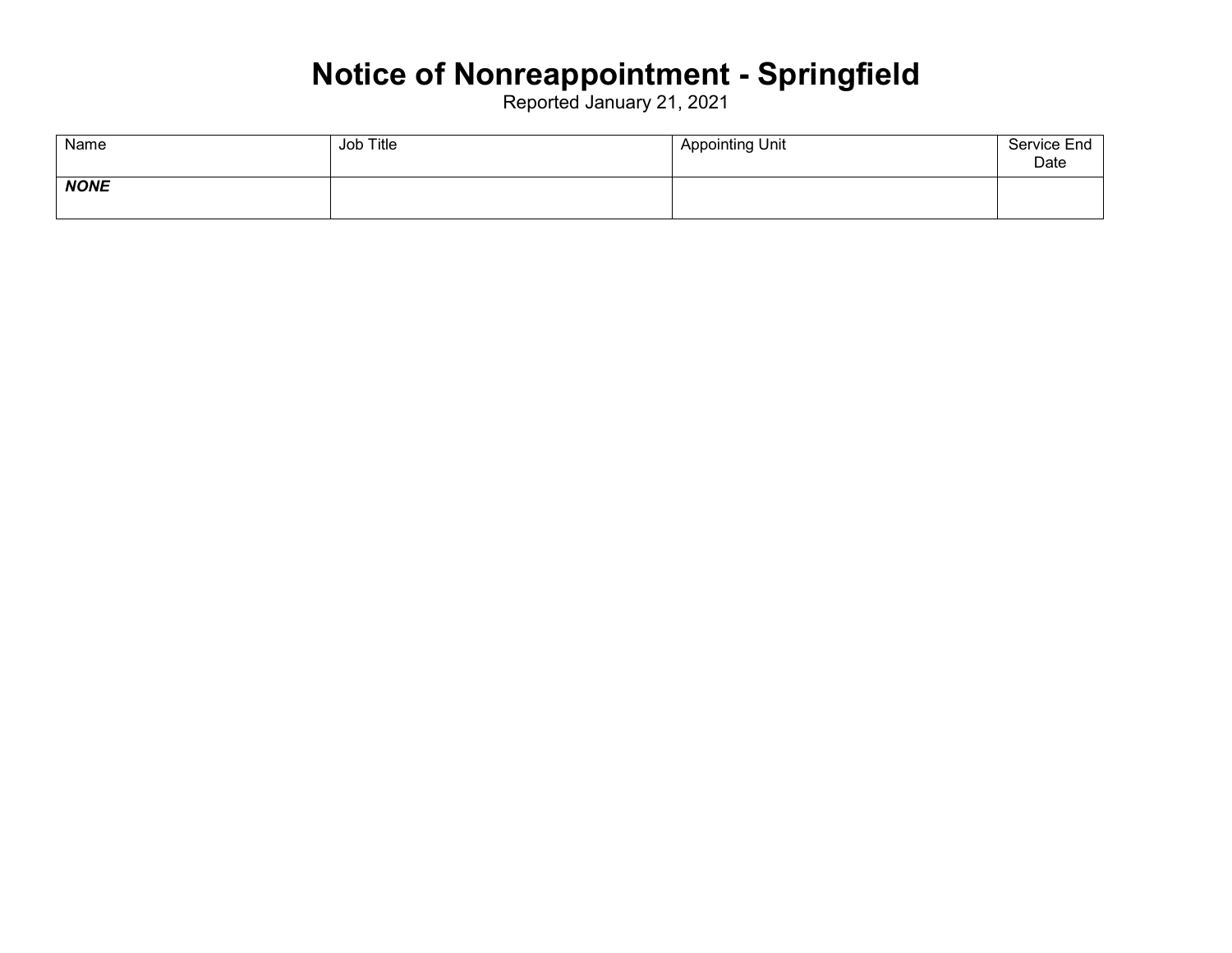# Notice of Nonreappointment - Springfield

Reported January 21, 2021

| Name | Job Title | Appointing Unit | Service End Date |
| --- | --- | --- | --- |
| ***NONE*** | | | |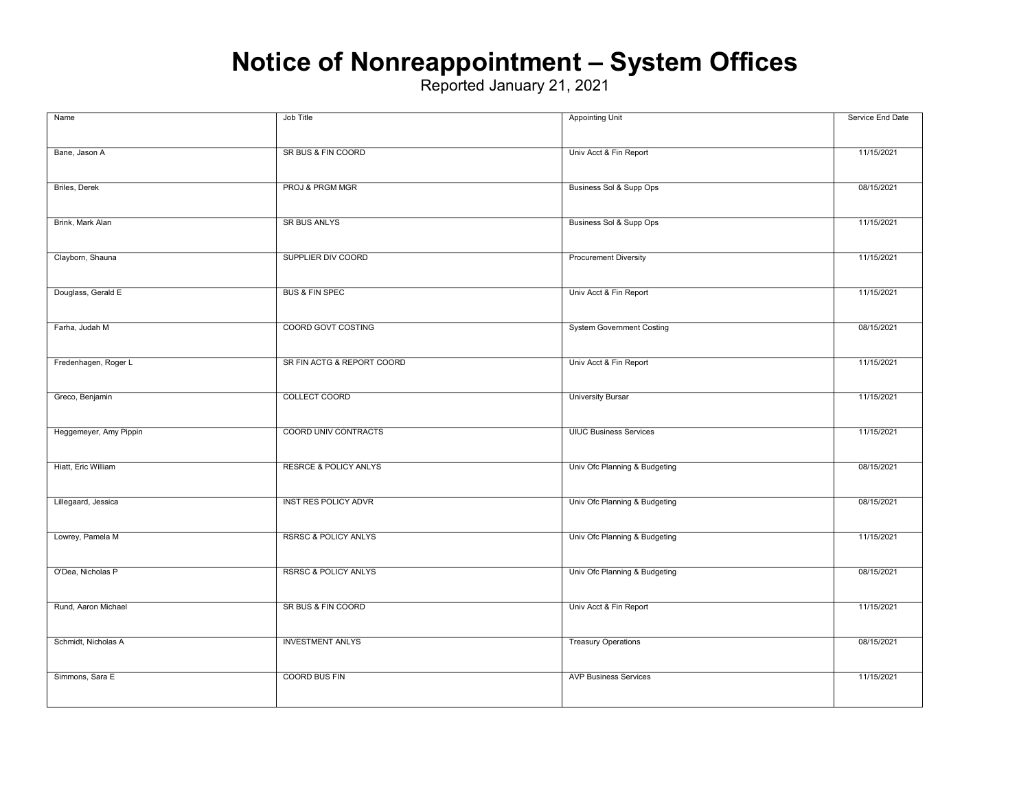# Notice of Nonreappointment – System Offices

Reported January 21, 2021

| Name | Job Title | Appointing Unit | Service End Date |
|---|---|---|---|
| Bane, Jason A | SR BUS & FIN COORD | Univ Acct & Fin Report | 11/15/2021 |
| Briles, Derek | PROJ & PRGM MGR | Business Sol & Supp Ops | 08/15/2021 |
| Brink, Mark Alan | SR BUS ANLYS | Business Sol & Supp Ops | 11/15/2021 |
| Clayborn, Shauna | SUPPLIER DIV COORD | Procurement Diversity | 11/15/2021 |
| Douglass, Gerald E | BUS & FIN SPEC | Univ Acct & Fin Report | 11/15/2021 |
| Farha, Judah M | COORD GOVT COSTING | System Government Costing | 08/15/2021 |
| Fredenhagen, Roger L | SR FIN ACTG & REPORT COORD | Univ Acct & Fin Report | 11/15/2021 |
| Greco, Benjamin | COLLECT COORD | University Bursar | 11/15/2021 |
| Heggemeyer, Amy Pippin | COORD UNIV CONTRACTS | UIUC Business Services | 11/15/2021 |
| Hiatt, Eric William | RESRCE & POLICY ANLYS | Univ Ofc Planning & Budgeting | 08/15/2021 |
| Lillegaard, Jessica | INST RES POLICY ADVR | Univ Ofc Planning & Budgeting | 08/15/2021 |
| Lowrey, Pamela M | RSRSC & POLICY ANLYS | Univ Ofc Planning & Budgeting | 11/15/2021 |
| O'Dea, Nicholas P | RSRSC & POLICY ANLYS | Univ Ofc Planning & Budgeting | 08/15/2021 |
| Rund, Aaron Michael | SR BUS & FIN COORD | Univ Acct & Fin Report | 11/15/2021 |
| Schmidt, Nicholas A | INVESTMENT ANLYS | Treasury Operations | 08/15/2021 |
| Simmons, Sara E | COORD BUS FIN | AVP Business Services | 11/15/2021 |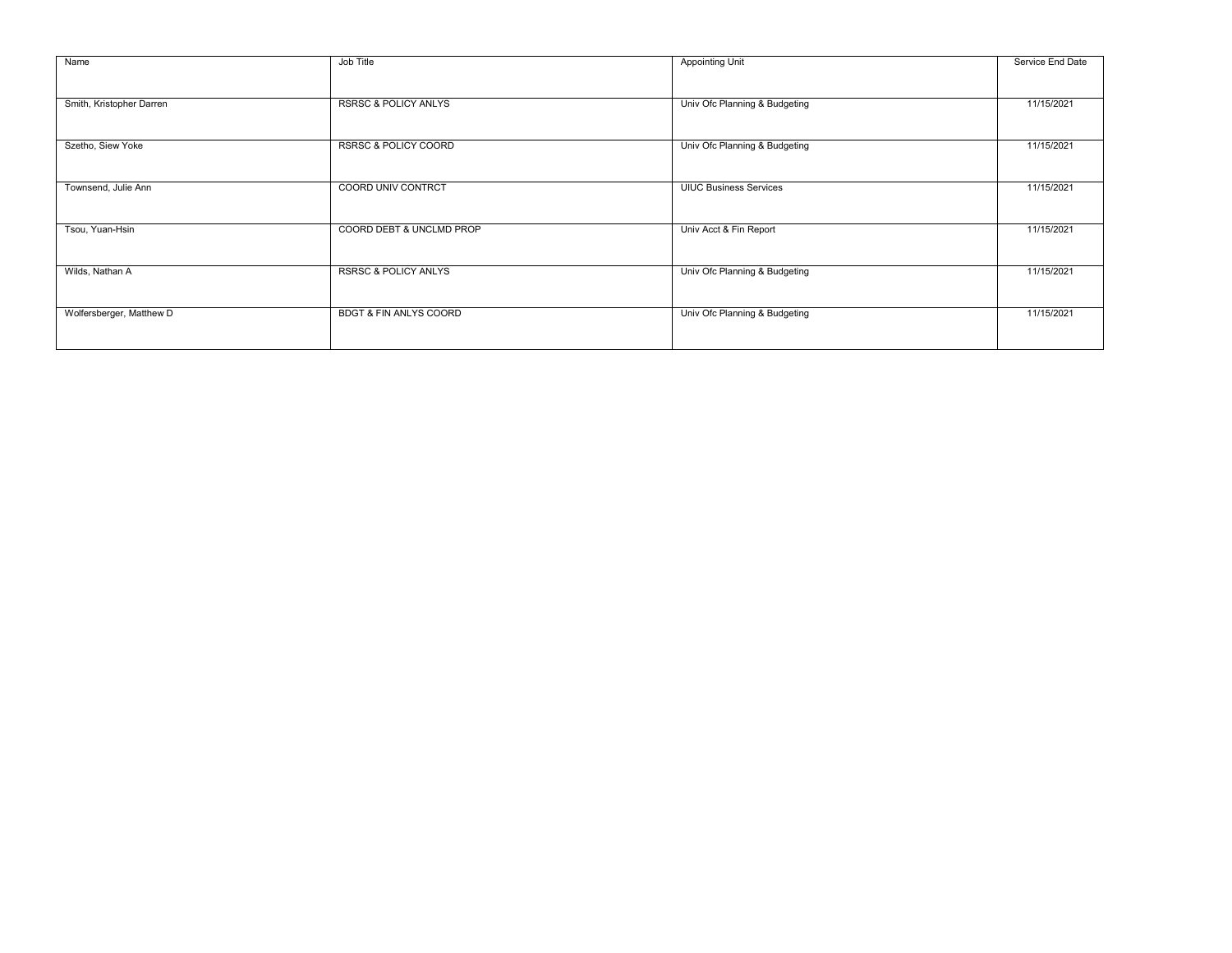| Name | Job Title | Appointing Unit | Service End Date |
|---|---|---|---|
| Smith, Kristopher Darren | RSRSC & POLICY ANLYS | Univ Ofc Planning & Budgeting | 11/15/2021 |
| Szetho, Siew Yoke | RSRSC & POLICY COORD | Univ Ofc Planning & Budgeting | 11/15/2021 |
| Townsend, Julie Ann | COORD UNIV CONTRCT | UIUC Business Services | 11/15/2021 |
| Tsou, Yuan-Hsin | COORD DEBT & UNCLMD PROP | Univ Acct & Fin Report | 11/15/2021 |
| Wilds, Nathan A | RSRSC & POLICY ANLYS | Univ Ofc Planning & Budgeting | 11/15/2021 |
| Wolfersberger, Matthew D | BDGT & FIN ANLYS COORD | Univ Ofc Planning & Budgeting | 11/15/2021 |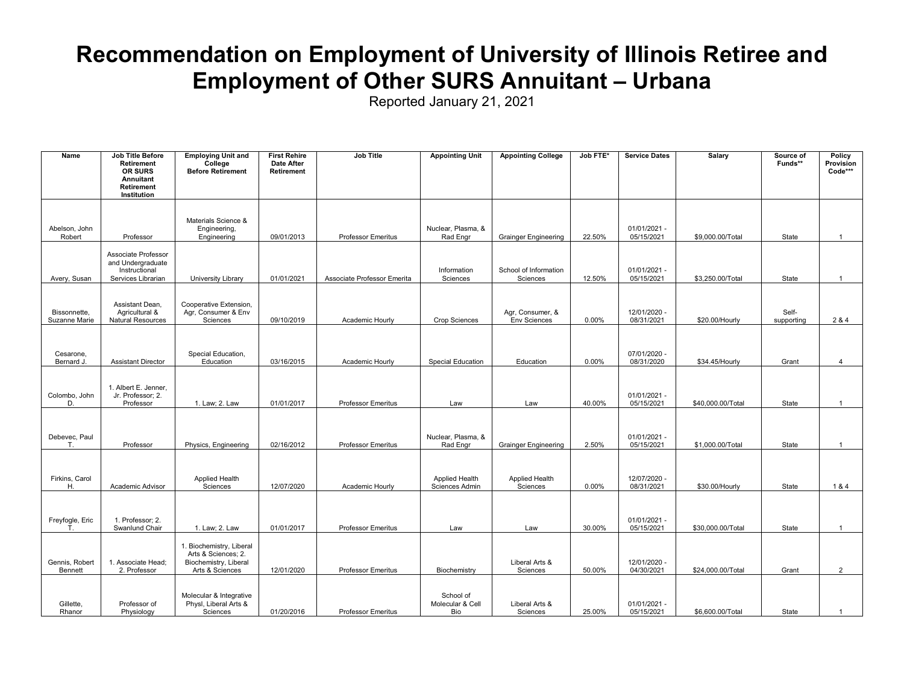# Recommendation on Employment of University of Illinois Retiree and Employment of Other SURS Annuitant – Urbana

Reported January 21, 2021

| Name | Job Title Before Retirement OR SURS Annuitant Retirement Institution | Employing Unit and College Before Retirement | First Rehire Date After Retirement | Job Title | Appointing Unit | Appointing College | Job FTE* | Service Dates | Salary | Source of Funds** | Policy Provision Code*** |
|---|---|---|---|---|---|---|---|---|---|---|---|
| Abelson, John Robert | Professor | Materials Science & Engineering, Engineering | 09/01/2013 | Professor Emeritus | Nuclear, Plasma, & Rad Engr | Grainger Engineering | 22.50% | 01/01/2021 - 05/15/2021 | $9,000.00/Total | State | 1 |
| Avery, Susan | Associate Professor and Undergraduate Instructional Services Librarian | University Library | 01/01/2021 | Associate Professor Emerita | Information Sciences | School of Information Sciences | 12.50% | 01/01/2021 - 05/15/2021 | $3,250.00/Total | State | 1 |
| Bissonnette, Suzanne Marie | Assistant Dean, Agricultural & Natural Resources | Cooperative Extension, Agr, Consumer & Env Sciences | 09/10/2019 | Academic Hourly | Crop Sciences | Agr, Consumer, & Env Sciences | 0.00% | 12/01/2020 - 08/31/2021 | $20.00/Hourly | Self-supporting | 2 & 4 |
| Cesarone, Bernard J. | Assistant Director | Special Education, Education | 03/16/2015 | Academic Hourly | Special Education | Education | 0.00% | 07/01/2020 - 08/31/2020 | $34.45/Hourly | Grant | 4 |
| Colombo, John D. | 1. Albert E. Jenner, Jr. Professor; 2. Professor | 1. Law; 2. Law | 01/01/2017 | Professor Emeritus | Law | Law | 40.00% | 01/01/2021 - 05/15/2021 | $40,000.00/Total | State | 1 |
| Debevec, Paul T. | Professor | Physics, Engineering | 02/16/2012 | Professor Emeritus | Nuclear, Plasma, & Rad Engr | Grainger Engineering | 2.50% | 01/01/2021 - 05/15/2021 | $1,000.00/Total | State | 1 |
| Firkins, Carol H. | Academic Advisor | Applied Health Sciences | 12/07/2020 | Academic Hourly | Applied Health Sciences Admin | Applied Health Sciences | 0.00% | 12/07/2020 - 08/31/2021 | $30.00/Hourly | State | 1 & 4 |
| Freyfogle, Eric T. | 1. Professor; 2. Swanlund Chair | 1. Law; 2. Law | 01/01/2017 | Professor Emeritus | Law | Law | 30.00% | 01/01/2021 - 05/15/2021 | $30,000.00/Total | State | 1 |
| Gennis, Robert Bennett | 1. Associate Head; 2. Professor | 1. Biochemistry, Liberal Arts & Sciences; 2. Biochemistry, Liberal Arts & Sciences | 12/01/2020 | Professor Emeritus | Biochemistry | Liberal Arts & Sciences | 50.00% | 12/01/2020 - 04/30/2021 | $24,000.00/Total | Grant | 2 |
| Gillette, Rhanor | Professor of Physiology | Molecular & Integrative Physl, Liberal Arts & Sciences | 01/20/2016 | Professor Emeritus | School of Molecular & Cell Bio | Liberal Arts & Sciences | 25.00% | 01/01/2021 - 05/15/2021 | $6,600.00/Total | State | 1 |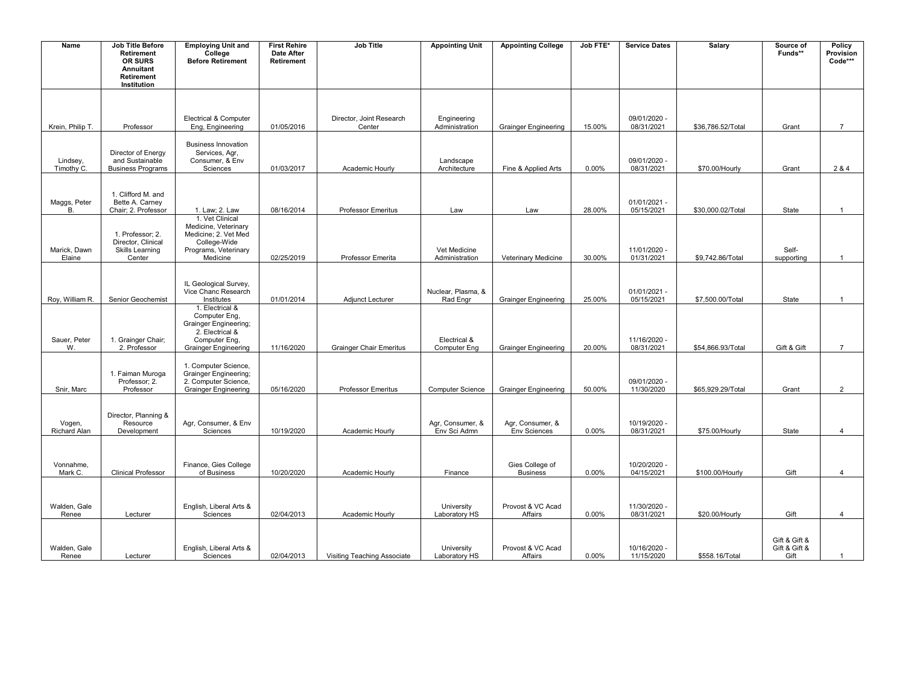| Name | Job Title Before Retirement OR SURS Annuitant Retirement Institution | Employing Unit and College Before Retirement | First Rehire Date After Retirement | Job Title | Appointing Unit | Appointing College | Job FTE* | Service Dates | Salary | Source of Funds** | Policy Provision Code*** |
|---|---|---|---|---|---|---|---|---|---|---|---|
| Krein, Philip T. | Professor | Electrical & Computer Eng, Engineering | 01/05/2016 | Director, Joint Research Center | Engineering Administration | Grainger Engineering | 15.00% | 09/01/2020 - 08/31/2021 | $36,786.52/Total | Grant | 7 |
| Lindsey, Timothy C. | Director of Energy and Sustainable Business Programs | Business Innovation Services, Agr, Consumer, & Env Sciences | 01/03/2017 | Academic Hourly | Landscape Architecture | Fine & Applied Arts | 0.00% | 09/01/2020 - 08/31/2021 | $70.00/Hourly | Grant | 2 & 4 |
| Maggs, Peter B. | 1. Clifford M. and Bette A. Carney Chair; 2. Professor | 1. Law; 2. Law | 08/16/2014 | Professor Emeritus | Law | Law | 28.00% | 01/01/2021 - 05/15/2021 | $30,000.02/Total | State | 1 |
| Marick, Dawn Elaine | 1. Professor; 2. Director, Clinical Skills Learning Center | 1. Vet Clinical Medicine, Veterinary Medicine; 2. Vet Med College-Wide Programs, Veterinary Medicine | 02/25/2019 | Professor Emerita | Vet Medicine Administration | Veterinary Medicine | 30.00% | 11/01/2020 - 01/31/2021 | $9,742.86/Total | Self-supporting | 1 |
| Roy, William R. | Senior Geochemist | IL Geological Survey, Vice Chanc Research Institutes | 01/01/2014 | Adjunct Lecturer | Nuclear, Plasma, & Rad Engr | Grainger Engineering | 25.00% | 01/01/2021 - 05/15/2021 | $7,500.00/Total | State | 1 |
| Sauer, Peter W. | 1. Grainger Chair; 2. Professor | 1. Electrical & Computer Eng, Grainger Engineering; 2. Electrical & Computer Eng, Grainger Engineering | 11/16/2020 | Grainger Chair Emeritus | Electrical & Computer Eng | Grainger Engineering | 20.00% | 11/16/2020 - 08/31/2021 | $54,866.93/Total | Gift & Gift | 7 |
| Snir, Marc | 1. Faiman Muroga Professor; 2. Professor | 1. Computer Science, Grainger Engineering; 2. Computer Science, Grainger Engineering | 05/16/2020 | Professor Emeritus | Computer Science | Grainger Engineering | 50.00% | 09/01/2020 - 11/30/2020 | $65,929.29/Total | Grant | 2 |
| Vogen, Richard Alan | Director, Planning & Resource Development | Agr, Consumer, & Env Sciences | 10/19/2020 | Academic Hourly | Agr, Consumer, & Env Sci Admn | Agr, Consumer, & Env Sciences | 0.00% | 10/19/2020 - 08/31/2021 | $75.00/Hourly | State | 4 |
| Vonnahme, Mark C. | Clinical Professor | Finance, Gies College of Business | 10/20/2020 | Academic Hourly | Finance | Gies College of Business | 0.00% | 10/20/2020 - 04/15/2021 | $100.00/Hourly | Gift | 4 |
| Walden, Gale Renee | Lecturer | English, Liberal Arts & Sciences | 02/04/2013 | Academic Hourly | University Laboratory HS | Provost & VC Acad Affairs | 0.00% | 11/30/2020 - 08/31/2021 | $20.00/Hourly | Gift | 4 |
| Walden, Gale Renee | Lecturer | English, Liberal Arts & Sciences | 02/04/2013 | Visiting Teaching Associate | University Laboratory HS | Provost & VC Acad Affairs | 0.00% | 10/16/2020 - 11/15/2020 | $558.16/Total | Gift & Gift & Gift & Gift & Gift | 1 |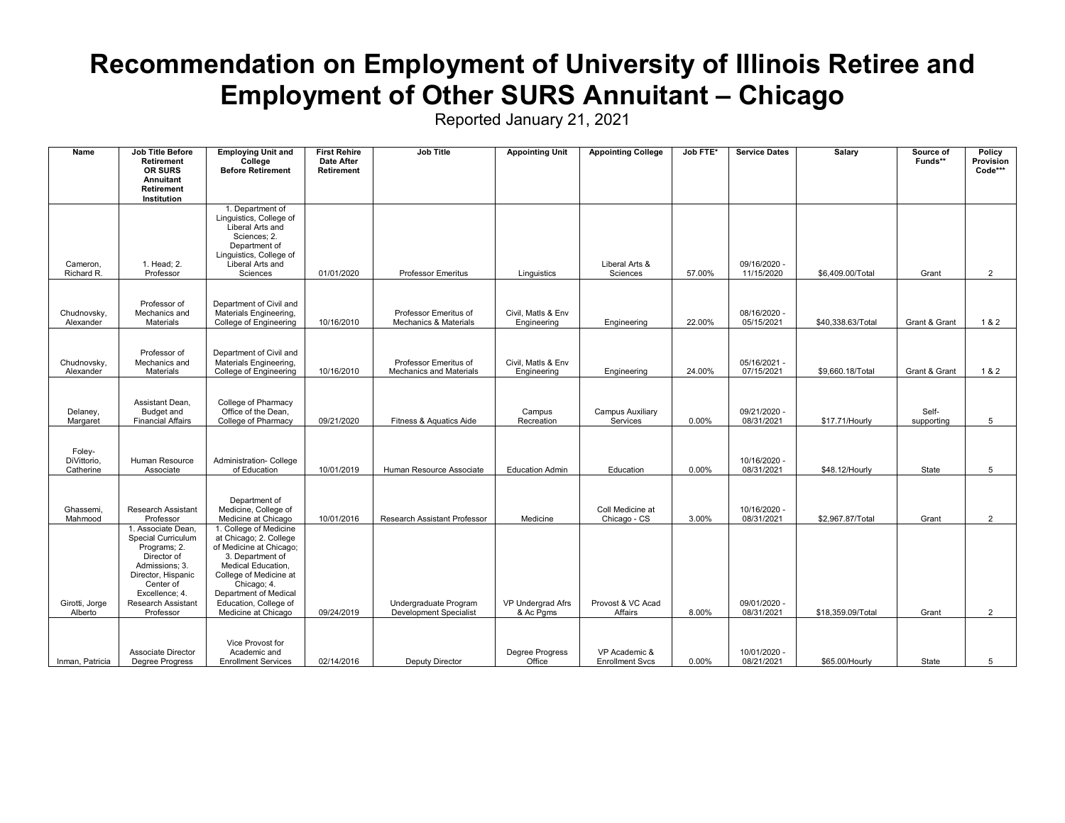# Recommendation on Employment of University of Illinois Retiree and Employment of Other SURS Annuitant – Chicago

Reported January 21, 2021

| Name | Job Title Before Retirement OR SURS Annuitant Retirement Institution | Employing Unit and College Before Retirement | First Rehire Date After Retirement | Job Title | Appointing Unit | Appointing College | Job FTE* | Service Dates | Salary | Source of Funds** | Policy Provision Code*** |
|---|---|---|---|---|---|---|---|---|---|---|---|
| Cameron, Richard R. | 1. Head; 2. Professor | 1. Department of Linguistics, College of Liberal Arts and Sciences; 2. Department of Linguistics, College of Liberal Arts and Sciences | 01/01/2020 | Professor Emeritus | Linguistics | Liberal Arts & Sciences | 57.00% | 09/16/2020 - 11/15/2020 | $6,409.00/Total | Grant | 2 |
| Chudnovsky, Alexander | Professor of Mechanics and Materials | Department of Civil and Materials Engineering, College of Engineering | 10/16/2010 | Professor Emeritus of Mechanics & Materials | Civil, Matls & Env Engineering | Engineering | 22.00% | 08/16/2020 - 05/15/2021 | $40,338.63/Total | Grant & Grant | 1 & 2 |
| Chudnovsky, Alexander | Professor of Mechanics and Materials | Department of Civil and Materials Engineering, College of Engineering | 10/16/2010 | Professor Emeritus of Mechanics and Materials | Civil, Matls & Env Engineering | Engineering | 24.00% | 05/16/2021 - 07/15/2021 | $9,660.18/Total | Grant & Grant | 1 & 2 |
| Delaney, Margaret | Assistant Dean, Budget and Financial Affairs | College of Pharmacy Office of the Dean, College of Pharmacy | 09/21/2020 | Fitness & Aquatics Aide | Campus Recreation | Campus Auxiliary Services | 0.00% | 09/21/2020 - 08/31/2021 | $17.71/Hourly | Self-supporting | 5 |
| Foley-DiVittorio, Catherine | Human Resource Associate | Administration- College of Education | 10/01/2019 | Human Resource Associate | Education Admin | Education | 0.00% | 10/16/2020 - 08/31/2021 | $48.12/Hourly | State | 5 |
| Ghassemi, Mahmood | Research Assistant Professor | Department of Medicine, College of Medicine at Chicago | 10/01/2016 | Research Assistant Professor | Medicine | Coll Medicine at Chicago - CS | 3.00% | 10/16/2020 - 08/31/2021 | $2,967.87/Total | Grant | 2 |
| Girotti, Jorge Alberto | 1. Associate Dean, Special Curriculum Programs; 2. Director of Admissions; 3. Director, Hispanic Center of Excellence; 4. Research Assistant Professor | 1. College of Medicine at Chicago; 2. College of Medicine at Chicago; 3. Department of Medical Education, College of Medicine at Chicago; 4. Department of Medical Education, College of Medicine at Chicago | 09/24/2019 | Undergraduate Program Development Specialist | VP Undergrad Afrs & Ac Pgms | Provost & VC Acad Affairs | 8.00% | 09/01/2020 - 08/31/2021 | $18,359.09/Total | Grant | 2 |
| Inman, Patricia | Associate Director Degree Progress | Vice Provost for Academic and Enrollment Services | 02/14/2016 | Deputy Director | Degree Progress Office | VP Academic & Enrollment Svcs | 0.00% | 10/01/2020 - 08/21/2021 | $65.00/Hourly | State | 5 |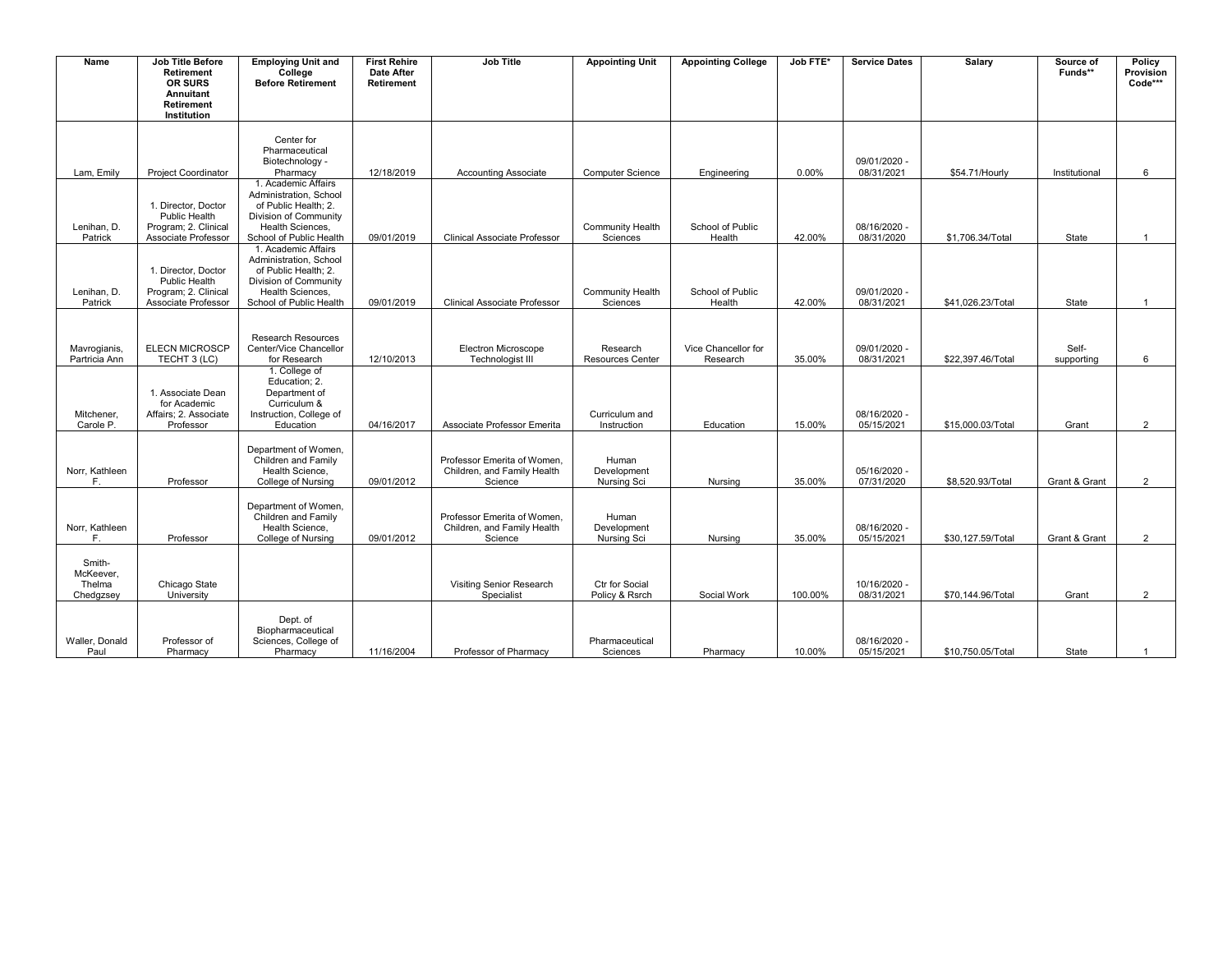| Name | Job Title Before Retirement OR SURS Annuitant Retirement Institution | Employing Unit and College Before Retirement | First Rehire Date After Retirement | Job Title | Appointing Unit | Appointing College | Job FTE* | Service Dates | Salary | Source of Funds** | Policy Provision Code*** |
|---|---|---|---|---|---|---|---|---|---|---|---|
| Lam, Emily | Project Coordinator | Center for Pharmaceutical Biotechnology - Pharmacy | 12/18/2019 | Accounting Associate | Computer Science | Engineering | 0.00% | 09/01/2020 - 08/31/2021 | $54.71/Hourly | Institutional | 6 |
| Lenihan, D. Patrick | 1. Director, Doctor Public Health Program; 2. Clinical Associate Professor | 1. Academic Affairs Administration, School of Public Health; 2. Division of Community Health Sciences, School of Public Health | 09/01/2019 | Clinical Associate Professor | Community Health Sciences | School of Public Health | 42.00% | 08/16/2020 - 08/31/2020 | $1,706.34/Total | State | 1 |
| Lenihan, D. Patrick | 1. Director, Doctor Public Health Program; 2. Clinical Associate Professor | 1. Academic Affairs Administration, School of Public Health; 2. Division of Community Health Sciences, School of Public Health | 09/01/2019 | Clinical Associate Professor | Community Health Sciences | School of Public Health | 42.00% | 09/01/2020 - 08/31/2021 | $41,026.23/Total | State | 1 |
| Mavrogianis, Partricia Ann | ELECN MICROSCP TECHT 3 (LC) | Research Resources Center/Vice Chancellor for Research | 12/10/2013 | Electron Microscope Technologist III | Research Resources Center | Vice Chancellor for Research | 35.00% | 09/01/2020 - 08/31/2021 | $22,397.46/Total | Self-supporting | 6 |
| Mitchener, Carole P. | 1. Associate Dean for Academic Affairs; 2. Associate Professor | 1. College of Education; 2. Department of Curriculum & Instruction, College of Education | 04/16/2017 | Associate Professor Emerita | Curriculum and Instruction | Education | 15.00% | 08/16/2020 - 05/15/2021 | $15,000.03/Total | Grant | 2 |
| Norr, Kathleen F. | Professor | Department of Women, Children and Family Health Science, College of Nursing | 09/01/2012 | Professor Emerita of Women, Children, and Family Health Science | Human Development Nursing Sci | Nursing | 35.00% | 05/16/2020 - 07/31/2020 | $8,520.93/Total | Grant & Grant | 2 |
| Norr, Kathleen F. | Professor | Department of Women, Children and Family Health Science, College of Nursing | 09/01/2012 | Professor Emerita of Women, Children, and Family Health Science | Human Development Nursing Sci | Nursing | 35.00% | 08/16/2020 - 05/15/2021 | $30,127.59/Total | Grant & Grant | 2 |
| Smith-McKeever, Thelma Chedgzsey | Chicago State University | | | Visiting Senior Research Specialist | Ctr for Social Policy & Rsrch | Social Work | 100.00% | 10/16/2020 - 08/31/2021 | $70,144.96/Total | Grant | 2 |
| Waller, Donald Paul | Professor of Pharmacy | Dept. of Biopharmaceutical Sciences, College of Pharmacy | 11/16/2004 | Professor of Pharmacy | Pharmaceutical Sciences | Pharmacy | 10.00% | 08/16/2020 - 05/15/2021 | $10,750.05/Total | State | 1 |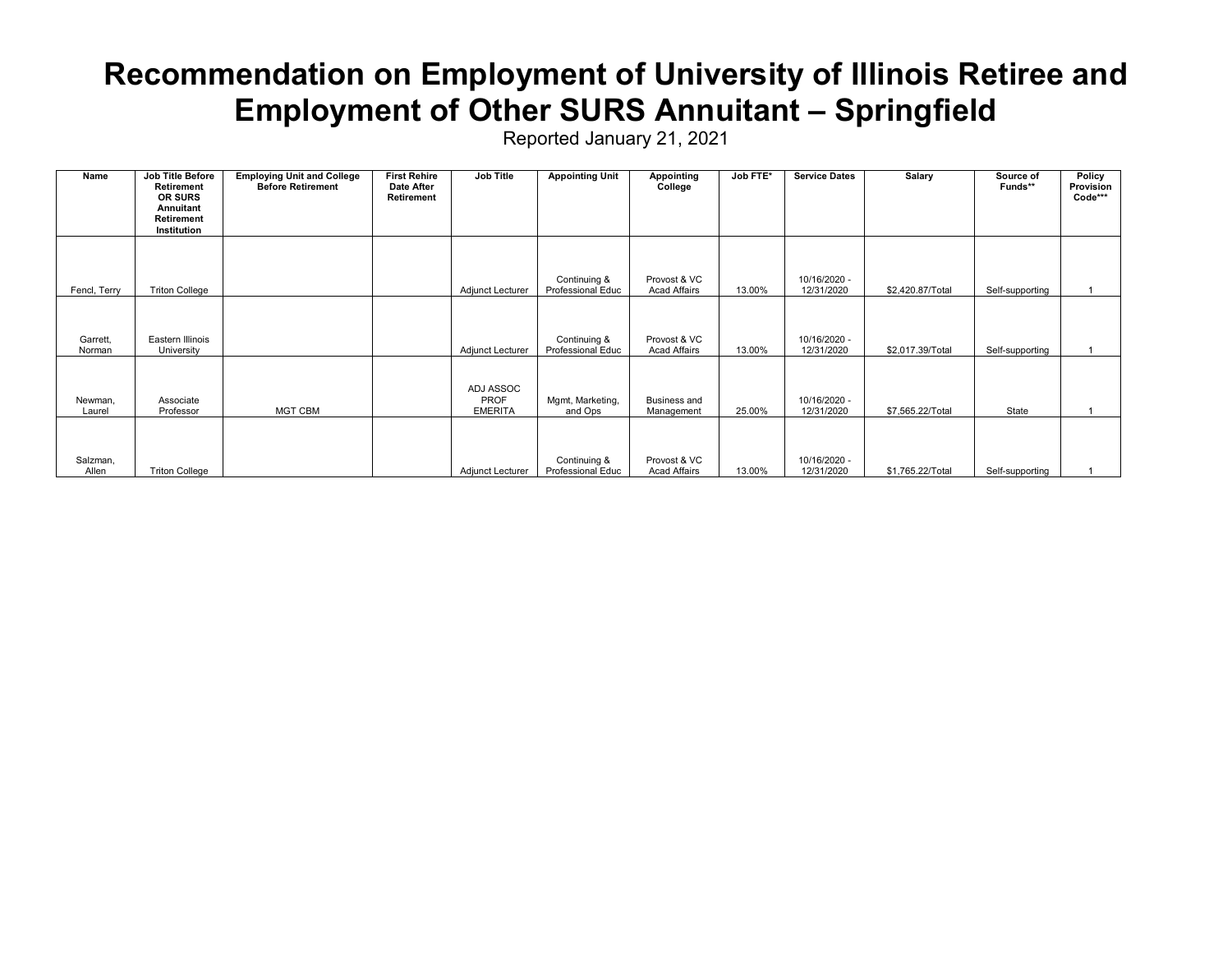# Recommendation on Employment of University of Illinois Retiree and Employment of Other SURS Annuitant – Springfield

Reported January 21, 2021

| Name | Job Title Before Retirement OR SURS Annuitant Retirement Institution | Employing Unit and College Before Retirement | First Rehire Date After Retirement | Job Title | Appointing Unit | Appointing College | Job FTE* | Service Dates | Salary | Source of Funds** | Policy Provision Code*** |
|---|---|---|---|---|---|---|---|---|---|---|---|
| Fencl, Terry | Triton College | | | Adjunct Lecturer | Continuing & Professional Educ | Provost & VC Acad Affairs | 13.00% | 10/16/2020 - 12/31/2020 | $2,420.87/Total | Self-supporting | 1 |
| Garrett, Norman | Eastern Illinois University | | | Adjunct Lecturer | Continuing & Professional Educ | Provost & VC Acad Affairs | 13.00% | 10/16/2020 - 12/31/2020 | $2,017.39/Total | Self-supporting | 1 |
| Newman, Laurel | Associate Professor | MGT CBM | | ADJ ASSOC PROF EMERITA | Mgmt, Marketing, and Ops | Business and Management | 25.00% | 10/16/2020 - 12/31/2020 | $7,565.22/Total | State | 1 |
| Salzman, Allen | Triton College | | | Adjunct Lecturer | Continuing & Professional Educ | Provost & VC Acad Affairs | 13.00% | 10/16/2020 - 12/31/2020 | $1,765.22/Total | Self-supporting | 1 |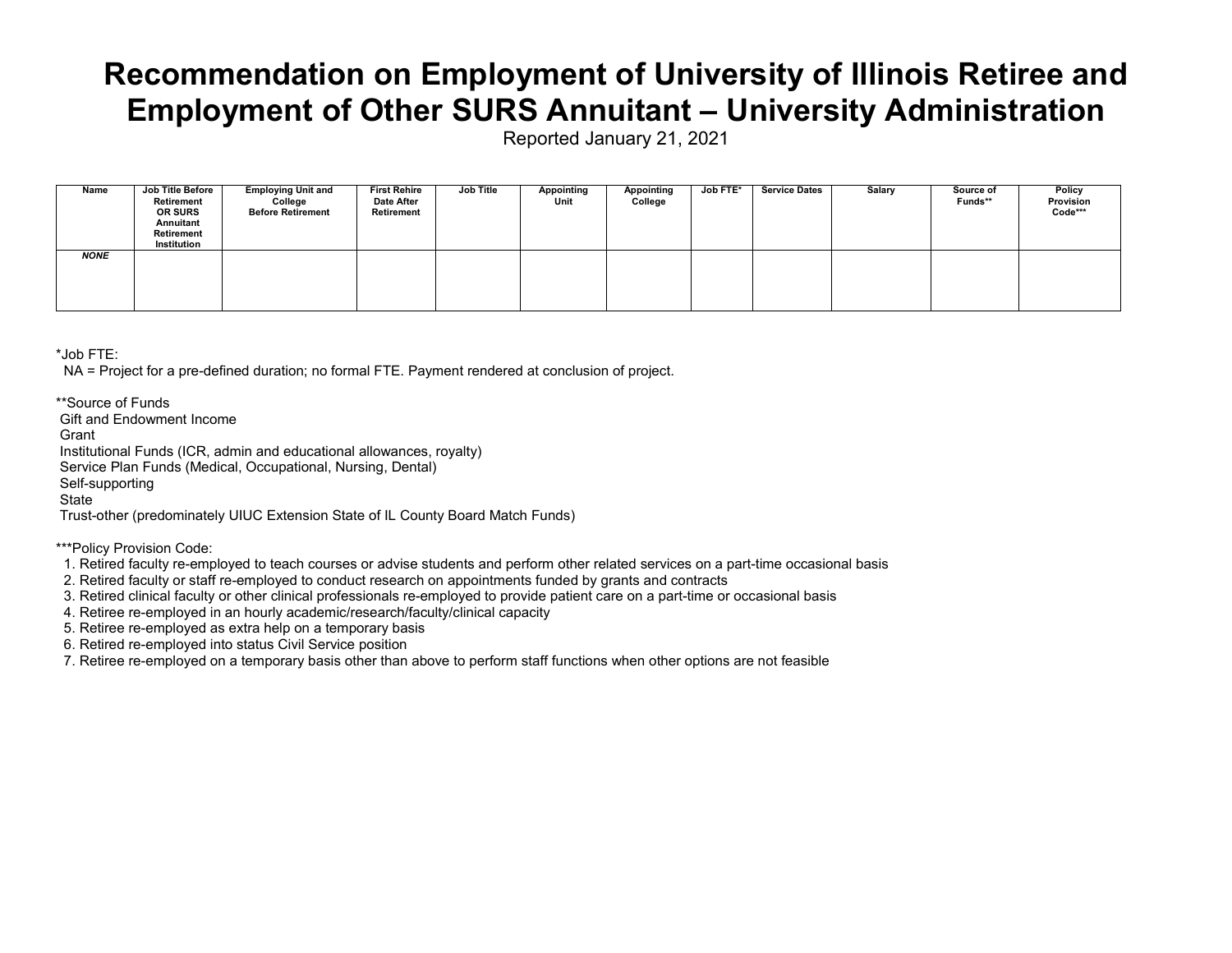# Recommendation on Employment of University of Illinois Retiree and Employment of Other SURS Annuitant – University Administration

Reported January 21, 2021

| Name | Job Title Before Retirement OR SURS Annuitant Retirement Institution | Employing Unit and College Before Retirement | First Rehire Date After Retirement | Job Title | Appointing Unit | Appointing College | Job FTE* | Service Dates | Salary | Source of Funds** | Policy Provision Code*** |
|---|---|---|---|---|---|---|---|---|---|---|---|
| ***NONE*** | | | | | | | | | | | |

*Job FTE:
NA = Project for a pre-defined duration; no formal FTE. Payment rendered at conclusion of project.

**Source of Funds
Gift and Endowment Income
Grant
Institutional Funds (ICR, admin and educational allowances, royalty)
Service Plan Funds (Medical, Occupational, Nursing, Dental)
Self-supporting
State
Trust-other (predominately UIUC Extension State of IL County Board Match Funds)

***Policy Provision Code:
1. Retired faculty re-employed to teach courses or advise students and perform other related services on a part-time occasional basis
2. Retired faculty or staff re-employed to conduct research on appointments funded by grants and contracts
3. Retired clinical faculty or other clinical professionals re-employed to provide patient care on a part-time or occasional basis
4. Retiree re-employed in an hourly academic/research/faculty/clinical capacity
5. Retiree re-employed as extra help on a temporary basis
6. Retired re-employed into status Civil Service position
7. Retiree re-employed on a temporary basis other than above to perform staff functions when other options are not feasible